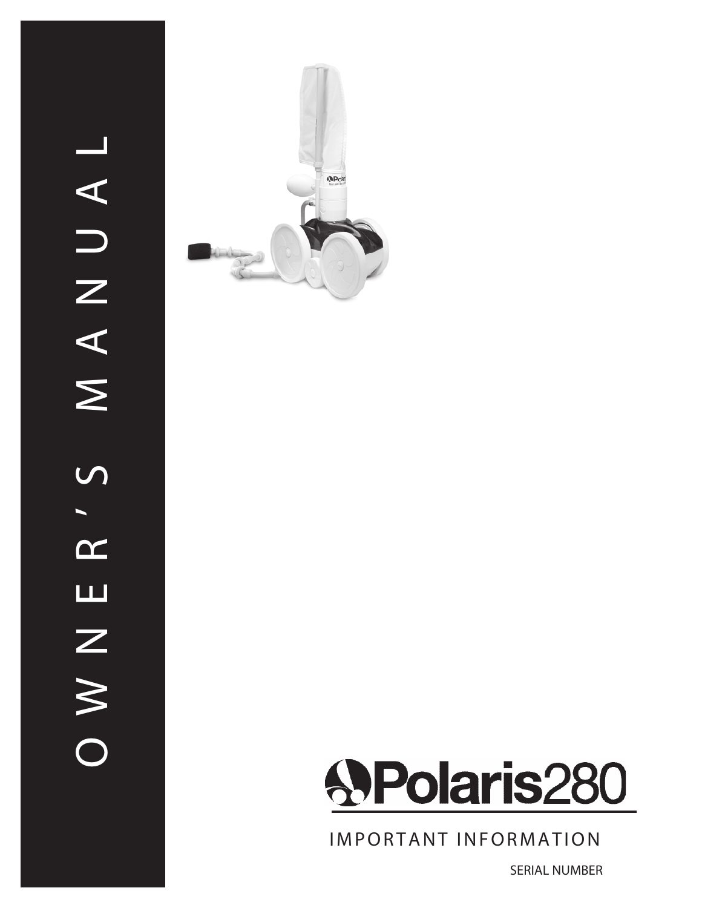# OWNER'S MANUAL

# Polaris280

IMPORTANT INFORMATION

SERIAL NUMBER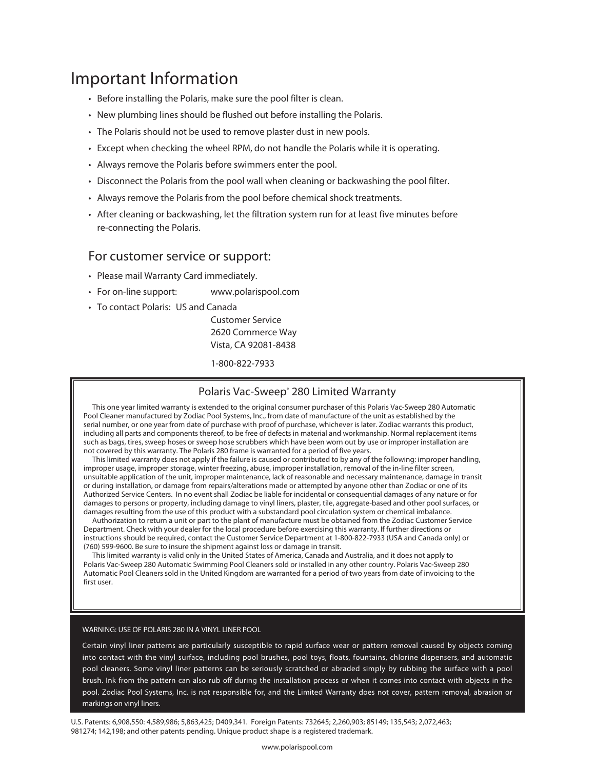# Important Information

- Before installing the Polaris, make sure the pool filter is clean.
- New plumbing lines should be flushed out before installing the Polaris.
- The Polaris should not be used to remove plaster dust in new pools.
- Except when checking the wheel RPM, do not handle the Polaris while it is operating.
- Always remove the Polaris before swimmers enter the pool.
- Disconnect the Polaris from the pool wall when cleaning or backwashing the pool filter.
- Always remove the Polaris from the pool before chemical shock treatments.
- After cleaning or backwashing, let the filtration system run for at least five minutes before re-connecting the Polaris.

## For customer service or support:

- Please mail Warranty Card immediately.
- For on-line support: www.polarispool.com
- To contact Polaris: US and Canada
  Customer Service
  2620 Commerce Way
  Vista, CA 92081-8438

  1-800-822-7933

## Polaris Vac-Sweep® 280 Limited Warranty

This one year limited warranty is extended to the original consumer purchaser of this Polaris Vac-Sweep 280 Automatic Pool Cleaner manufactured by Zodiac Pool Systems, Inc., from date of manufacture of the unit as established by the serial number, or one year from date of purchase with proof of purchase, whichever is later. Zodiac warrants this product, including all parts and components thereof, to be free of defects in material and workmanship. Normal replacement items such as bags, tires, sweep hoses or sweep hose scrubbers which have been worn out by use or improper installation are not covered by this warranty. The Polaris 280 frame is warranted for a period of five years.

This limited warranty does not apply if the failure is caused or contributed to by any of the following: improper handling, improper usage, improper storage, winter freezing, abuse, improper installation, removal of the in-line filter screen, unsuitable application of the unit, improper maintenance, lack of reasonable and necessary maintenance, damage in transit or during installation, or damage from repairs/alterations made or attempted by anyone other than Zodiac or one of its Authorized Service Centers. In no event shall Zodiac be liable for incidental or consequential damages of any nature or for damages to persons or property, including damage to vinyl liners, plaster, tile, aggregate-based and other pool surfaces, or damages resulting from the use of this product with a substandard pool circulation system or chemical imbalance.

Authorization to return a unit or part to the plant of manufacture must be obtained from the Zodiac Customer Service Department. Check with your dealer for the local procedure before exercising this warranty. If further directions or instructions should be required, contact the Customer Service Department at 1-800-822-7933 (USA and Canada only) or (760) 599-9600. Be sure to insure the shipment against loss or damage in transit.

This limited warranty is valid only in the United States of America, Canada and Australia, and it does not apply to Polaris Vac-Sweep 280 Automatic Swimming Pool Cleaners sold or installed in any other country. Polaris Vac-Sweep 280 Automatic Pool Cleaners sold in the United Kingdom are warranted for a period of two years from date of invoicing to the first user.

WARNING: USE OF POLARIS 280 IN A VINYL LINER POOL

Certain vinyl liner patterns are particularly susceptible to rapid surface wear or pattern removal caused by objects coming into contact with the vinyl surface, including pool brushes, pool toys, floats, fountains, chlorine dispensers, and automatic pool cleaners. Some vinyl liner patterns can be seriously scratched or abraded simply by rubbing the surface with a pool brush. Ink from the pattern can also rub off during the installation process or when it comes into contact with objects in the pool. Zodiac Pool Systems, Inc. is not responsible for, and the Limited Warranty does not cover, pattern removal, abrasion or markings on vinyl liners.

U.S. Patents: 6,908,550: 4,589,986; 5,863,425; D409,341. Foreign Patents: 732645; 2,260,903; 85149; 135,543; 2,072,463; 981274; 142,198; and other patents pending. Unique product shape is a registered trademark.

www.polarispool.com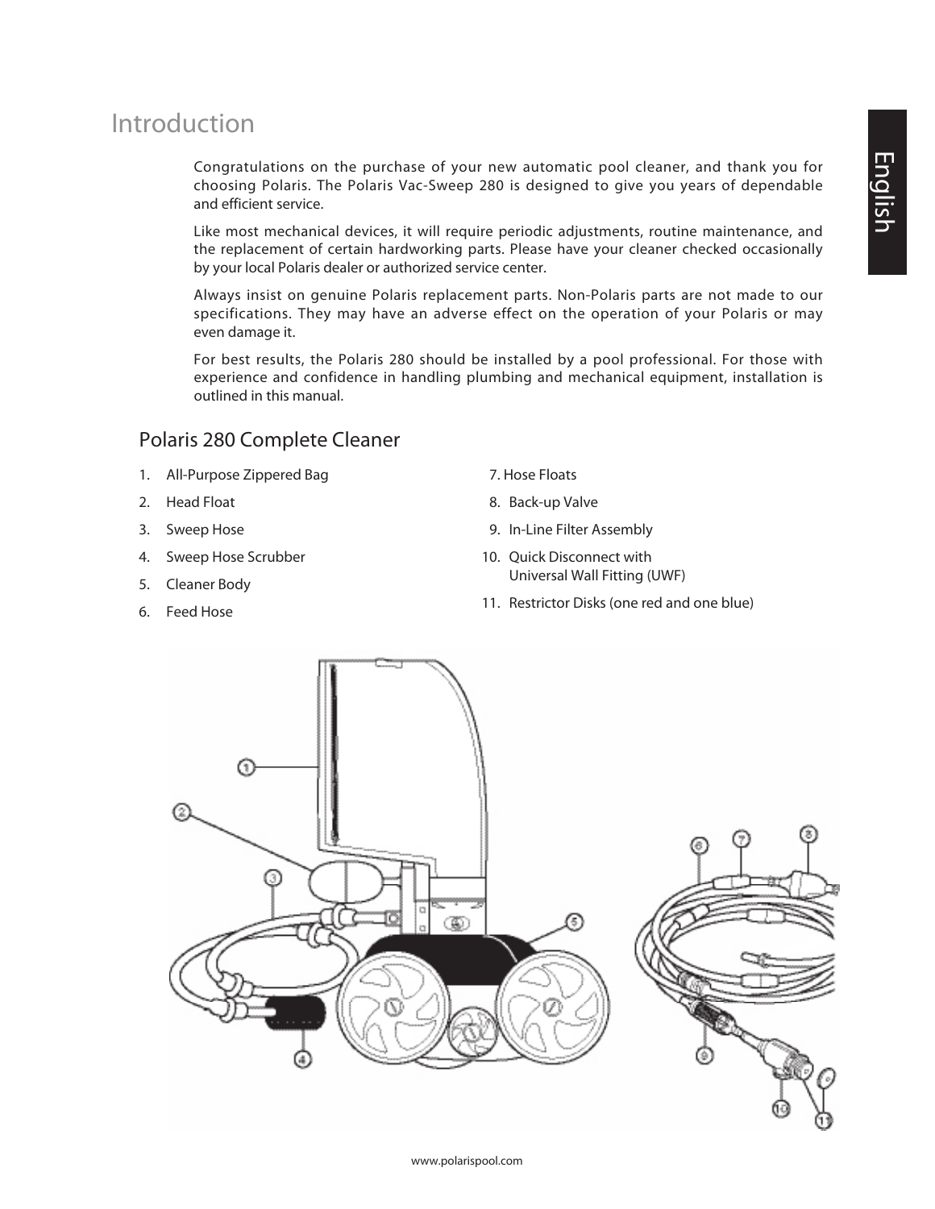# Introduction

Congratulations on the purchase of your new automatic pool cleaner, and thank you for choosing Polaris. The Polaris Vac-Sweep 280 is designed to give you years of dependable and efficient service.

Like most mechanical devices, it will require periodic adjustments, routine maintenance, and the replacement of certain hardworking parts. Please have your cleaner checked occasionally by your local Polaris dealer or authorized service center.

Always insist on genuine Polaris replacement parts. Non-Polaris parts are not made to our specifications. They may have an adverse effect on the operation of your Polaris or may even damage it.

For best results, the Polaris 280 should be installed by a pool professional. For those with experience and confidence in handling plumbing and mechanical equipment, installation is outlined in this manual.

## Polaris 280 Complete Cleaner

1. All-Purpose Zippered Bag
2. Head Float
3. Sweep Hose
4. Sweep Hose Scrubber
5. Cleaner Body
6. Feed Hose
7. Hose Floats
8. Back-up Valve
9. In-Line Filter Assembly
10. Quick Disconnect with Universal Wall Fitting (UWF)
11. Restrictor Disks (one red and one blue)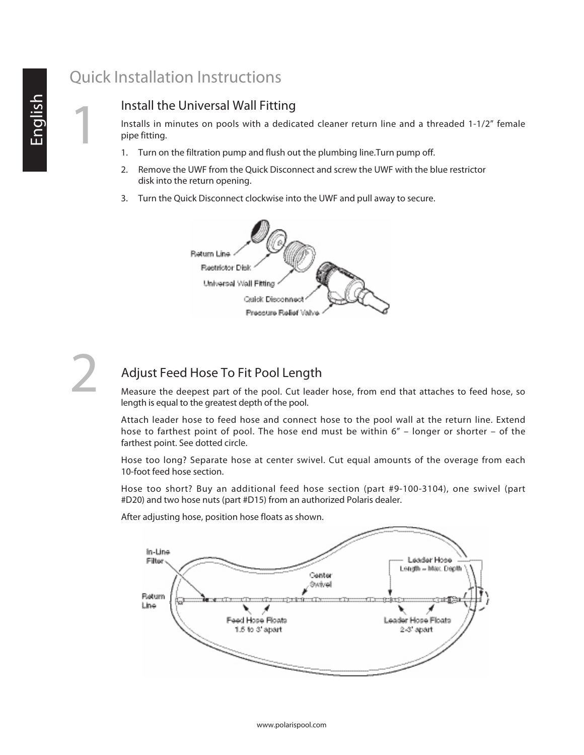# Quick Installation Instructions

## 1 Install the Universal Wall Fitting

Installs in minutes on pools with a dedicated cleaner return line and a threaded 1-1/2" female pipe fitting.

1. Turn on the filtration pump and flush out the plumbing line.Turn pump off.
2. Remove the UWF from the Quick Disconnect and screw the UWF with the blue restrictor disk into the return opening.
3. Turn the Quick Disconnect clockwise into the UWF and pull away to secure.

Return Line
Restrictor Disk
Universal Wall Fitting
Quick Disconnect
Pressure Relief Valve

## 2 Adjust Feed Hose To Fit Pool Length

Measure the deepest part of the pool. Cut leader hose, from end that attaches to feed hose, so length is equal to the greatest depth of the pool.

Attach leader hose to feed hose and connect hose to the pool wall at the return line. Extend hose to farthest point of pool. The hose end must be within 6" – longer or shorter – of the farthest point. See dotted circle.

Hose too long? Separate hose at center swivel. Cut equal amounts of the overage from each 10-foot feed hose section.

Hose too short? Buy an additional feed hose section (part #9-100-3104), one swivel (part #D20) and two hose nuts (part #D15) from an authorized Polaris dealer.

After adjusting hose, position hose floats as shown.

In-Line Filter
Return Line
Center Swivel
Feed Hose Floats 1.5 to 3' apart
Leader Hose Length = Max. Depth
Leader Hose Floats 2-3' apart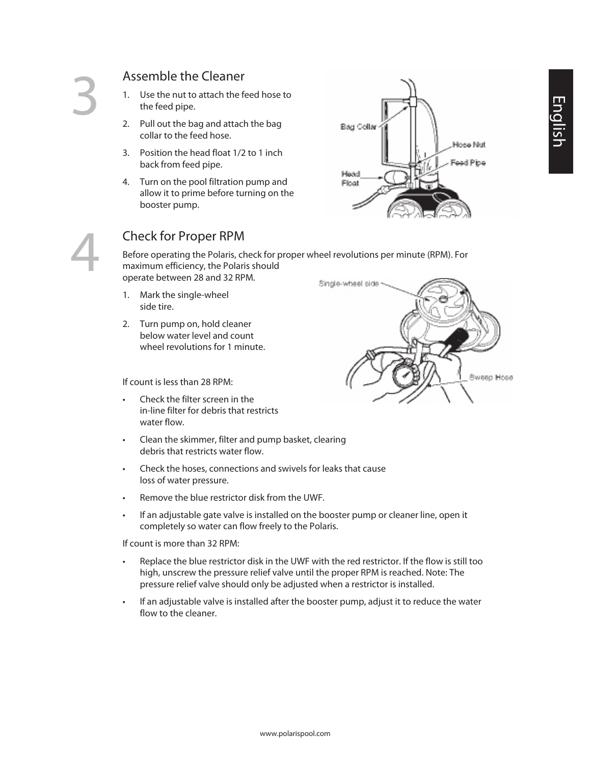## 3 Assemble the Cleaner

1. Use the nut to attach the feed hose to the feed pipe.
2. Pull out the bag and attach the bag collar to the feed hose.
3. Position the head float 1/2 to 1 inch back from feed pipe.
4. Turn on the pool filtration pump and allow it to prime before turning on the booster pump.

## 4 Check for Proper RPM

Before operating the Polaris, check for proper wheel revolutions per minute (RPM). For maximum efficiency, the Polaris should operate between 28 and 32 RPM.

1. Mark the single-wheel side tire.
2. Turn pump on, hold cleaner below water level and count wheel revolutions for 1 minute.

If count is less than 28 RPM:

- Check the filter screen in the in-line filter for debris that restricts water flow.
- Clean the skimmer, filter and pump basket, clearing debris that restricts water flow.
- Check the hoses, connections and swivels for leaks that cause loss of water pressure.
- Remove the blue restrictor disk from the UWF.
- If an adjustable gate valve is installed on the booster pump or cleaner line, open it completely so water can flow freely to the Polaris.

If count is more than 32 RPM:

- Replace the blue restrictor disk in the UWF with the red restrictor. If the flow is still too high, unscrew the pressure relief valve until the proper RPM is reached. Note: The pressure relief valve should only be adjusted when a restrictor is installed.
- If an adjustable valve is installed after the booster pump, adjust it to reduce the water flow to the cleaner.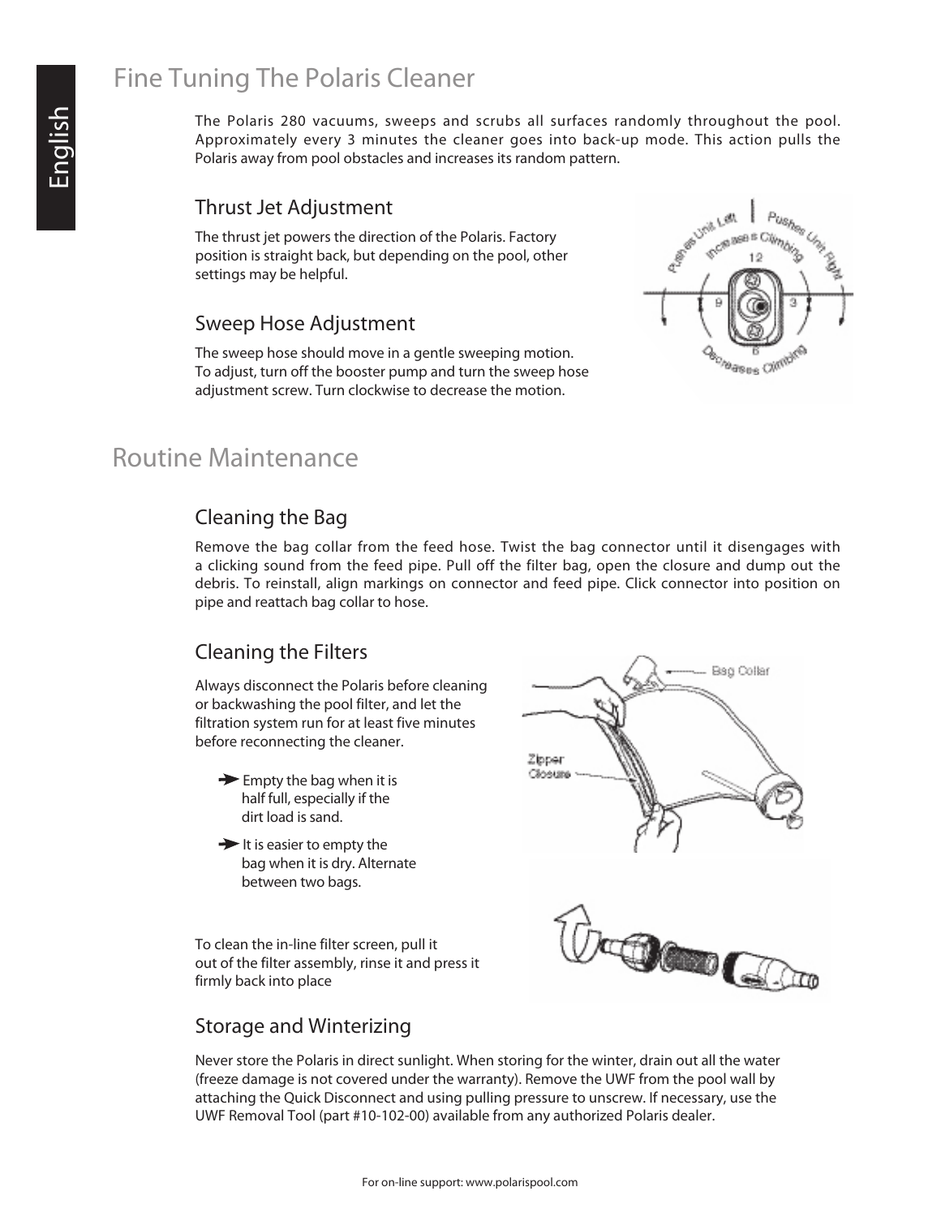# Fine Tuning The Polaris Cleaner

The Polaris 280 vacuums, sweeps and scrubs all surfaces randomly throughout the pool. Approximately every 3 minutes the cleaner goes into back-up mode. This action pulls the Polaris away from pool obstacles and increases its random pattern.

## Thrust Jet Adjustment

The thrust jet powers the direction of the Polaris. Factory position is straight back, but depending on the pool, other settings may be helpful.

## Sweep Hose Adjustment

The sweep hose should move in a gentle sweeping motion. To adjust, turn off the booster pump and turn the sweep hose adjustment screw. Turn clockwise to decrease the motion.

# Routine Maintenance

## Cleaning the Bag

Remove the bag collar from the feed hose. Twist the bag connector until it disengages with a clicking sound from the feed pipe. Pull off the filter bag, open the closure and dump out the debris. To reinstall, align markings on connector and feed pipe. Click connector into position on pipe and reattach bag collar to hose.

## Cleaning the Filters

Always disconnect the Polaris before cleaning or backwashing the pool filter, and let the filtration system run for at least five minutes before reconnecting the cleaner.

- Empty the bag when it is half full, especially if the dirt load is sand.
- It is easier to empty the bag when it is dry. Alternate between two bags.

To clean the in-line filter screen, pull it out of the filter assembly, rinse it and press it firmly back into place

## Storage and Winterizing

Never store the Polaris in direct sunlight. When storing for the winter, drain out all the water (freeze damage is not covered under the warranty). Remove the UWF from the pool wall by attaching the Quick Disconnect and using pulling pressure to unscrew. If necessary, use the UWF Removal Tool (part #10-102-00) available from any authorized Polaris dealer.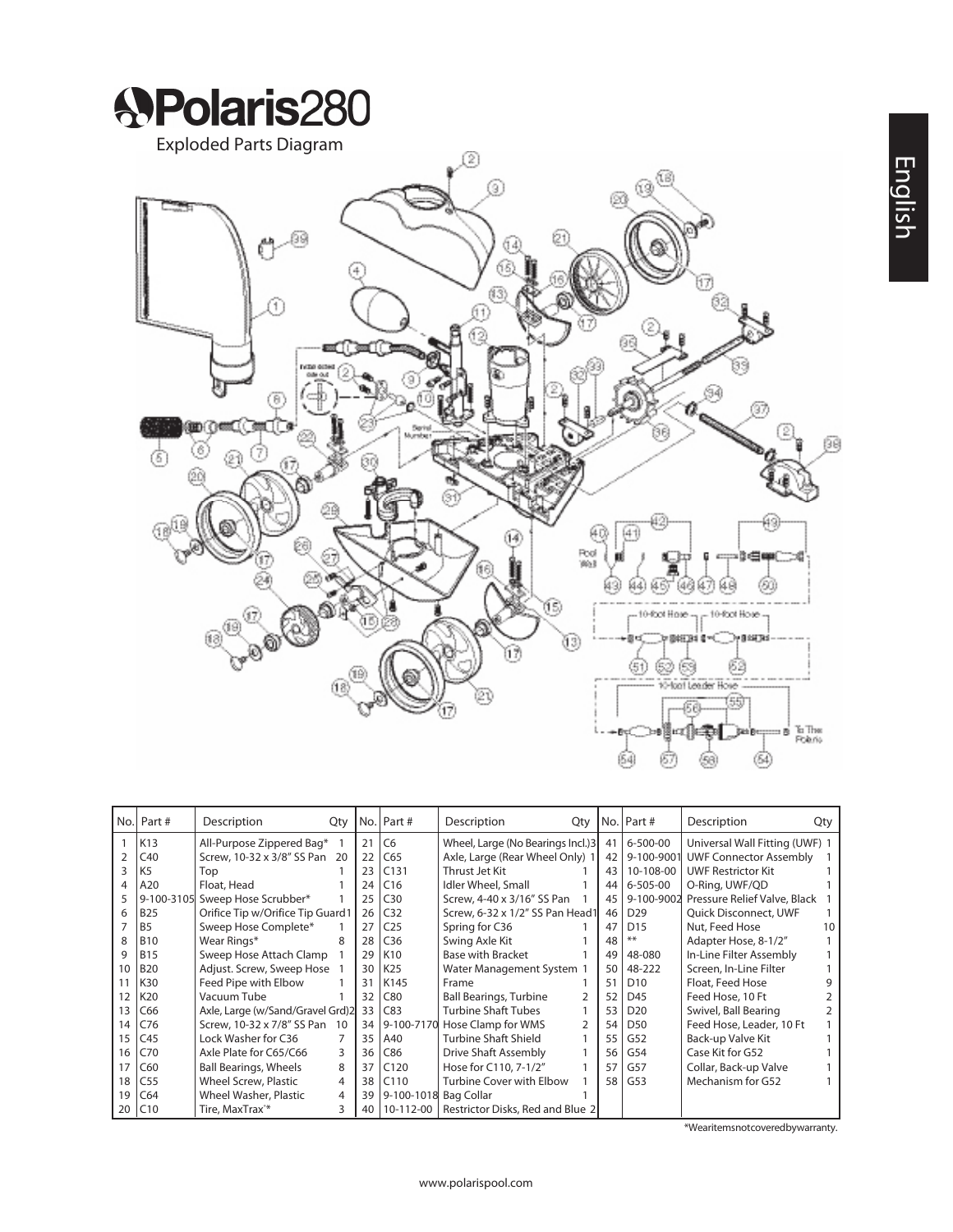# Polaris280

## Exploded Parts Diagram

| No. | Part # | Description | Qty | No. | Part # | Description | Qty | No. | Part # | Description | Qty |
|---|---|---|---|---|---|---|---|---|---|---|---|
| 1 | K13 | All-Purpose Zippered Bag* | 1 | 21 | C6 | Wheel, Large (No Bearings Incl.) | 3 | 41 | 6-500-00 | Universal Wall Fitting (UWF) | 1 |
| 2 | C40 | Screw, 10-32 x 3/8" SS Pan | 20 | 22 | C65 | Axle, Large (Rear Wheel Only) | 1 | 42 | 9-100-9001 | UWF Connector Assembly | 1 |
| 3 | K5 | Top | 1 | 23 | C131 | Thrust Jet Kit | 1 | 43 | 10-108-00 | UWF Restrictor Kit | 1 |
| 4 | A20 | Float, Head | 1 | 24 | C16 | Idler Wheel, Small | 1 | 44 | 6-505-00 | O-Ring, UWF/QD | 1 |
| 5 | 9-100-3105 | Sweep Hose Scrubber* | 1 | 25 | C30 | Screw, 4-40 x 3/16" SS Pan | 1 | 45 | 9-100-9002 | Pressure Relief Valve, Black | 1 |
| 6 | B25 | Orifice Tip w/Orifice Tip Guard | 1 | 26 | C32 | Screw, 6-32 x 1/2" SS Pan Head | 1 | 46 | D29 | Quick Disconnect, UWF | 1 |
| 7 | B5 | Sweep Hose Complete* | 1 | 27 | C25 | Spring for C36 | 1 | 47 | D15 | Nut, Feed Hose | 10 |
| 8 | B10 | Wear Rings* | 8 | 28 | C36 | Swing Axle Kit | 1 | 48 | ** | Adapter Hose, 8-1/2" | 1 |
| 9 | B15 | Sweep Hose Attach Clamp | 1 | 29 | K10 | Base with Bracket | 1 | 49 | 48-080 | In-Line Filter Assembly | 1 |
| 10 | B20 | Adjust. Screw, Sweep Hose | 1 | 30 | K25 | Water Management System | 1 | 50 | 48-222 | Screen, In-Line Filter | 1 |
| 11 | K30 | Feed Pipe with Elbow | 1 | 31 | K145 | Frame | 1 | 51 | D10 | Float, Feed Hose | 9 |
| 12 | K20 | Vacuum Tube | 1 | 32 | C80 | Ball Bearings, Turbine | 2 | 52 | D45 | Feed Hose, 10 Ft | 2 |
| 13 | C66 | Axle, Large (w/Sand/Gravel Grd) | 2 | 33 | C83 | Turbine Shaft Tubes | 1 | 53 | D20 | Swivel, Ball Bearing | 2 |
| 14 | C76 | Screw, 10-32 x 7/8" SS Pan | 10 | 34 | 9-100-7170 | Hose Clamp for WMS | 2 | 54 | D50 | Feed Hose, Leader, 10 Ft | 1 |
| 15 | C45 | Lock Washer for C36 | 7 | 35 | A40 | Turbine Shaft Shield | 1 | 55 | G52 | Back-up Valve Kit | 1 |
| 16 | C70 | Axle Plate for C65/C66 | 3 | 36 | C86 | Drive Shaft Assembly | 1 | 56 | G54 | Case Kit for G52 | 1 |
| 17 | C60 | Ball Bearings, Wheels | 8 | 37 | C120 | Hose for C110, 7-1/2" | 1 | 57 | G57 | Collar, Back-up Valve | 1 |
| 18 | C55 | Wheel Screw, Plastic | 4 | 38 | C110 | Turbine Cover with Elbow | 1 | 58 | G53 | Mechanism for G52 | 1 |
| 19 | C64 | Wheel Washer, Plastic | 4 | 39 | 9-100-1018 | Bag Collar | 1 | | | | |
| 20 | C10 | Tire, MaxTrax™* | 3 | 40 | 10-112-00 | Restrictor Disks, Red and Blue | 2 | | | | |

*Wear items not covered by warranty.

www.polarispool.com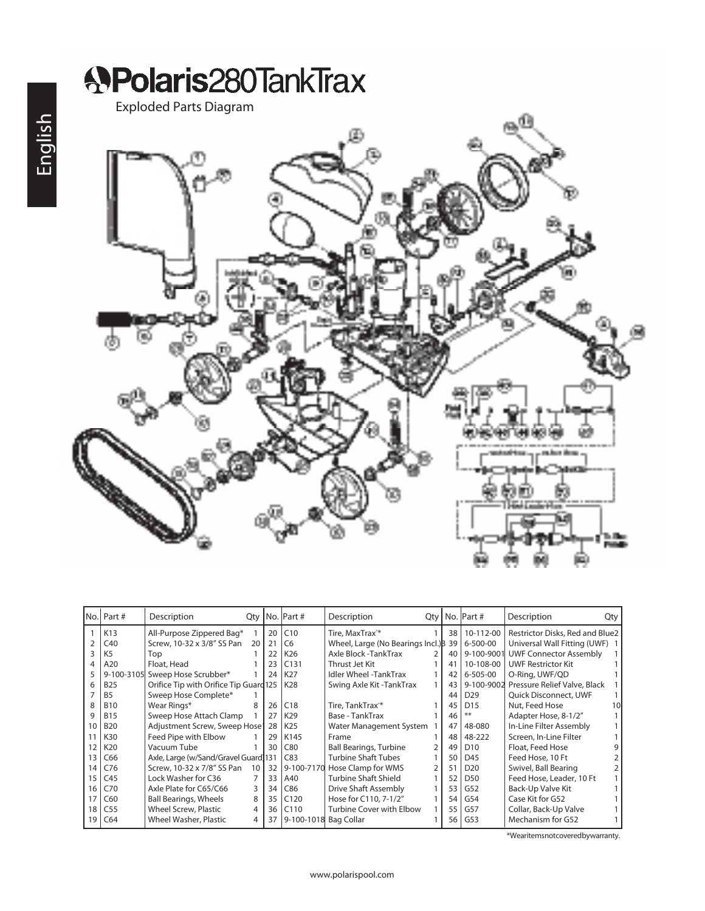English

# Polaris 280 TankTrax

Exploded Parts Diagram

| No. | Part # | Description | Qty | No. | Part # | Description | Qty | No. | Part # | Description | Qty |
|---|---|---|---|---|---|---|---|---|---|---|---|
| 1 | K13 | All-Purpose Zippered Bag* | 1 | 20 | C10 | Tire, MaxTrax™* | 1 | 38 | 10-112-00 | Restrictor Disks, Red and Blue | 2 |
| 2 | C40 | Screw, 10-32 x 3/8" SS Pan | 20 | 21 | C6 | Wheel, Large (No Bearings Incl.) | 3 | 39 | 6-500-00 | Universal Wall Fitting (UWF) | 1 |
| 3 | K5 | Top | 1 | 22 | K26 | Axle Block -TankTrax | 2 | 40 | 9-100-9001 | UWF Connector Assembly | 1 |
| 4 | A20 | Float, Head | 1 | 23 | C131 | Thrust Jet Kit | 1 | 41 | 10-108-00 | UWF Restrictor Kit | 1 |
| 5 | 9-100-3105 | Sweep Hose Scrubber* | 1 | 24 | K27 | Idler Wheel -TankTrax | 1 | 42 | 6-505-00 | O-Ring, UWF/QD | 1 |
| 6 | B25 | Orifice Tip with Orifice Tip Guard | 1 | 25 | K28 | Swing Axle Kit -TankTrax | 1 | 43 | 9-100-9002 | Pressure Relief Valve, Black | 1 |
| 7 | B5 | Sweep Hose Complete* | 1 | | | | | 44 | D29 | Quick Disconnect, UWF | 1 |
| 8 | B10 | Wear Rings* | 8 | 26 | C18 | Tire, TankTrax™* | 1 | 45 | D15 | Nut, Feed Hose | 10 |
| 9 | B15 | Sweep Hose Attach Clamp | 1 | 27 | K29 | Base - TankTrax | 1 | 46 | ** | Adapter Hose, 8-1/2" | 1 |
| 10 | B20 | Adjustment Screw, Sweep Hose | 1 | 28 | K25 | Water Management System | 1 | 47 | 48-080 | In-Line Filter Assembly | 1 |
| 11 | K30 | Feed Pipe with Elbow | 1 | 29 | K145 | Frame | 1 | 48 | 48-222 | Screen, In-Line Filter | 1 |
| 12 | K20 | Vacuum Tube | 1 | 30 | C80 | Ball Bearings, Turbine | 2 | 49 | D10 | Float, Feed Hose | 9 |
| 13 | C66 | Axle, Large (w/Sand/Gravel Guard) | 1 | 31 | C83 | Turbine Shaft Tubes | 1 | 50 | D45 | Feed Hose, 10 Ft | 2 |
| 14 | C76 | Screw, 10-32 x 7/8" SS Pan | 10 | 32 | 9-100-7170 | Hose Clamp for WMS | 2 | 51 | D20 | Swivel, Ball Bearing | 2 |
| 15 | C45 | Lock Washer for C36 | 7 | 33 | A40 | Turbine Shaft Shield | 1 | 52 | D50 | Feed Hose, Leader, 10 Ft | 1 |
| 16 | C70 | Axle Plate for C65/C66 | 3 | 34 | C86 | Drive Shaft Assembly | 1 | 53 | G52 | Back-Up Valve Kit | 1 |
| 17 | C60 | Ball Bearings, Wheels | 8 | 35 | C120 | Hose for C110, 7-1/2" | 1 | 54 | G54 | Case Kit for G52 | 1 |
| 18 | C55 | Wheel Screw, Plastic | 4 | 36 | C110 | Turbine Cover with Elbow | 1 | 55 | G57 | Collar, Back-Up Valve | 1 |
| 19 | C64 | Wheel Washer, Plastic | 4 | 37 | 9-100-1018 | Bag Collar | 1 | 56 | G53 | Mechanism for G52 | 1 |

*Wear items not covered by warranty.

www.polarispool.com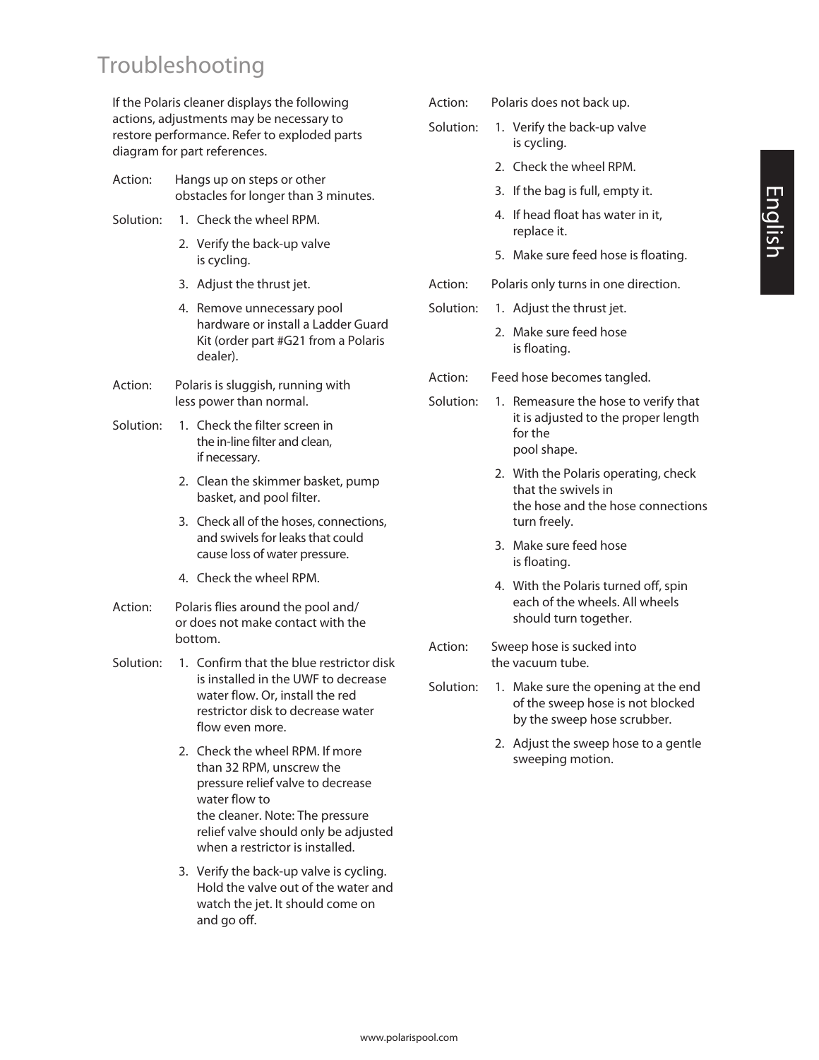# Troubleshooting

If the Polaris cleaner displays the following actions, adjustments may be necessary to restore performance. Refer to exploded parts diagram for part references.

Action: Hangs up on steps or other obstacles for longer than 3 minutes.

Solution:
1. Check the wheel RPM.
2. Verify the back-up valve is cycling.
3. Adjust the thrust jet.
4. Remove unnecessary pool hardware or install a Ladder Guard Kit (order part #G21 from a Polaris dealer).

Action: Polaris is sluggish, running with less power than normal.

Solution:
1. Check the filter screen in the in-line filter and clean, if necessary.
2. Clean the skimmer basket, pump basket, and pool filter.
3. Check all of the hoses, connections, and swivels for leaks that could cause loss of water pressure.
4. Check the wheel RPM.

Action: Polaris flies around the pool and/ or does not make contact with the bottom.

Solution:
1. Confirm that the blue restrictor disk is installed in the UWF to decrease water flow. Or, install the red restrictor disk to decrease water flow even more.
2. Check the wheel RPM. If more than 32 RPM, unscrew the pressure relief valve to decrease water flow to the cleaner. Note: The pressure relief valve should only be adjusted when a restrictor is installed.
3. Verify the back-up valve is cycling. Hold the valve out of the water and watch the jet. It should come on and go off.

Action: Polaris does not back up.

Solution:
1. Verify the back-up valve is cycling.
2. Check the wheel RPM.
3. If the bag is full, empty it.
4. If head float has water in it, replace it.
5. Make sure feed hose is floating.

Action: Polaris only turns in one direction.

Solution:
1. Adjust the thrust jet.
2. Make sure feed hose is floating.

Action: Feed hose becomes tangled.

Solution:
1. Remeasure the hose to verify that it is adjusted to the proper length for the pool shape.
2. With the Polaris operating, check that the swivels in the hose and the hose connections turn freely.
3. Make sure feed hose is floating.
4. With the Polaris turned off, spin each of the wheels. All wheels should turn together.

Action: Sweep hose is sucked into the vacuum tube.

Solution:
1. Make sure the opening at the end of the sweep hose is not blocked by the sweep hose scrubber.
2. Adjust the sweep hose to a gentle sweeping motion.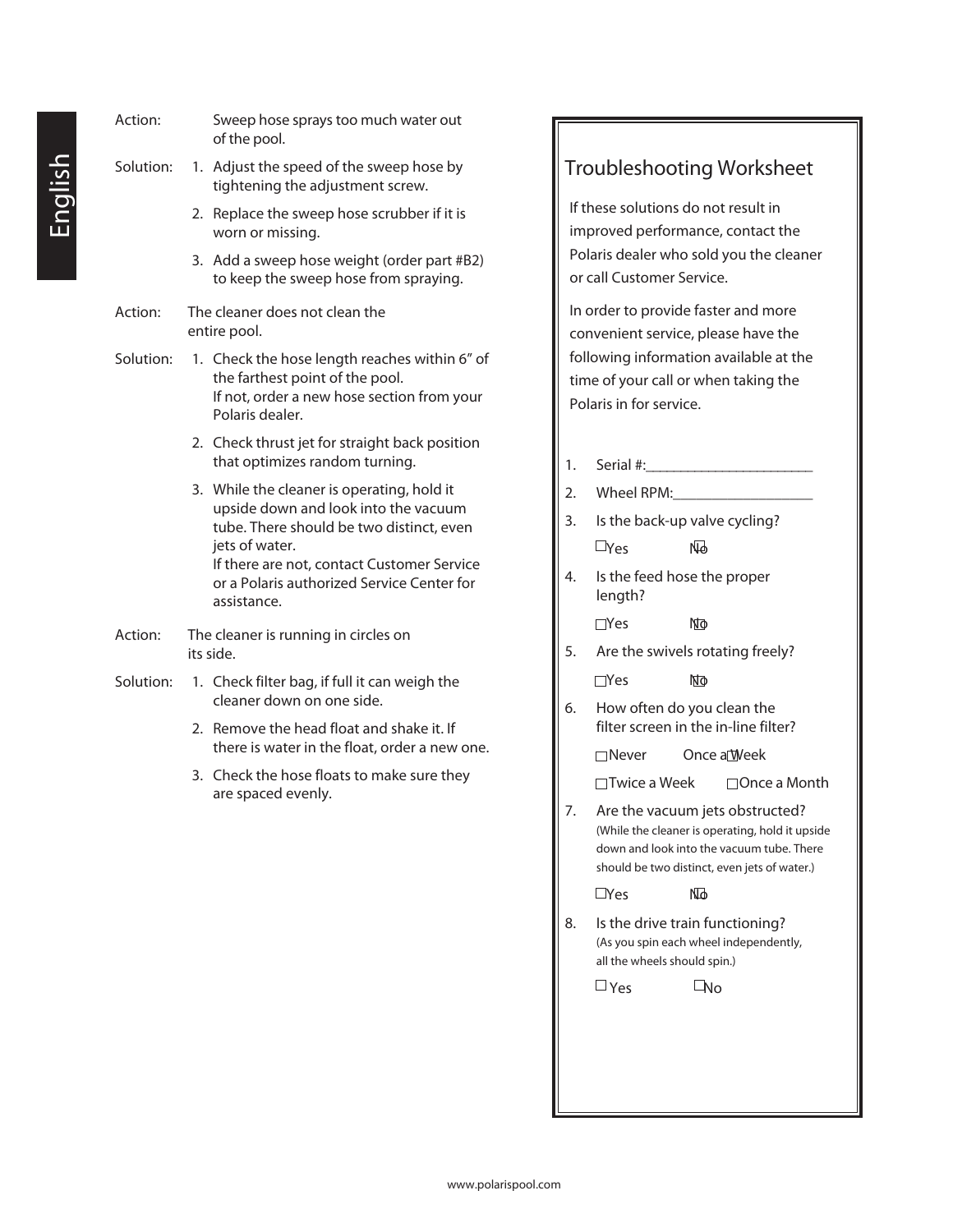Action: Sweep hose sprays too much water out of the pool.

Solution:
1. Adjust the speed of the sweep hose by tightening the adjustment screw.
2. Replace the sweep hose scrubber if it is worn or missing.
3. Add a sweep hose weight (order part #B2) to keep the sweep hose from spraying.

Action: The cleaner does not clean the entire pool.

Solution:
1. Check the hose length reaches within 6" of the farthest point of the pool. If not, order a new hose section from your Polaris dealer.
2. Check thrust jet for straight back position that optimizes random turning.
3. While the cleaner is operating, hold it upside down and look into the vacuum tube. There should be two distinct, even jets of water. If there are not, contact Customer Service or a Polaris authorized Service Center for assistance.

Action: The cleaner is running in circles on its side.

Solution:
1. Check filter bag, if full it can weigh the cleaner down on one side.
2. Remove the head float and shake it. If there is water in the float, order a new one.
3. Check the hose floats to make sure they are spaced evenly.

## Troubleshooting Worksheet

If these solutions do not result in improved performance, contact the Polaris dealer who sold you the cleaner or call Customer Service.

In order to provide faster and more convenient service, please have the following information available at the time of your call or when taking the Polaris in for service.

1. Serial #:______________________
2. Wheel RPM:__________________
3. Is the back-up valve cycling?

   ☐ Yes ☐ No

4. Is the feed hose the proper length?

   ☐ Yes ☐ No

5. Are the swivels rotating freely?

   ☐ Yes ☐ No

6. How often do you clean the filter screen in the in-line filter?

   ☐ Never ☐ Once a Week

   ☐ Twice a Week ☐ Once a Month

7. Are the vacuum jets obstructed? (While the cleaner is operating, hold it upside down and look into the vacuum tube. There should be two distinct, even jets of water.)

   ☐ Yes ☐ No

8. Is the drive train functioning? (As you spin each wheel independently, all the wheels should spin.)

   ☐ Yes ☐ No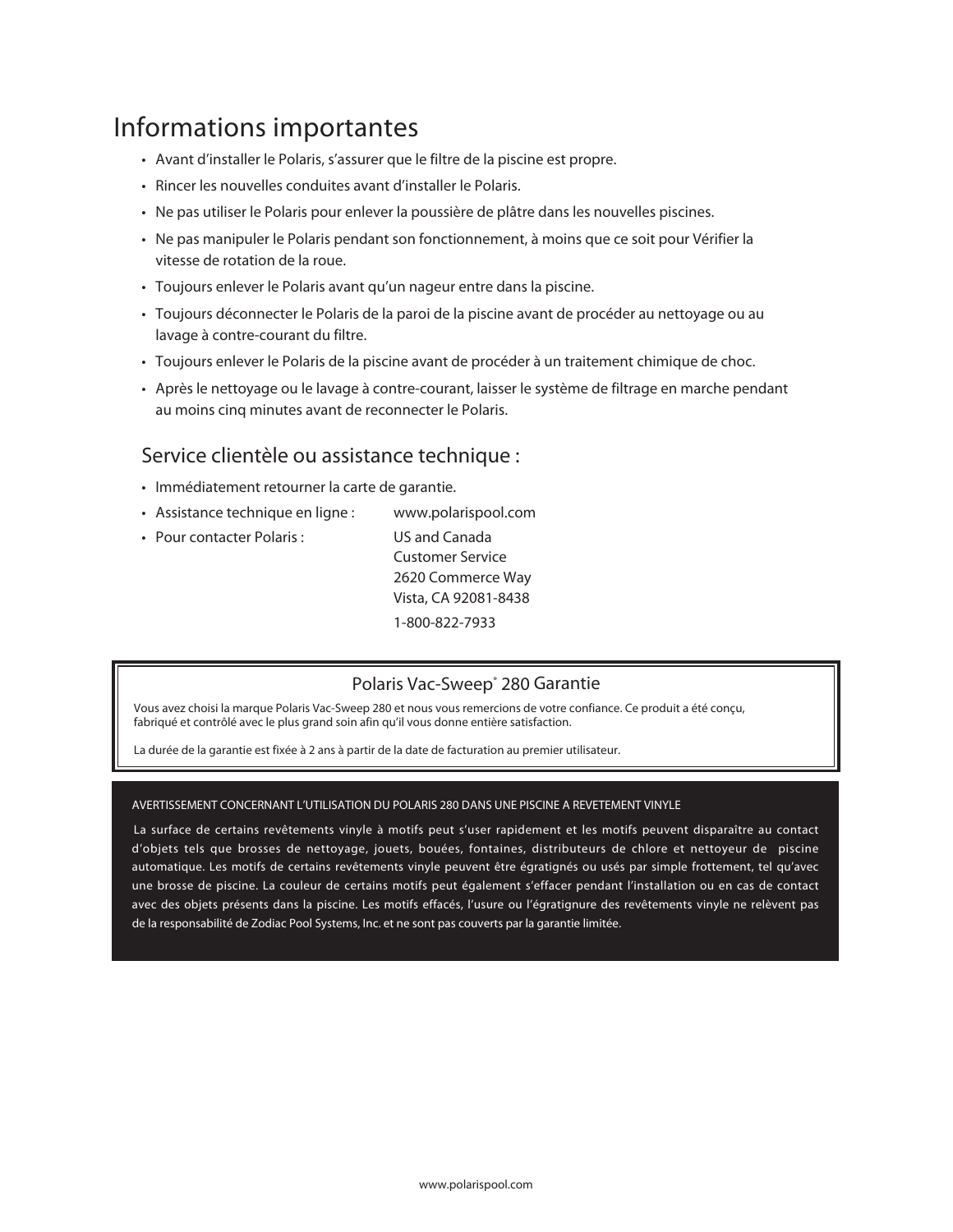# Informations importantes

- Avant d'installer le Polaris, s'assurer que le filtre de la piscine est propre.
- Rincer les nouvelles conduites avant d'installer le Polaris.
- Ne pas utiliser le Polaris pour enlever la poussière de plâtre dans les nouvelles piscines.
- Ne pas manipuler le Polaris pendant son fonctionnement, à moins que ce soit pour Vérifier la vitesse de rotation de la roue.
- Toujours enlever le Polaris avant qu'un nageur entre dans la piscine.
- Toujours déconnecter le Polaris de la paroi de la piscine avant de procéder au nettoyage ou au lavage à contre-courant du filtre.
- Toujours enlever le Polaris de la piscine avant de procéder à un traitement chimique de choc.
- Après le nettoyage ou le lavage à contre-courant, laisser le système de filtrage en marche pendant au moins cinq minutes avant de reconnecter le Polaris.

## Service clientèle ou assistance technique :

- Immédiatement retourner la carte de garantie.
- Assistance technique en ligne : www.polarispool.com
- Pour contacter Polaris : US and Canada
  Customer Service
  2620 Commerce Way
  Vista, CA 92081-8438
  1-800-822-7933

### Polaris Vac-Sweep® 280 Garantie

Vous avez choisi la marque Polaris Vac-Sweep 280 et nous vous remercions de votre confiance. Ce produit a été conçu, fabriqué et contrôlé avec le plus grand soin afin qu'il vous donne entière satisfaction.

La durée de la garantie est fixée à 2 ans à partir de la date de facturation au premier utilisateur.

AVERTISSEMENT CONCERNANT L'UTILISATION DU POLARIS 280 DANS UNE PISCINE A REVETEMENT VINYLE

La surface de certains revêtements vinyle à motifs peut s'user rapidement et les motifs peuvent disparaître au contact d'objets tels que brosses de nettoyage, jouets, bouées, fontaines, distributeurs de chlore et nettoyeur de piscine automatique. Les motifs de certains revêtements vinyle peuvent être égratignés ou usés par simple frottement, tel qu'avec une brosse de piscine. La couleur de certains motifs peut également s'effacer pendant l'installation ou en cas de contact avec des objets présents dans la piscine. Les motifs effacés, l'usure ou l'égratignure des revêtements vinyle ne relèvent pas de la responsabilité de Zodiac Pool Systems, Inc. et ne sont pas couverts par la garantie limitée.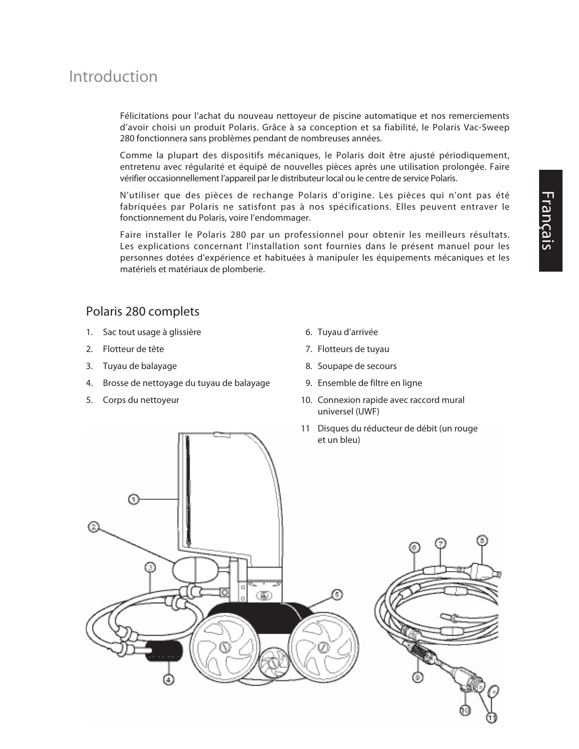# Introduction

Félicitations pour l'achat du nouveau nettoyeur de piscine automatique et nos remerciements d'avoir choisi un produit Polaris. Grâce à sa conception et sa fiabilité, le Polaris Vac-Sweep 280 fonctionnera sans problèmes pendant de nombreuses années.

Comme la plupart des dispositifs mécaniques, le Polaris doit être ajusté périodiquement, entretenu avec régularité et équipé de nouvelles pièces après une utilisation prolongée. Faire vérifier occasionnellement l'appareil par le distributeur local ou le centre de service Polaris.

N'utiliser que des pièces de rechange Polaris d'origine. Les pièces qui n'ont pas été fabriquées par Polaris ne satisfont pas à nos spécifications. Elles peuvent entraver le fonctionnement du Polaris, voire l'endommager.

Faire installer le Polaris 280 par un professionnel pour obtenir les meilleurs résultats. Les explications concernant l'installation sont fournies dans le présent manuel pour les personnes dotées d'expérience et habituées à manipuler les équipements mécaniques et les matériels et matériaux de plomberie.

## Polaris 280 complets

1. Sac tout usage à glissière
2. Flotteur de tête
3. Tuyau de balayage
4. Brosse de nettoyage du tuyau de balayage
5. Corps du nettoyeur
6. Tuyau d'arrivée
7. Flotteurs de tuyau
8. Soupape de secours
9. Ensemble de filtre en ligne
10. Connexion rapide avec raccord mural universel (UWF)
11. Disques du réducteur de débit (un rouge et un bleu)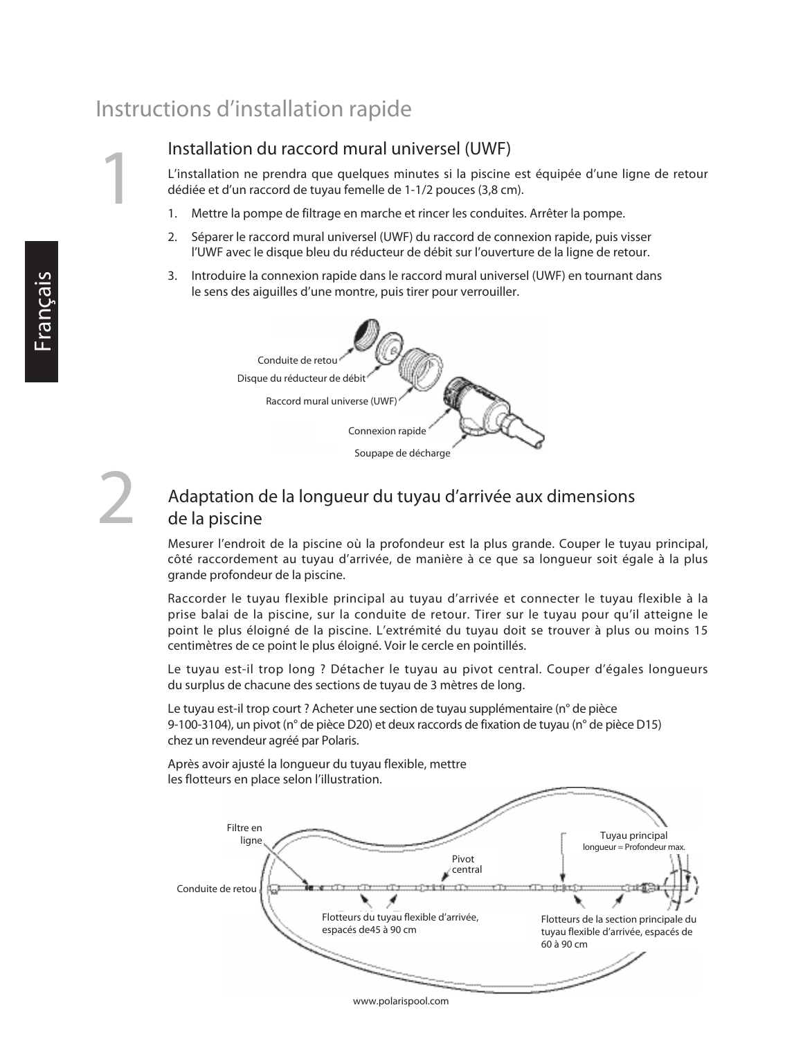# Instructions d'installation rapide

## 1 Installation du raccord mural universel (UWF)

L'installation ne prendra que quelques minutes si la piscine est équipée d'une ligne de retour dédiée et d'un raccord de tuyau femelle de 1-1/2 pouces (3,8 cm).

1. Mettre la pompe de filtrage en marche et rincer les conduites. Arrêter la pompe.
2. Séparer le raccord mural universel (UWF) du raccord de connexion rapide, puis visser l'UWF avec le disque bleu du réducteur de débit sur l'ouverture de la ligne de retour.
3. Introduire la connexion rapide dans le raccord mural universel (UWF) en tournant dans le sens des aiguilles d'une montre, puis tirer pour verrouiller.

Conduite de retou

Disque du réducteur de débit

Raccord mural universe (UWF)

Connexion rapide

Soupape de décharge

## 2 Adaptation de la longueur du tuyau d'arrivée aux dimensions de la piscine

Mesurer l'endroit de la piscine où la profondeur est la plus grande. Couper le tuyau principal, côté raccordement au tuyau d'arrivée, de manière à ce que sa longueur soit égale à la plus grande profondeur de la piscine.

Raccorder le tuyau flexible principal au tuyau d'arrivée et connecter le tuyau flexible à la prise balai de la piscine, sur la conduite de retour. Tirer sur le tuyau pour qu'il atteigne le point le plus éloigné de la piscine. L'extrémité du tuyau doit se trouver à plus ou moins 15 centimètres de ce point le plus éloigné. Voir le cercle en pointillés.

Le tuyau est-il trop long ? Détacher le tuyau au pivot central. Couper d'égales longueurs du surplus de chacune des sections de tuyau de 3 mètres de long.

Le tuyau est-il trop court ? Acheter une section de tuyau supplémentaire (n° de pièce 9-100-3104), un pivot (n° de pièce D20) et deux raccords de fixation de tuyau (n° de pièce D15) chez un revendeur agréé par Polaris.

Après avoir ajusté la longueur du tuyau flexible, mettre les flotteurs en place selon l'illustration.

Filtre en ligne

Tuyau principal
longueur = Profondeur max.

Pivot central

Conduite de retou

Flotteurs du tuyau flexible d'arrivée, espacés de45 à 90 cm

Flotteurs de la section principale du tuyau flexible d'arrivée, espacés de 60 à 90 cm

www.polarispool.com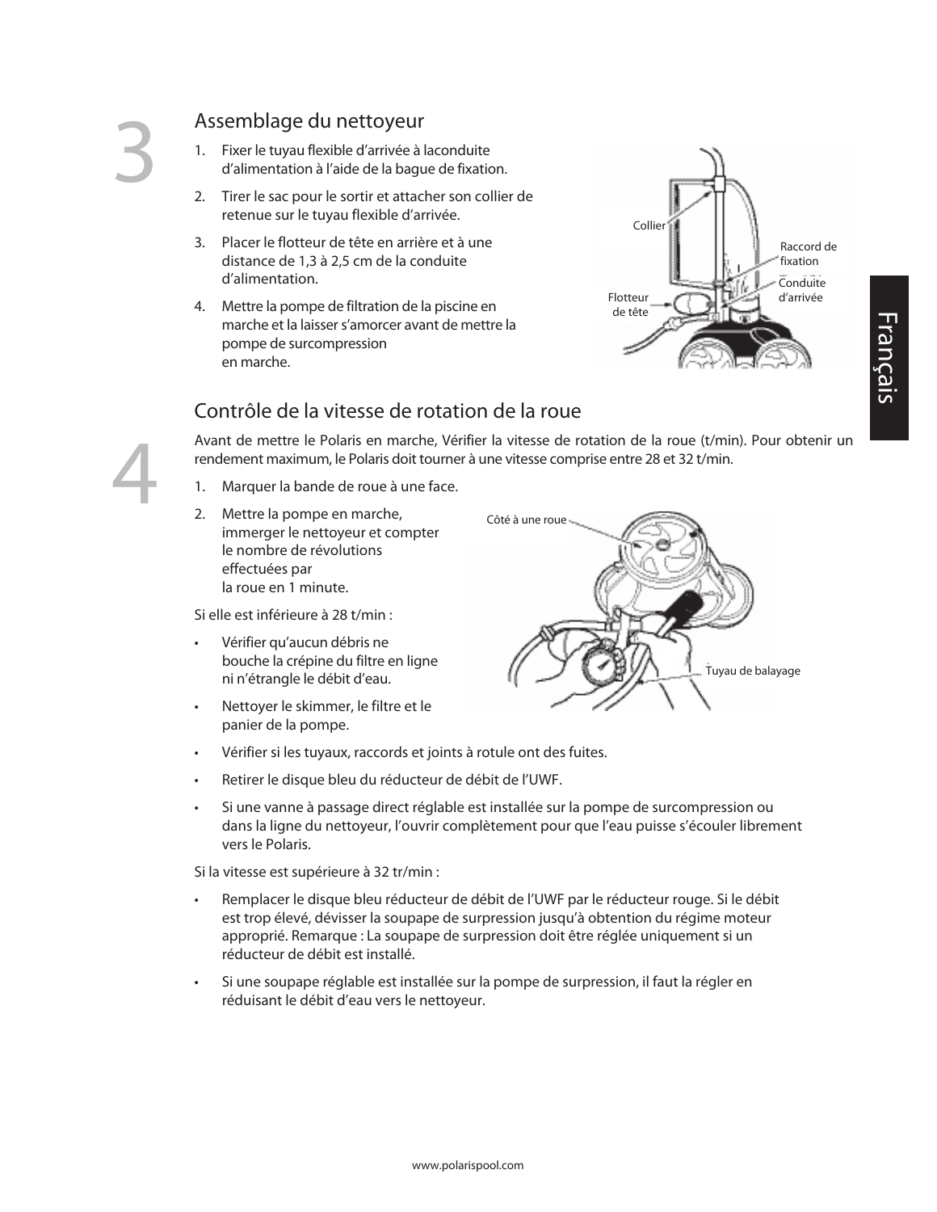## 3 Assemblage du nettoyeur

1. Fixer le tuyau flexible d'arrivée à laconduite d'alimentation à l'aide de la bague de fixation.
2. Tirer le sac pour le sortir et attacher son collier de retenue sur le tuyau flexible d'arrivée.
3. Placer le flotteur de tête en arrière et à une distance de 1,3 à 2,5 cm de la conduite d'alimentation.
4. Mettre la pompe de filtration de la piscine en marche et la laisser s'amorcer avant de mettre la pompe de surcompression en marche.

Collier

Raccord de fixation

Conduite d'arrivée

Flotteur de tête

## 4 Contrôle de la vitesse de rotation de la roue

Avant de mettre le Polaris en marche, Vérifier la vitesse de rotation de la roue (t/min). Pour obtenir un rendement maximum, le Polaris doit tourner à une vitesse comprise entre 28 et 32 t/min.

1. Marquer la bande de roue à une face.
2. Mettre la pompe en marche, immerger le nettoyeur et compter le nombre de révolutions effectuées par la roue en 1 minute.

Côté à une roue

Tuyau de balayage

Si elle est inférieure à 28 t/min :

- Vérifier qu'aucun débris ne bouche la crépine du filtre en ligne ni n'étrangle le débit d'eau.
- Nettoyer le skimmer, le filtre et le panier de la pompe.
- Vérifier si les tuyaux, raccords et joints à rotule ont des fuites.
- Retirer le disque bleu du réducteur de débit de l'UWF.
- Si une vanne à passage direct réglable est installée sur la pompe de surcompression ou dans la ligne du nettoyeur, l'ouvrir complètement pour que l'eau puisse s'écouler librement vers le Polaris.

Si la vitesse est supérieure à 32 tr/min :

- Remplacer le disque bleu réducteur de débit de l'UWF par le réducteur rouge. Si le débit est trop élevé, dévisser la soupape de surpression jusqu'à obtention du régime moteur approprié. Remarque : La soupape de surpression doit être réglée uniquement si un réducteur de débit est installé.
- Si une soupape réglable est installée sur la pompe de surpression, il faut la régler en réduisant le débit d'eau vers le nettoyeur.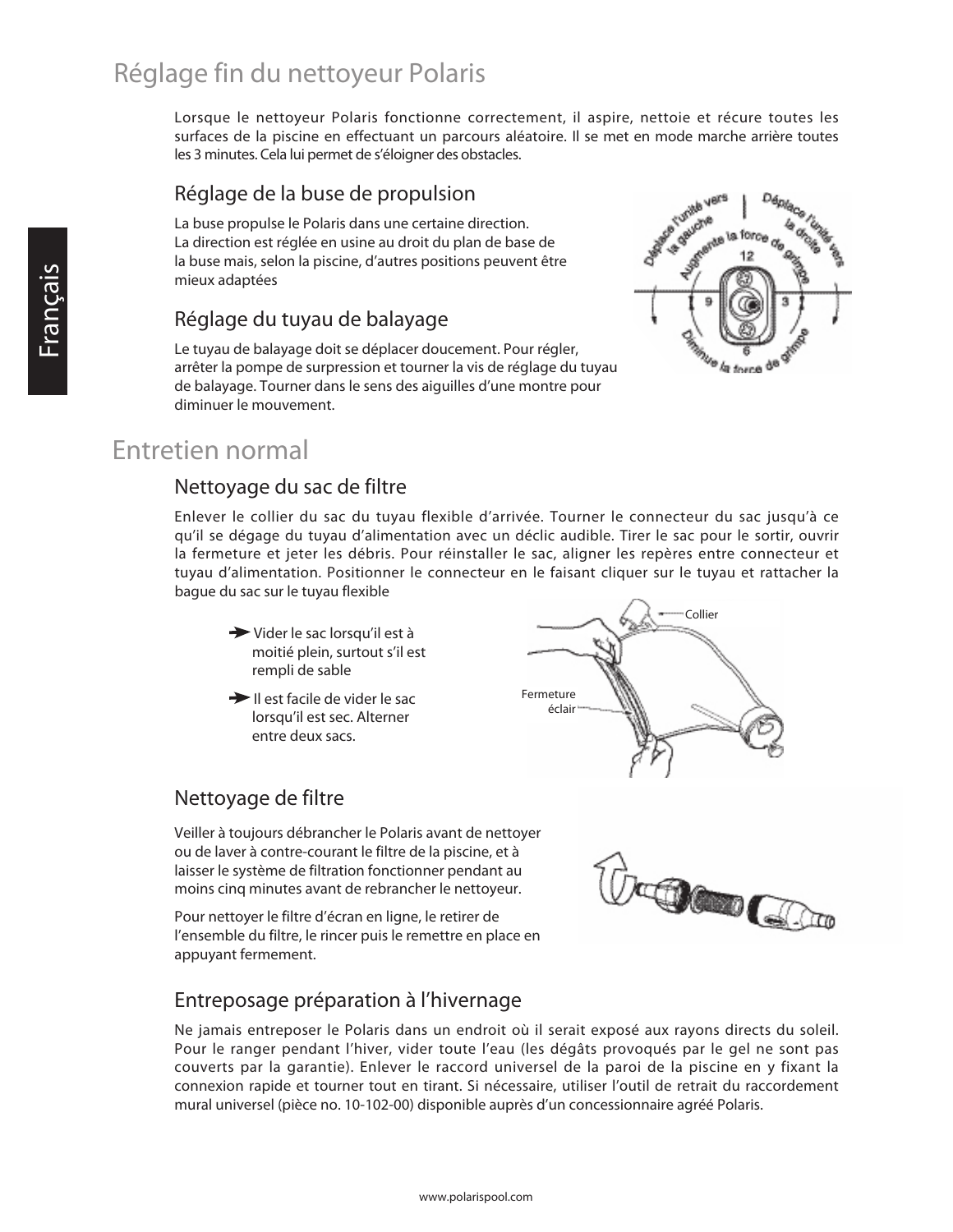# Réglage fin du nettoyeur Polaris

Lorsque le nettoyeur Polaris fonctionne correctement, il aspire, nettoie et récure toutes les surfaces de la piscine en effectuant un parcours aléatoire. Il se met en mode marche arrière toutes les 3 minutes. Cela lui permet de s'éloigner des obstacles.

## Réglage de la buse de propulsion

La buse propulse le Polaris dans une certaine direction. La direction est réglée en usine au droit du plan de base de la buse mais, selon la piscine, d'autres positions peuvent être mieux adaptées

## Réglage du tuyau de balayage

Le tuyau de balayage doit se déplacer doucement. Pour régler, arrêter la pompe de surpression et tourner la vis de réglage du tuyau de balayage. Tourner dans le sens des aiguilles d'une montre pour diminuer le mouvement.

# Entretien normal

## Nettoyage du sac de filtre

Enlever le collier du sac du tuyau flexible d'arrivée. Tourner le connecteur du sac jusqu'à ce qu'il se dégage du tuyau d'alimentation avec un déclic audible. Tirer le sac pour le sortir, ouvrir la fermeture et jeter les débris. Pour réinstaller le sac, aligner les repères entre connecteur et tuyau d'alimentation. Positionner le connecteur en le faisant cliquer sur le tuyau et rattacher la bague du sac sur le tuyau flexible

- Vider le sac lorsqu'il est à moitié plein, surtout s'il est rempli de sable
- Il est facile de vider le sac lorsqu'il est sec. Alterner entre deux sacs.

## Nettoyage de filtre

Veiller à toujours débrancher le Polaris avant de nettoyer ou de laver à contre-courant le filtre de la piscine, et à laisser le système de filtration fonctionner pendant au moins cinq minutes avant de rebrancher le nettoyeur.

Pour nettoyer le filtre d'écran en ligne, le retirer de l'ensemble du filtre, le rincer puis le remettre en place en appuyant fermement.

## Entreposage préparation à l'hivernage

Ne jamais entreposer le Polaris dans un endroit où il serait exposé aux rayons directs du soleil. Pour le ranger pendant l'hiver, vider toute l'eau (les dégâts provoqués par le gel ne sont pas couverts par la garantie). Enlever le raccord universel de la paroi de la piscine en y fixant la connexion rapide et tourner tout en tirant. Si nécessaire, utiliser l'outil de retrait du raccordement mural universel (pièce no. 10-102-00) disponible auprès d'un concessionnaire agréé Polaris.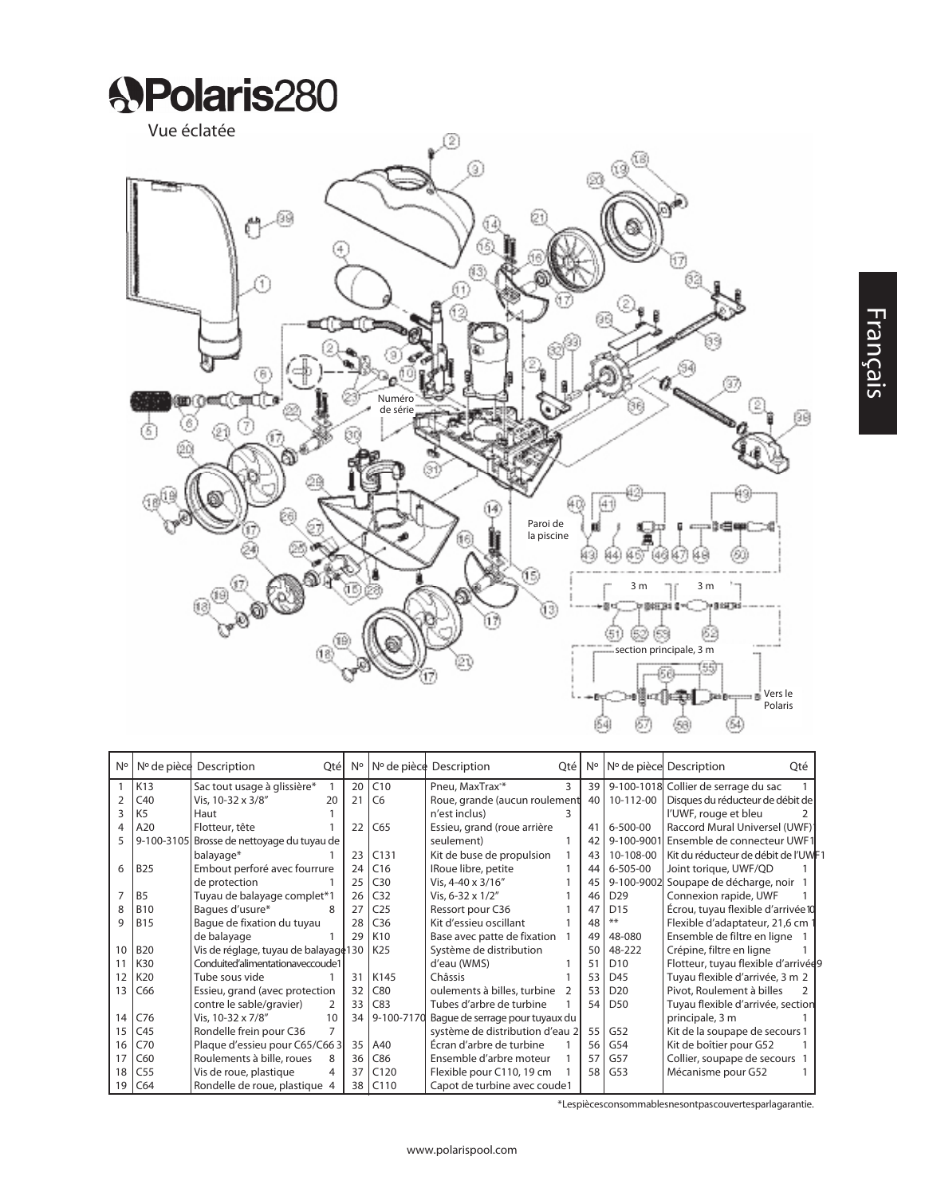# Polaris280

Vue éclatée

Numéro de série

Paroi de la piscine

3 m

3 m

section principale, 3 m

Vers le Polaris

| Nº | Nº de pièce | Description | Qté | Nº | Nº de pièce | Description | Qté | Nº | Nº de pièce | Description | Qté |
|---|---|---|---|---|---|---|---|---|---|---|---|
| 1 | K13 | Sac tout usage à glissière* | 1 | 20 | C10 | Pneu, MaxTrax®* | 3 | 39 | 9-100-1018 | Collier de serrage du sac | 1 |
| 2 | C40 | Vis, 10-32 x 3/8" | 20 | 21 | C6 | Roue, grande (aucun roulement n'est inclus) | 3 | 40 | 10-112-00 | Disques du réducteur de débit de l'UWF, rouge et bleu | 2 |
| 3 | K5 | Haut | 1 | 22 | C65 | Essieu, grand (roue arrière seulement) | 1 | 41 | 6-500-00 | Raccord Mural Universel (UWF) | 1 |
| 4 | A20 | Flotteur, tête | 1 | 23 | C131 | Kit de buse de propulsion | 1 | 42 | 9-100-9001 | Ensemble de connecteur UWF | 1 |
| 5 | 9-100-3105 | Brosse de nettoyage du tuyau de balayage* | 1 | 24 | C16 | IRoue libre, petite | 1 | 43 | 10-108-00 | Kit du réducteur de débit de l'UWF | 1 |
| 6 | B25 | Embout perforé avec fourrure de protection | 1 | 25 | C30 | Vis, 4-40 x 3/16" | 1 | 44 | 6-505-00 | Joint torique, UWF/QD | 1 |
| 7 | B5 | Tuyau de balayage complet* | 1 | 26 | C32 | Vis, 6-32 x 1/2" | 1 | 45 | 9-100-9002 | Soupape de décharge, noir | 1 |
| 8 | B10 | Bagues d'usure* | 8 | 27 | C25 | Ressort pour C36 | 1 | 46 | D29 | Connexion rapide, UWF | 1 |
| 9 | B15 | Bague de fixation du tuyau de balayage | 1 | 28 | C36 | Kit d'essieu oscillant | 1 | 47 | D15 | Écrou, tuyau flexible d'arrivée | 10 |
| 10 | B20 | Vis de réglage, tuyau de balayage | 1 | 29 | K10 | Base avec patte de fixation | 1 | 48 | ** | Flexible d'adaptateur, 21,6 cm | 1 |
| 11 | K30 | Conduite d'alimentation avec coude | 1 | 30 | K25 | Système de distribution d'eau (WMS) | 1 | 49 | 48-080 | Ensemble de filtre en ligne | 1 |
| 12 | K20 | Tube sous vide | 1 | 31 | K145 | Châssis | 1 | 50 | 48-222 | Crépine, filtre en ligne | 1 |
| 13 | C66 | Essieu, grand (avec protection contre le sable/gravier) | 2 | 32 | C80 | oulements à billes, turbine | 2 | 51 | D10 | Flotteur, tuyau flexible d'arrivée | 9 |
| 14 | C76 | Vis, 10-32 x 7/8" | 10 | 33 | C83 | Tubes d'arbre de turbine | 1 | 53 | D45 | Tuyau flexible d'arrivée, 3 m | 2 |
| 15 | C45 | Rondelle frein pour C36 | 7 | 34 | 9-100-7170 | Bague de serrage pour tuyaux du système de distribution d'eau | 2 | 53 | D20 | Pivot, Roulement à billes | 2 |
| 16 | C70 | Plaque d'essieu pour C65/C66 | 3 | 35 | A40 | Écran d'arbre de turbine | 1 | 54 | D50 | Tuyau flexible d'arrivée, section principale, 3 m | 1 |
| 17 | C60 | Roulements à billes, roues | 8 | 36 | C86 | Ensemble d'arbre moteur | 1 | 55 | G52 | Kit de la soupape de secours | 1 |
| 18 | C55 | Vis de roue, plastique | 4 | 37 | C120 | Flexible pour C110, 19 cm | 1 | 56 | G54 | Kit de boîtier pour G52 | 1 |
| 19 | C64 | Rondelle de roue, plastique | 4 | 38 | C110 | Capot de turbine avec coude | 1 | 57 | G57 | Collier, soupape de secours | 1 |
| | | | | | | | | 58 | G53 | Mécanisme pour G52 | 1 |

*Les pièces consommables ne sont pas couvertes par la garantie.

www.polarispool.com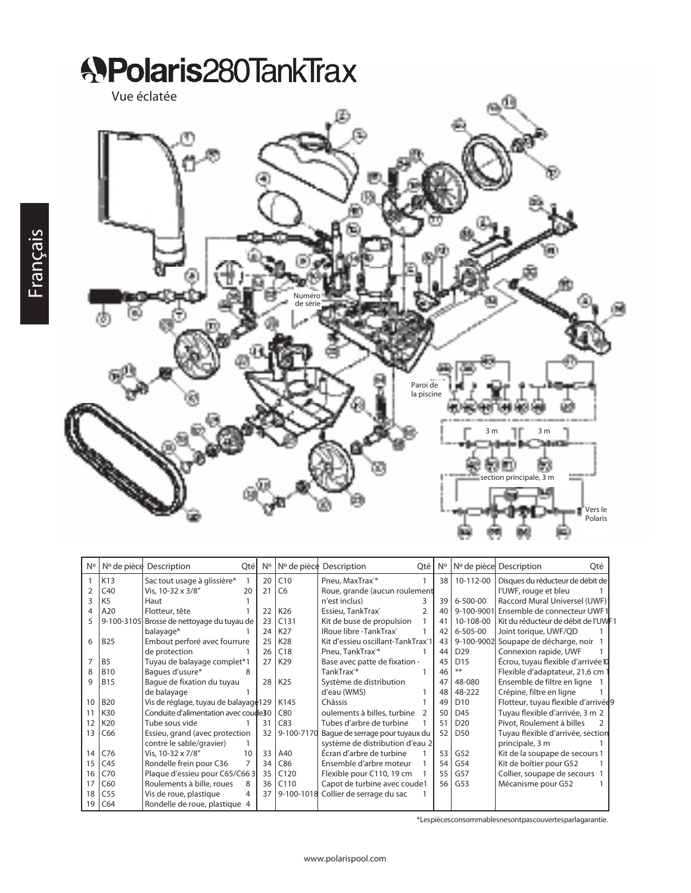# Polaris 280 TankTrax

Vue éclatée

Numéro de série

Paroi de la piscine

3 m

3 m

section principale, 3 m

Vers le Polaris

| Nº | Nº de pièce | Description | Qté | Nº | Nº de pièce | Description | Qté | Nº | Nº de pièce | Description | Qté |
|---|---|---|---|---|---|---|---|---|---|---|---|
| 1 | K13 | Sac tout usage à glissière* | 1 | 20 | C10 | Pneu, MaxTrax®* | 1 | 38 | 10-112-00 | Disques du réducteur de débit de l'UWF, rouge et bleu | 1 |
| 2 | C40 | Vis, 10-32 x 3/8" | 20 | 21 | C6 | Roue, grande (aucun roulement n'est inclus) | 3 | 39 | 6-500-00 | Raccord Mural Universel (UWF) | 1 |
| 3 | K5 | Haut | 1 | 22 | K26 | Essieu, TankTrax® | 2 | 40 | 9-100-9001 | Ensemble de connecteur UWF | 1 |
| 4 | A20 | Flotteur, tête | 1 | 23 | C131 | Kit de buse de propulsion | 1 | 41 | 10-108-00 | Kit du réducteur de débit de l'UWF | 1 |
| 5 | 9-100-3105 | Brosse de nettoyage du tuyau de balayage* | 1 | 24 | K27 | IRoue libre -TankTrax® | 1 | 42 | 6-505-00 | Joint torique, UWF/QD | 1 |
| 6 | B25 | Embout perforé avec fourrure de protection | 1 | 25 | K28 | Kit d'essieu oscillant-TankTrax® | 1 | 43 | 9-100-9002 | Soupape de décharge, noir | 1 |
| 7 | B5 | Tuyau de balayage complet* | 1 | 26 | C18 | Pneu, TankTrax®* | 1 | 44 | D29 | Connexion rapide, UWF | 1 |
| 8 | B10 | Bagues d'usure* | 8 | 27 | K29 | Base avec patte de fixation - TankTrax®* | 1 | 45 | D15 | Écrou, tuyau flexible d'arrivée | 10 |
| 9 | B15 | Bague de fixation du tuyau de balayage | 1 | 28 | K25 | Système de distribution d'eau (WMS) | 1 | 46 | ** | Flexible d'adaptateur, 21,6 cm | 1 |
| 10 | B20 | Vis de réglage, tuyau de balayage | 1 | 29 | K145 | Châssis | 1 | 47 | 48-080 | Ensemble de filtre en ligne | 1 |
| 11 | K30 | Conduite d'alimentation avec coude | 1 | 30 | C80 | oulements à billes, turbine | 2 | 48 | 48-222 | Crépine, filtre en ligne | 1 |
| 12 | K20 | Tube sous vide | 1 | 31 | C83 | Tubes d'arbre de turbine | 1 | 49 | D10 | Flotteur, tuyau flexible d'arrivée | 9 |
| 13 | C66 | Essieu, grand (avec protection contre le sable/gravier) | 1 | 32 | 9-100-7170 | Bague de serrage pour tuyaux du système de distribution d'eau | 2 | 50 | D45 | Tuyau flexible d'arrivée, 3 m | 2 |
| 14 | C76 | Vis, 10-32 x 7/8" | 10 | 33 | A40 | Écran d'arbre de turbine | 1 | 51 | D20 | Pivot, Roulement à billes | 2 |
| 15 | C45 | Rondelle frein pour C36 | 7 | 34 | C86 | Ensemble d'arbre moteur | 1 | 52 | D50 | Tuyau flexible d'arrivée, section principale, 3 m | 1 |
| 16 | C70 | Plaque d'essieu pour C65/C66 | 3 | 35 | C120 | Flexible pour C110, 19 cm | 1 | 53 | G52 | Kit de la soupape de secours | 1 |
| 17 | C60 | Roulements à bille, roues | 8 | 36 | C110 | Capot de turbine avec coude | 1 | 54 | G54 | Kit de boîtier pour G52 | 1 |
| 18 | C55 | Vis de roue, plastique | 4 | 37 | 9-100-1018 | Collier de serrage du sac | 1 | 55 | G57 | Collier, soupape de secours | 1 |
| 19 | C64 | Rondelle de roue, plastique | 4 | | | | | 56 | G53 | Mécanisme pour G52 | 1 |

*Les pièces consommables ne sont pas couvertes par la garantie.

www.polarispool.com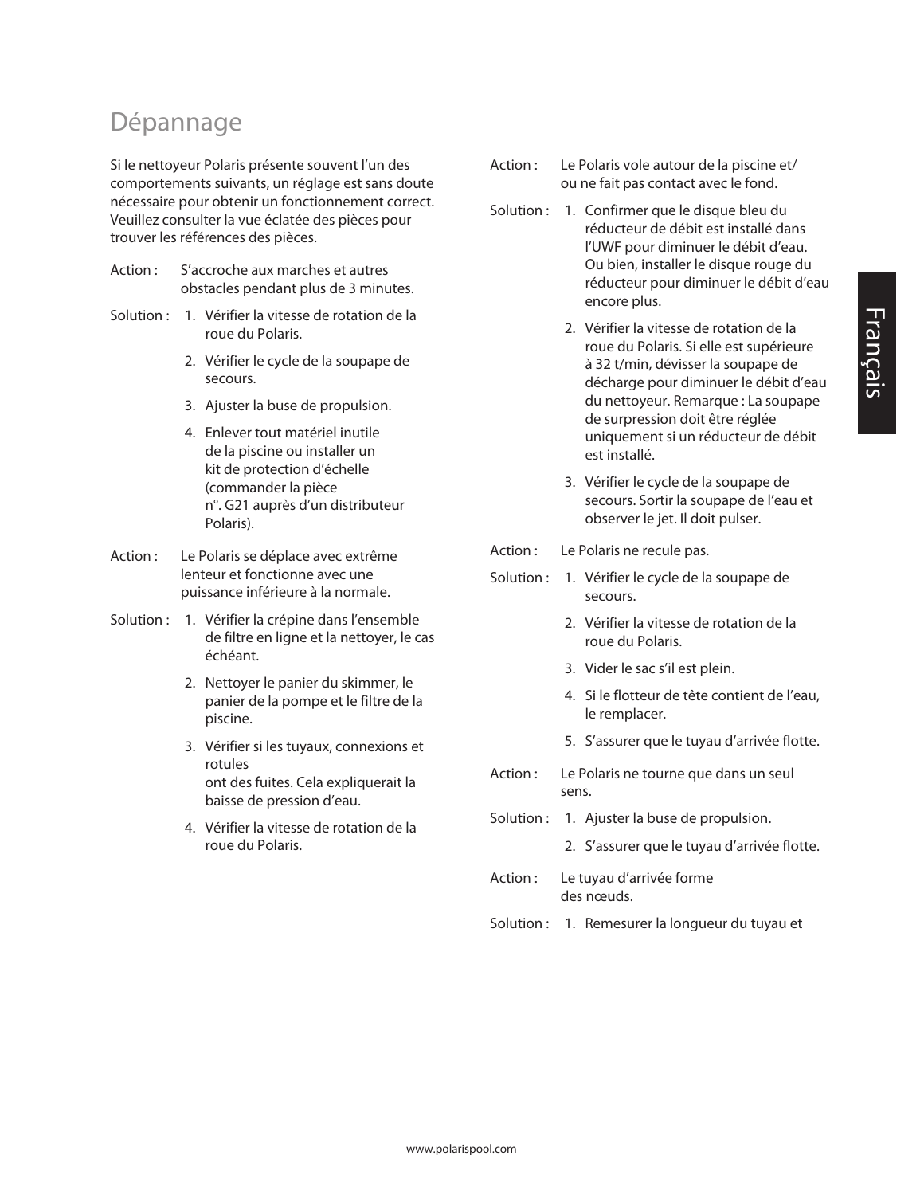# Dépannage

Si le nettoyeur Polaris présente souvent l'un des comportements suivants, un réglage est sans doute nécessaire pour obtenir un fonctionnement correct. Veuillez consulter la vue éclatée des pièces pour trouver les références des pièces.

**Action :** S'accroche aux marches et autres obstacles pendant plus de 3 minutes.

**Solution :**

1. Vérifier la vitesse de rotation de la roue du Polaris.
2. Vérifier le cycle de la soupape de secours.
3. Ajuster la buse de propulsion.
4. Enlever tout matériel inutile de la piscine ou installer un kit de protection d'échelle (commander la pièce n°. G21 auprès d'un distributeur Polaris).

**Action :** Le Polaris se déplace avec extrême lenteur et fonctionne avec une puissance inférieure à la normale.

**Solution :**

1. Vérifier la crépine dans l'ensemble de filtre en ligne et la nettoyer, le cas échéant.
2. Nettoyer le panier du skimmer, le panier de la pompe et le filtre de la piscine.
3. Vérifier si les tuyaux, connexions et rotules ont des fuites. Cela expliquerait la baisse de pression d'eau.
4. Vérifier la vitesse de rotation de la roue du Polaris.

**Action :** Le Polaris vole autour de la piscine et/ou ne fait pas contact avec le fond.

**Solution :**

1. Confirmer que le disque bleu du réducteur de débit est installé dans l'UWF pour diminuer le débit d'eau. Ou bien, installer le disque rouge du réducteur pour diminuer le débit d'eau encore plus.
2. Vérifier la vitesse de rotation de la roue du Polaris. Si elle est supérieure à 32 t/min, dévisser la soupape de décharge pour diminuer le débit d'eau du nettoyeur. Remarque : La soupape de surpression doit être réglée uniquement si un réducteur de débit est installé.
3. Vérifier le cycle de la soupape de secours. Sortir la soupape de l'eau et observer le jet. Il doit pulser.

**Action :** Le Polaris ne recule pas.

**Solution :**

1. Vérifier le cycle de la soupape de secours.
2. Vérifier la vitesse de rotation de la roue du Polaris.
3. Vider le sac s'il est plein.
4. Si le flotteur de tête contient de l'eau, le remplacer.
5. S'assurer que le tuyau d'arrivée flotte.

**Action :** Le Polaris ne tourne que dans un seul sens.

**Solution :**

1. Ajuster la buse de propulsion.
2. S'assurer que le tuyau d'arrivée flotte.

**Action :** Le tuyau d'arrivée forme des nœuds.

**Solution :**

1. Remesurer la longueur du tuyau et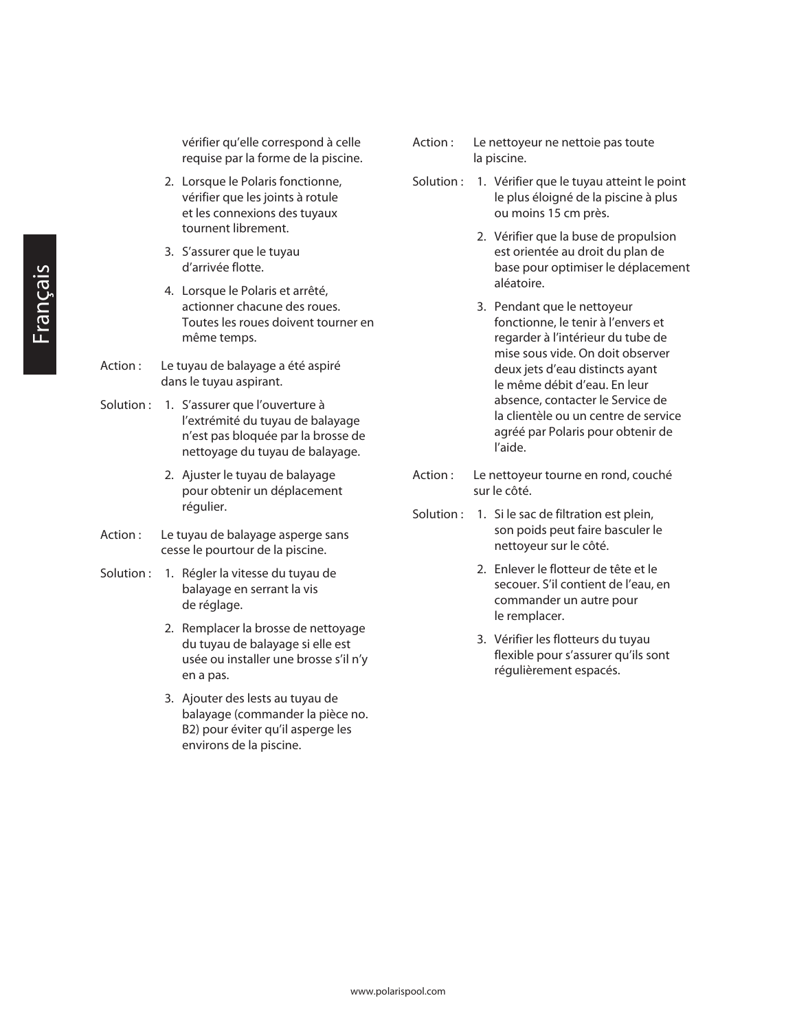vérifier qu'elle correspond à celle requise par la forme de la piscine.

2. Lorsque le Polaris fonctionne, vérifier que les joints à rotule et les connexions des tuyaux tournent librement.
3. S'assurer que le tuyau d'arrivée flotte.
4. Lorsque le Polaris et arrêté, actionner chacune des roues. Toutes les roues doivent tourner en même temps.

Action : Le tuyau de balayage a été aspiré dans le tuyau aspirant.

Solution :

1. S'assurer que l'ouverture à l'extrémité du tuyau de balayage n'est pas bloquée par la brosse de nettoyage du tuyau de balayage.
2. Ajuster le tuyau de balayage pour obtenir un déplacement régulier.

Action : Le tuyau de balayage asperge sans cesse le pourtour de la piscine.

Solution :

1. Régler la vitesse du tuyau de balayage en serrant la vis de réglage.
2. Remplacer la brosse de nettoyage du tuyau de balayage si elle est usée ou installer une brosse s'il n'y en a pas.
3. Ajouter des lests au tuyau de balayage (commander la pièce no. B2) pour éviter qu'il asperge les environs de la piscine.

Action : Le nettoyeur ne nettoie pas toute la piscine.

Solution :

1. Vérifier que le tuyau atteint le point le plus éloigné de la piscine à plus ou moins 15 cm près.
2. Vérifier que la buse de propulsion est orientée au droit du plan de base pour optimiser le déplacement aléatoire.
3. Pendant que le nettoyeur fonctionne, le tenir à l'envers et regarder à l'intérieur du tube de mise sous vide. On doit observer deux jets d'eau distincts ayant le même débit d'eau. En leur absence, contacter le Service de la clientèle ou un centre de service agréé par Polaris pour obtenir de l'aide.

Action : Le nettoyeur tourne en rond, couché sur le côté.

Solution :

1. Si le sac de filtration est plein, son poids peut faire basculer le nettoyeur sur le côté.
2. Enlever le flotteur de tête et le secouer. S'il contient de l'eau, en commander un autre pour le remplacer.
3. Vérifier les flotteurs du tuyau flexible pour s'assurer qu'ils sont régulièrement espacés.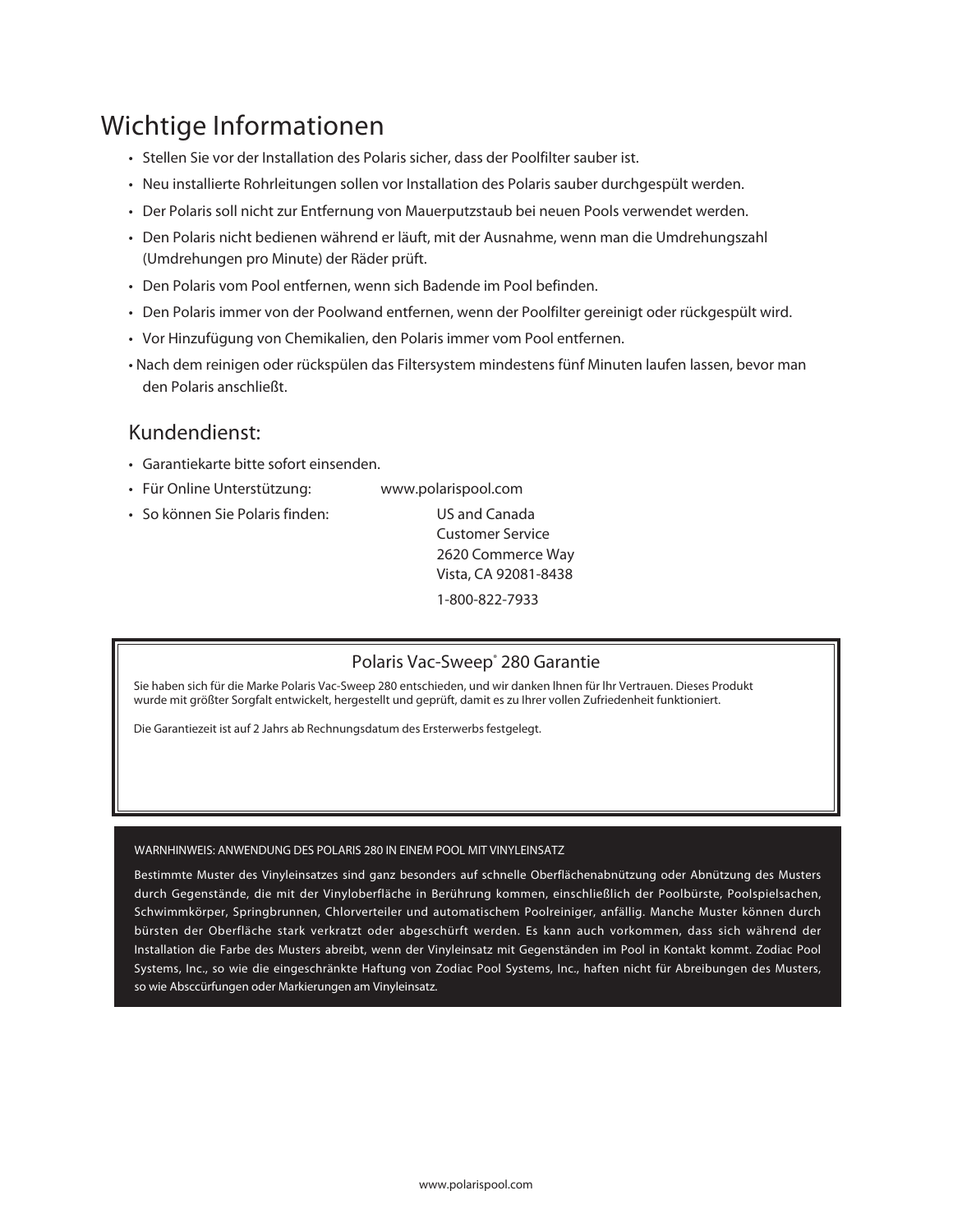# Wichtige Informationen

- Stellen Sie vor der Installation des Polaris sicher, dass der Poolfilter sauber ist.
- Neu installierte Rohrleitungen sollen vor Installation des Polaris sauber durchgespült werden.
- Der Polaris soll nicht zur Entfernung von Mauerputzstaub bei neuen Pools verwendet werden.
- Den Polaris nicht bedienen während er läuft, mit der Ausnahme, wenn man die Umdrehungszahl (Umdrehungen pro Minute) der Räder prüft.
- Den Polaris vom Pool entfernen, wenn sich Badende im Pool befinden.
- Den Polaris immer von der Poolwand entfernen, wenn der Poolfilter gereinigt oder rückgespült wird.
- Vor Hinzufügung von Chemikalien, den Polaris immer vom Pool entfernen.
- Nach dem reinigen oder rückspülen das Filtersystem mindestens fünf Minuten laufen lassen, bevor man den Polaris anschließt.

## Kundendienst:

- Garantiekarte bitte sofort einsenden.
- Für Online Unterstützung: www.polarispool.com
- So können Sie Polaris finden:

  US and Canada
  Customer Service
  2620 Commerce Way
  Vista, CA 92081-8438

  1-800-822-7933

### Polaris Vac-Sweep® 280 Garantie

Sie haben sich für die Marke Polaris Vac-Sweep 280 entschieden, und wir danken Ihnen für Ihr Vertrauen. Dieses Produkt wurde mit größter Sorgfalt entwickelt, hergestellt und geprüft, damit es zu Ihrer vollen Zufriedenheit funktioniert.

Die Garantiezeit ist auf 2 Jahrs ab Rechnungsdatum des Ersterwerbs festgelegt.

WARNHINWEIS: ANWENDUNG DES POLARIS 280 IN EINEM POOL MIT VINYLEINSATZ

Bestimmte Muster des Vinyleinsatzes sind ganz besonders auf schnelle Oberflächenabnützung oder Abnützung des Musters durch Gegenstände, die mit der Vinyloberfläche in Berührung kommen, einschließlich der Poolbürste, Poolspielsachen, Schwimmkörper, Springbrunnen, Chlorverteiler und automatischem Poolreiniger, anfällig. Manche Muster können durch bürsten der Oberfläche stark verkratzt oder abgeschürft werden. Es kann auch vorkommen, dass sich während der Installation die Farbe des Musters abreibt, wenn der Vinyleinsatz mit Gegenständen im Pool in Kontakt kommt. Zodiac Pool Systems, Inc., so wie die eingeschränkte Haftung von Zodiac Pool Systems, Inc., haften nicht für Abreibungen des Musters, so wie Absccürfungen oder Markierungen am Vinyleinsatz.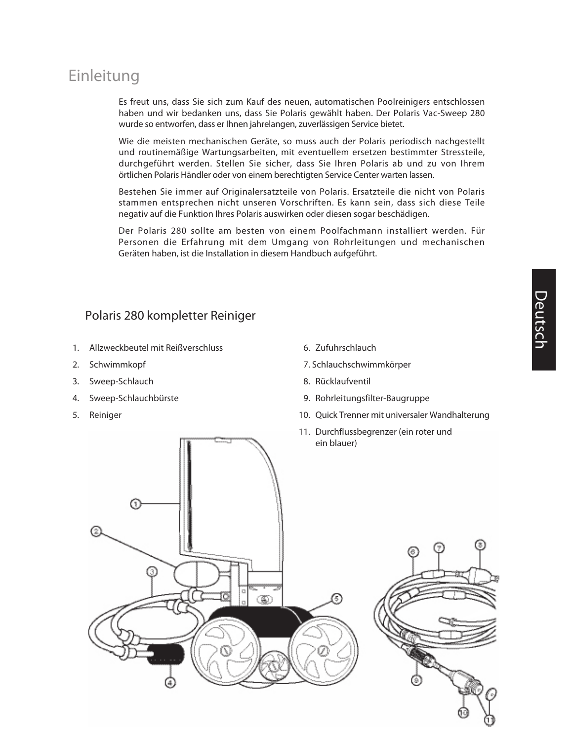# Einleitung

Es freut uns, dass Sie sich zum Kauf des neuen, automatischen Poolreinigers entschlossen haben und wir bedanken uns, dass Sie Polaris gewählt haben. Der Polaris Vac-Sweep 280 wurde so entworfen, dass er Ihnen jahrelangen, zuverlässigen Service bietet.

Wie die meisten mechanischen Geräte, so muss auch der Polaris periodisch nachgestellt und routinemäßige Wartungsarbeiten, mit eventuellem ersetzen bestimmter Stressteile, durchgeführt werden. Stellen Sie sicher, dass Sie Ihren Polaris ab und zu von Ihrem örtlichen Polaris Händler oder von einem berechtigten Service Center warten lassen.

Bestehen Sie immer auf Originalersatzteile von Polaris. Ersatzteile die nicht von Polaris stammen entsprechen nicht unseren Vorschriften. Es kann sein, dass sich diese Teile negativ auf die Funktion Ihres Polaris auswirken oder diesen sogar beschädigen.

Der Polaris 280 sollte am besten von einem Poolfachmann installiert werden. Für Personen die Erfahrung mit dem Umgang von Rohrleitungen und mechanischen Geräten haben, ist die Installation in diesem Handbuch aufgeführt.

## Polaris 280 kompletter Reiniger

1. Allzweckbeutel mit Reißverschluss
2. Schwimmkopf
3. Sweep-Schlauch
4. Sweep-Schlauchbürste
5. Reiniger
6. Zufuhrschlauch
7. Schlauchschwimmkörper
8. Rücklaufventil
9. Rohrleitungsfilter-Baugruppe
10. Quick Trenner mit universaler Wandhalterung
11. Durchflussbegrenzer (ein roter und ein blauer)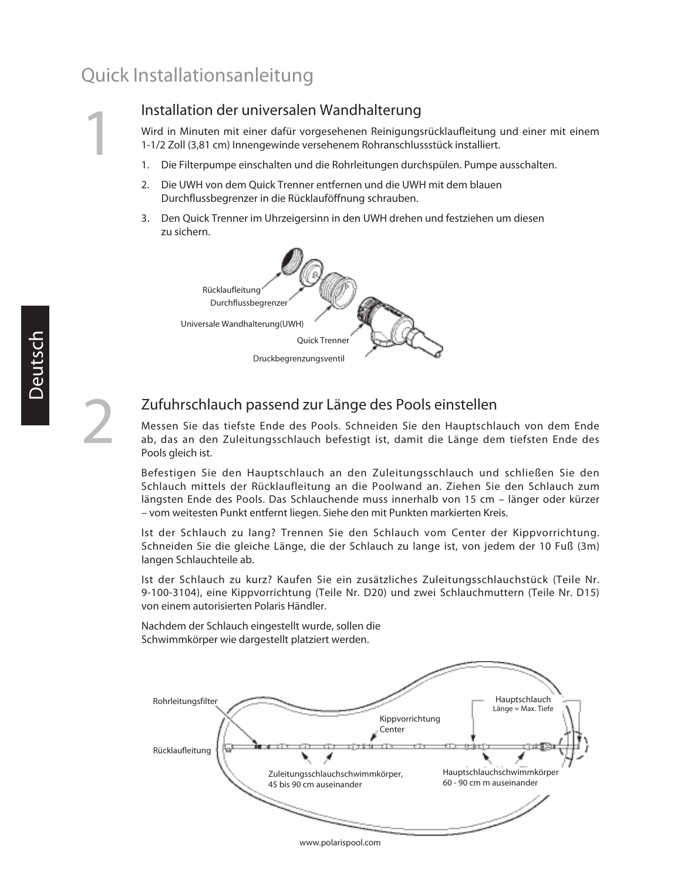# Quick Installationsanleitung

## 1 Installation der universalen Wandhalterung

Wird in Minuten mit einer dafür vorgesehenen Reinigungsrücklaufleitung und einer mit einem 1-1/2 Zoll (3,81 cm) Innengewinde versehenem Rohranschlussstück installiert.

1. Die Filterpumpe einschalten und die Rohrleitungen durchspülen. Pumpe ausschalten.
2. Die UWH von dem Quick Trenner entfernen und die UWH mit dem blauen Durchflussbegrenzer in die Rücklauföffnung schrauben.
3. Den Quick Trenner im Uhrzeigersinn in den UWH drehen und festziehen um diesen zu sichern.

Rücklaufleitung
Durchflussbegrenzer
Universale Wandhalterung(UWH)
Quick Trenner
Druckbegrenzungsventil

## 2 Zufuhrschlauch passend zur Länge des Pools einstellen

Messen Sie das tiefste Ende des Pools. Schneiden Sie den Hauptschlauch von dem Ende ab, das an den Zuleitungsschlauch befestigt ist, damit die Länge dem tiefsten Ende des Pools gleich ist.

Befestigen Sie den Hauptschlauch an den Zuleitungsschlauch und schließen Sie den Schlauch mittels der Rücklaufleitung an die Poolwand an. Ziehen Sie den Schlauch zum längsten Ende des Pools. Das Schlauchende muss innerhalb von 15 cm – länger oder kürzer – vom weitesten Punkt entfernt liegen. Siehe den mit Punkten markierten Kreis.

Ist der Schlauch zu lang? Trennen Sie den Schlauch vom Center der Kippvorrichtung. Schneiden Sie die gleiche Länge, die der Schlauch zu lange ist, von jedem der 10 Fuß (3m) langen Schlauchteile ab.

Ist der Schlauch zu kurz? Kaufen Sie ein zusätzliches Zuleitungsschlauchstück (Teile Nr. 9-100-3104), eine Kippvorrichtung (Teile Nr. D20) und zwei Schlauchmuttern (Teile Nr. D15) von einem autorisierten Polaris Händler.

Nachdem der Schlauch eingestellt wurde, sollen die Schwimmkörper wie dargestellt platziert werden.

Rohrleitungsfilter
Rücklaufleitung
Kippvorrichtung Center
Hauptschlauch
Länge = Max. Tiefe
Zuleitungsschlauchschwimmkörper, 45 bis 90 cm auseinander
Hauptschlauchschwimmkörper 60 - 90 cm m auseinander

www.polarispool.com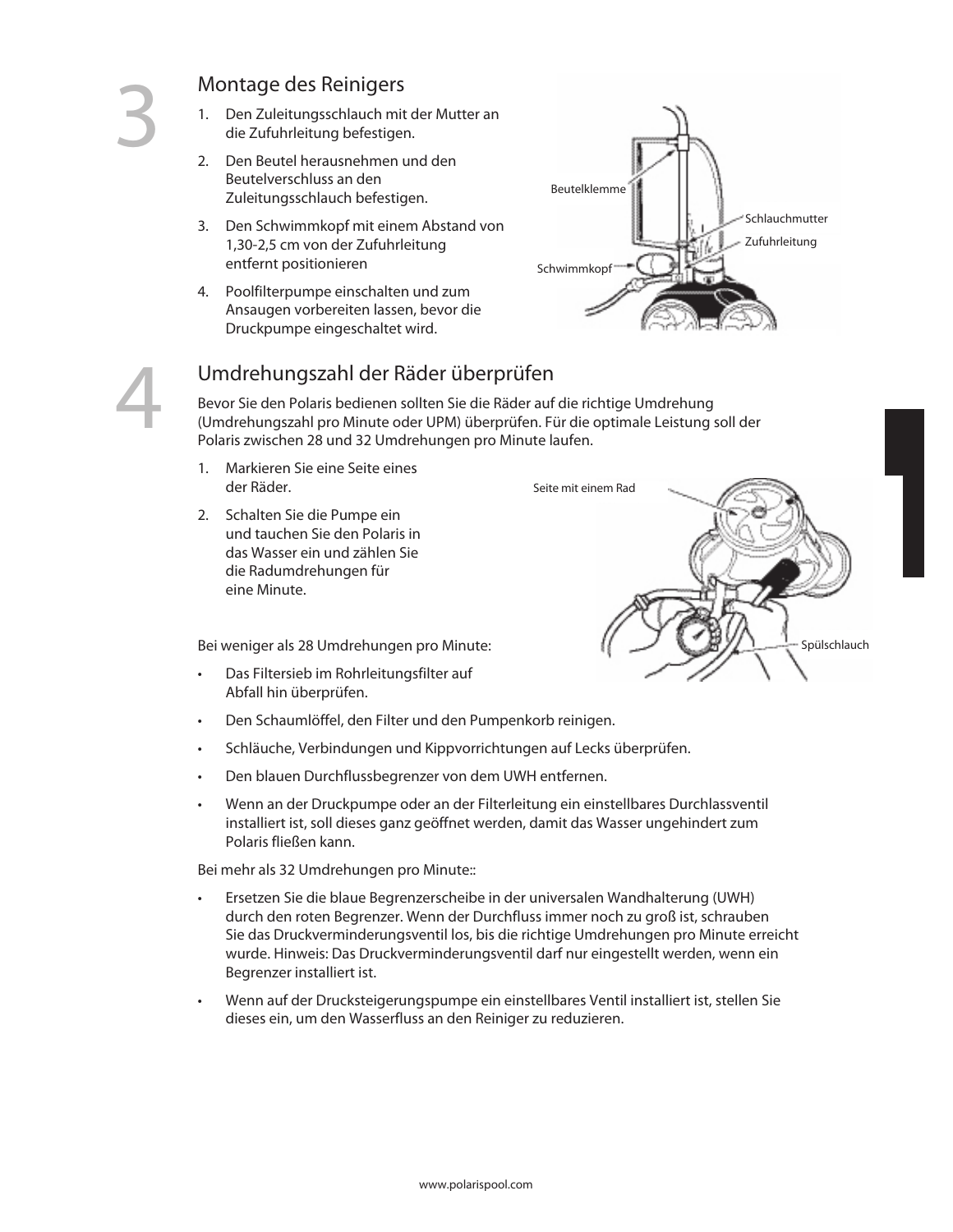## 3 Montage des Reinigers

1. Den Zuleitungsschlauch mit der Mutter an die Zufuhrleitung befestigen.
2. Den Beutel herausnehmen und den Beutelverschluss an den Zuleitungsschlauch befestigen.
3. Den Schwimmkopf mit einem Abstand von 1,30-2,5 cm von der Zufuhrleitung entfernt positionieren
4. Poolfilterpumpe einschalten und zum Ansaugen vorbereiten lassen, bevor die Druckpumpe eingeschaltet wird.

Beutelklemme

Schlauchmutter

Zufuhrleitung

Schwimmkopf

## 4 Umdrehungszahl der Räder überprüfen

Bevor Sie den Polaris bedienen sollten Sie die Räder auf die richtige Umdrehung (Umdrehungszahl pro Minute oder UPM) überprüfen. Für die optimale Leistung soll der Polaris zwischen 28 und 32 Umdrehungen pro Minute laufen.

1. Markieren Sie eine Seite eines der Räder.
2. Schalten Sie die Pumpe ein und tauchen Sie den Polaris in das Wasser ein und zählen Sie die Radumdrehungen für eine Minute.

Seite mit einem Rad

Spülschlauch

Bei weniger als 28 Umdrehungen pro Minute:

- Das Filtersieb im Rohrleitungsfilter auf Abfall hin überprüfen.
- Den Schaumlöffel, den Filter und den Pumpenkorb reinigen.
- Schläuche, Verbindungen und Kippvorrichtungen auf Lecks überprüfen.
- Den blauen Durchflussbegrenzer von dem UWH entfernen.
- Wenn an der Druckpumpe oder an der Filterleitung ein einstellbares Durchlassventil installiert ist, soll dieses ganz geöffnet werden, damit das Wasser ungehindert zum Polaris fließen kann.

Bei mehr als 32 Umdrehungen pro Minute::

- Ersetzen Sie die blaue Begrenzerscheibe in der universalen Wandhalterung (UWH) durch den roten Begrenzer. Wenn der Durchfluss immer noch zu groß ist, schrauben Sie das Druckverminderungsventil los, bis die richtige Umdrehungen pro Minute erreicht wurde. Hinweis: Das Druckverminderungsventil darf nur eingestellt werden, wenn ein Begrenzer installiert ist.
- Wenn auf der Drucksteigerungspumpe ein einstellbares Ventil installiert ist, stellen Sie dieses ein, um den Wasserfluss an den Reiniger zu reduzieren.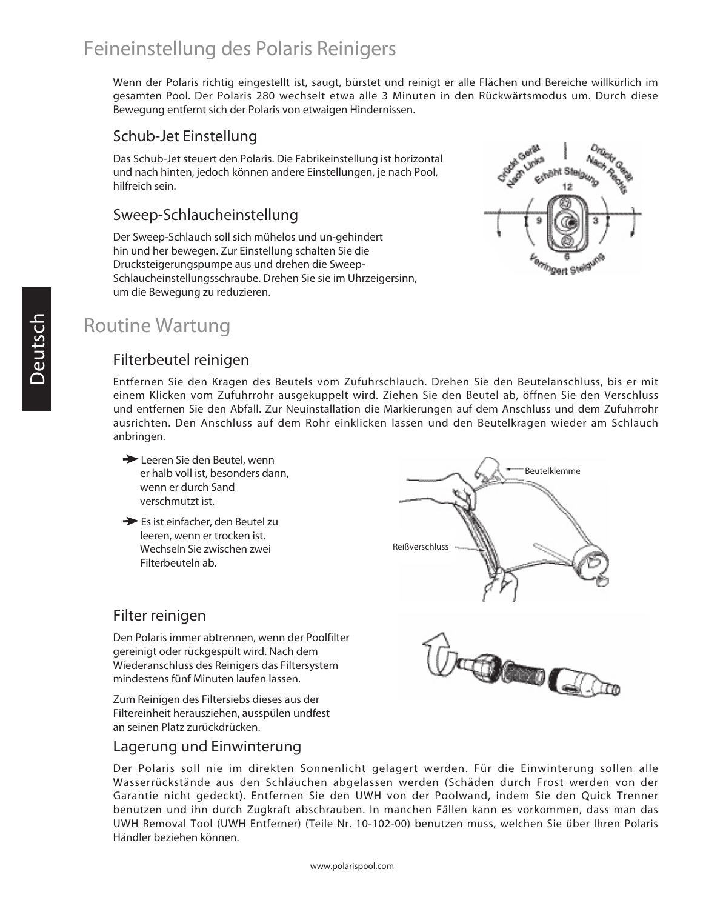# Feineinstellung des Polaris Reinigers

Wenn der Polaris richtig eingestellt ist, saugt, bürstet und reinigt er alle Flächen und Bereiche willkürlich im gesamten Pool. Der Polaris 280 wechselt etwa alle 3 Minuten in den Rückwärtsmodus um. Durch diese Bewegung entfernt sich der Polaris von etwaigen Hindernissen.

## Schub-Jet Einstellung

Das Schub-Jet steuert den Polaris. Die Fabrikeinstellung ist horizontal und nach hinten, jedoch können andere Einstellungen, je nach Pool, hilfreich sein.

## Sweep-Schlaucheinstellung

Der Sweep-Schlauch soll sich mühelos und un-gehindert hin und her bewegen. Zur Einstellung schalten Sie die Drucksteigerungspumpe aus und drehen die Sweep-Schlaucheinstellungsschraube. Drehen Sie sie im Uhrzeigersinn, um die Bewegung zu reduzieren.

Drückt Gerät Nach Links | Erhöht Steigung | Drückt Gerät Nach Rechts | 12 | 9 | 3 | 6 | Verringert Steigung

# Routine Wartung

## Filterbeutel reinigen

Entfernen Sie den Kragen des Beutels vom Zufuhrschlauch. Drehen Sie den Beutelanschluss, bis er mit einem Klicken vom Zufuhrrohr ausgekuppelt wird. Ziehen Sie den Beutel ab, öffnen Sie den Verschluss und entfernen Sie den Abfall. Zur Neuinstallation die Markierungen auf dem Anschluss und dem Zufuhrrohr ausrichten. Den Anschluss auf dem Rohr einklicken lassen und den Beutelkragen wieder am Schlauch anbringen.

- ➔ Leeren Sie den Beutel, wenn er halb voll ist, besonders dann, wenn er durch Sand verschmutzt ist.
- ➔ Es ist einfacher, den Beutel zu leeren, wenn er trocken ist. Wechseln Sie zwischen zwei Filterbeuteln ab.

Beutelklemme

Reißverschluss

## Filter reinigen

Den Polaris immer abtrennen, wenn der Poolfilter gereinigt oder rückgespült wird. Nach dem Wiederanschluss des Reinigers das Filtersystem mindestens fünf Minuten laufen lassen.

Zum Reinigen des Filtersiebs dieses aus der Filtereinheit herausziehen, ausspülen undfest an seinen Platz zurückdrücken.

## Lagerung und Einwinterung

Der Polaris soll nie im direkten Sonnenlicht gelagert werden. Für die Einwinterung sollen alle Wasserrückstände aus den Schläuchen abgelassen werden (Schäden durch Frost werden von der Garantie nicht gedeckt). Entfernen Sie den UWH von der Poolwand, indem Sie den Quick Trenner benutzen und ihn durch Zugkraft abschrauben. In manchen Fällen kann es vorkommen, dass man das UWH Removal Tool (UWH Entferner) (Teile Nr. 10-102-00) benutzen muss, welchen Sie über Ihren Polaris Händler beziehen können.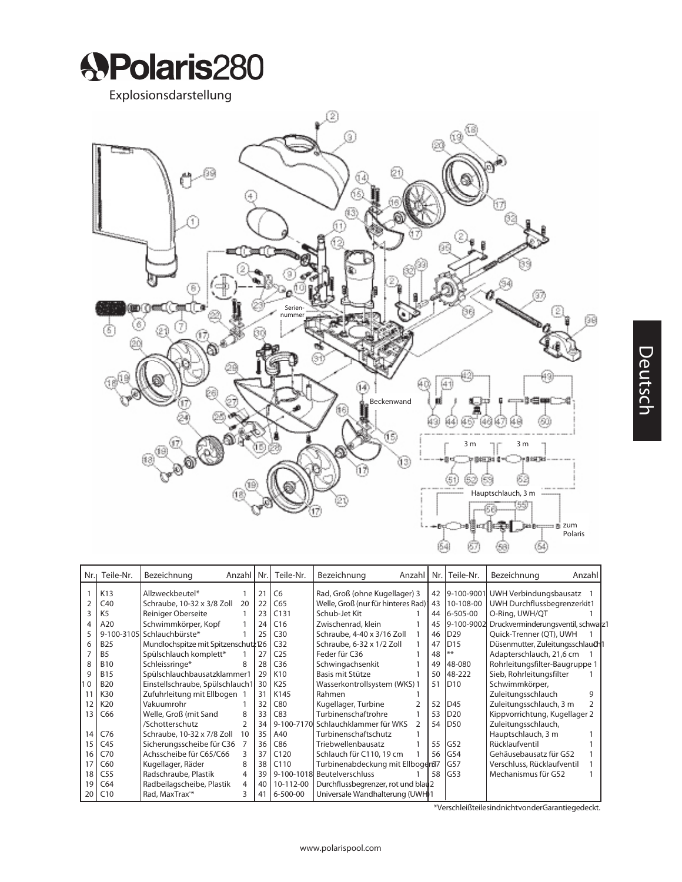# Polaris 280

Explosionsdarstellung

Deutsch

| Nr. | Teile-Nr. | Bezeichnung | Anzahl | Nr. | Teile-Nr. | Bezeichnung | Anzahl | Nr. | Teile-Nr. | Bezeichnung | Anzahl |
|---|---|---|---|---|---|---|---|---|---|---|---|
| 1 | K13 | Allzweckbeutel* | 1 | 21 | C6 | Rad, Groß (ohne Kugellager) | 3 | 42 | 9-100-9001 | UWH Verbindungsbausatz | 1 |
| 2 | C40 | Schraube, 10-32 x 3/8 Zoll | 20 | 22 | C65 | Welle, Groß (nur für hinteres Rad) | 1 | 43 | 10-108-00 | UWH Durchflussbegrenzerkit | 1 |
| 3 | K5 | Reiniger Oberseite | 1 | 23 | C131 | Schub-Jet Kit | 1 | 44 | 6-505-00 | O-Ring, UWH/QT | 1 |
| 4 | A20 | Schwimmkörper, Kopf | 1 | 24 | C16 | Zwischenrad, klein | 1 | 45 | 9-100-9002 | Druckverminderungsventil, schwarz | 1 |
| 5 | 9-100-3105 | Schlauchbürste* | 1 | 25 | C30 | Schraube, 4-40 x 3/16 Zoll | 1 | 46 | D29 | Quick-Trenner (QT), UWH | 1 |
| 6 | B25 | Mundlochspitze mit Spitzenschutz | 1 | 26 | C32 | Schraube, 6-32 x 1/2 Zoll | 1 | 47 | D15 | Düsenmutter, Zuleitungsschlauch | 1 |
| 7 | B5 | Spülschlauch komplett* | 1 | 27 | C25 | Feder für C36 | 1 | 48 | ** | Adapterschlauch, 21,6 cm | 1 |
| 8 | B10 | Schleissringe* | 8 | 28 | C36 | Schwingachsenkit | 1 | 49 | 48-080 | Rohrleitungsfilter-Baugruppe | 1 |
| 9 | B15 | Spülschlauchbausatzklammer | 1 | 29 | K10 | Basis mit Stütze | 1 | 50 | 48-222 | Sieb, Rohrleitungsfilter | 1 |
| 10 | B20 | Einstellschraube, Spülschlauch | 1 | 30 | K25 | Wasserkontrollsystem (WKS) | 1 | 51 | D10 | Schwimmkörper, Zuleitungsschlauch | 9 |
| 11 | K30 | Zufuhrleitung mit Ellbogen | 1 | 31 | K145 | Rahmen | 1 | 52 | D45 | Zuleitungsschlauch, 3 m | 2 |
| 12 | K20 | Vakuumrohr | 1 | 32 | C80 | Kugellager, Turbine | 2 | 53 | D20 | Kippvorrichtung, Kugellager | 2 |
| 13 | C66 | Welle, Groß (mit Sand /Schotterschutz | 8<br>2 | 33 | C83 | Turbinenschaftrohre | 1 | 54 | D50 | Zuleitungsschlauch, Hauptschlauch, 3 m | 1 |
| 14 | C76 | Schraube, 10-32 x 7/8 Zoll | 10 | 34 | 9-100-7170 | Schlauchklammer für WKS | 2 | | | | |
| 15 | C45 | Sicherungsscheibe für C36 | 7 | 35 | A40 | Turbinenschaftschutz | 1 | 55 | G52 | Rücklaufventil | 1 |
| 16 | C70 | Achsscheibe für C65/C66 | 3 | 36 | C86 | Triebwellenbausatz | 1 | 56 | G54 | Gehäusebausatz für G52 | 1 |
| 17 | C60 | Kugellager, Räder | 8 | 37 | C120 | Schlauch für C110, 19 cm | 1 | 57 | G57 | Verschluss, Rücklaufventil | 1 |
| 18 | C55 | Radschraube, Plastik | 4 | 38 | C110 | Turbinenabdeckung mit Ellbogen | 1 | 58 | G53 | Mechanismus für G52 | 1 |
| 19 | C64 | Radbeilagscheibe, Plastik | 4 | 39 | 9-100-1018 | Beutelverschluss | 1 | | | | |
| 20 | C10 | Rad, MaxTrax* | 3 | 40 | 10-112-00 | Durchflussbegrenzer, rot und blau | 2 | | | | |
| | | | | 41 | 6-500-00 | Universale Wandhalterung (UWH) | 1 | | | | |

*Verschleißteile sind nicht von der Garantie gedeckt.

www.polarispool.com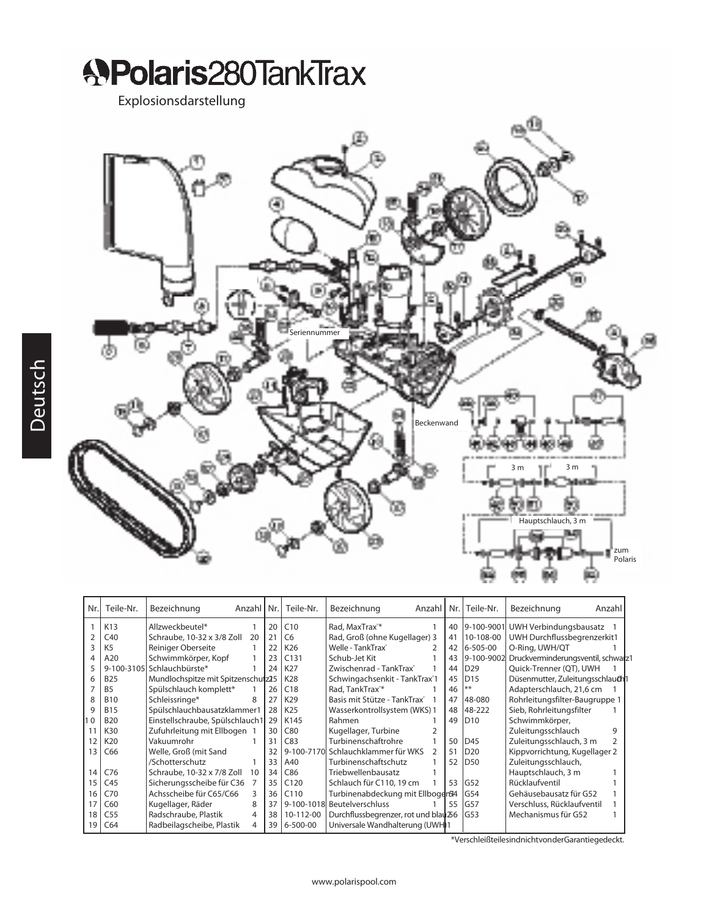# Polaris 280 TankTrax

Explosionsdarstellung

Seriennummer

Beckenwand

3 m

3 m

Hauptschlauch, 3 m

zum Polaris

| Nr. | Teile-Nr. | Bezeichnung | Anzahl | Nr. | Teile-Nr. | Bezeichnung | Anzahl | Nr. | Teile-Nr. | Bezeichnung | Anzahl |
|---|---|---|---|---|---|---|---|---|---|---|---|
| 1 | K13 | Allzweckbeutel* | 1 | 20 | C10 | Rad, MaxTrax®* | 1 | 40 | 9-100-9001 | UWH Verbindungsbausatz | 1 |
| 2 | C40 | Schraube, 10-32 x 3/8 Zoll | 20 | 21 | C6 | Rad, Groß (ohne Kugellager) | 3 | 41 | 10-108-00 | UWH Durchflussbegrenzerkit | 1 |
| 3 | K5 | Reiniger Oberseite | 1 | 22 | K26 | Welle - TankTrax® | 2 | 42 | 6-505-00 | O-Ring, UWH/QT | 1 |
| 4 | A20 | Schwimmkörper, Kopf | 1 | 23 | C131 | Schub-Jet Kit | 1 | 43 | 9-100-9002 | Druckverminderungsventil, schwarz | 1 |
| 5 | 9-100-3105 | Schlauchbürste* | 1 | 24 | K27 | Zwischenrad - TankTrax® | 1 | 44 | D29 | Quick-Trenner (QT), UWH | 1 |
| 6 | B25 | Mundlochspitze mit Spitzenschutz | | 25 | K28 | Schwingachsenkit - TankTrax® | 1 | 45 | D15 | Düsenmutter, Zuleitungsschlauch | 1 |
| 7 | B5 | Spülschlauch komplett* | 1 | 26 | C18 | Rad, TankTrax®* | 1 | 46 | ** | Adapterschlauch, 21,6 cm | 1 |
| 8 | B10 | Schleissringe* | 8 | 27 | K29 | Basis mit Stütze - TankTrax® | 1 | 47 | 48-080 | Rohrleitungsfilter-Baugruppe | 1 |
| 9 | B15 | Spülschlauchbausatzklammer | 1 | 28 | K25 | Wasserkontrollsystem (WKS) | 1 | 48 | 48-222 | Sieb, Rohrleitungsfilter | 1 |
| 10 | B20 | Einstellschraube, Spülschlauch | 1 | 29 | K145 | Rahmen | 1 | 49 | D10 | Schwimmkörper, Zuleitungsschlauch | 9 |
| 11 | K30 | Zufuhrleitung mit Ellbogen | 1 | 30 | C80 | Kugellager, Turbine | 2 | | | | |
| 12 | K20 | Vakuumrohr | 1 | 31 | C83 | Turbinenschaftrohre | 1 | 50 | D45 | Zuleitungsschlauch, 3 m | 2 |
| 13 | C66 | Welle, Groß (mit Sand /Schotterschutz | 1 | 32 | 9-100-7170 | Schlauchklammer für WKS | 2 | 51 | D20 | Kippvorrichtung, Kugellager | 2 |
| 14 | C76 | Schraube, 10-32 x 7/8 Zoll | 10 | 33 | A40 | Turbinenschaftschutz | 1 | 52 | D50 | Zuleitungsschlauch, Hauptschlauch, 3 m | 1 |
| 15 | C45 | Sicherungsscheibe für C36 | 7 | 34 | C86 | Triebwellenbausatz | 1 | | | | |
| 16 | C70 | Achsscheibe für C65/C66 | 3 | 35 | C120 | Schlauch für C110, 19 cm | 1 | 53 | G52 | Rücklaufventil | 1 |
| 17 | C60 | Kugellager, Räder | 8 | 36 | C110 | Turbinenabdeckung mit Ellbogen | 1 | 54 | G54 | Gehäusebausatz für G52 | 1 |
| 18 | C55 | Radschraube, Plastik | 4 | 37 | 9-100-1018 | Beutelverschluss | 1 | 55 | G57 | Verschluss, Rücklaufventil | 1 |
| 19 | C64 | Radbeilagscheibe, Plastik | 4 | 38 | 10-112-00 | Durchflussbegrenzer, rot und blau | 2 | 56 | G53 | Mechanismus für G52 | 1 |
| | | | | 39 | 6-500-00 | Universale Wandhalterung (UWH) | 1 | | | | |

*Verschleißteile sind nicht von der Garantie gedeckt.

www.polarispool.com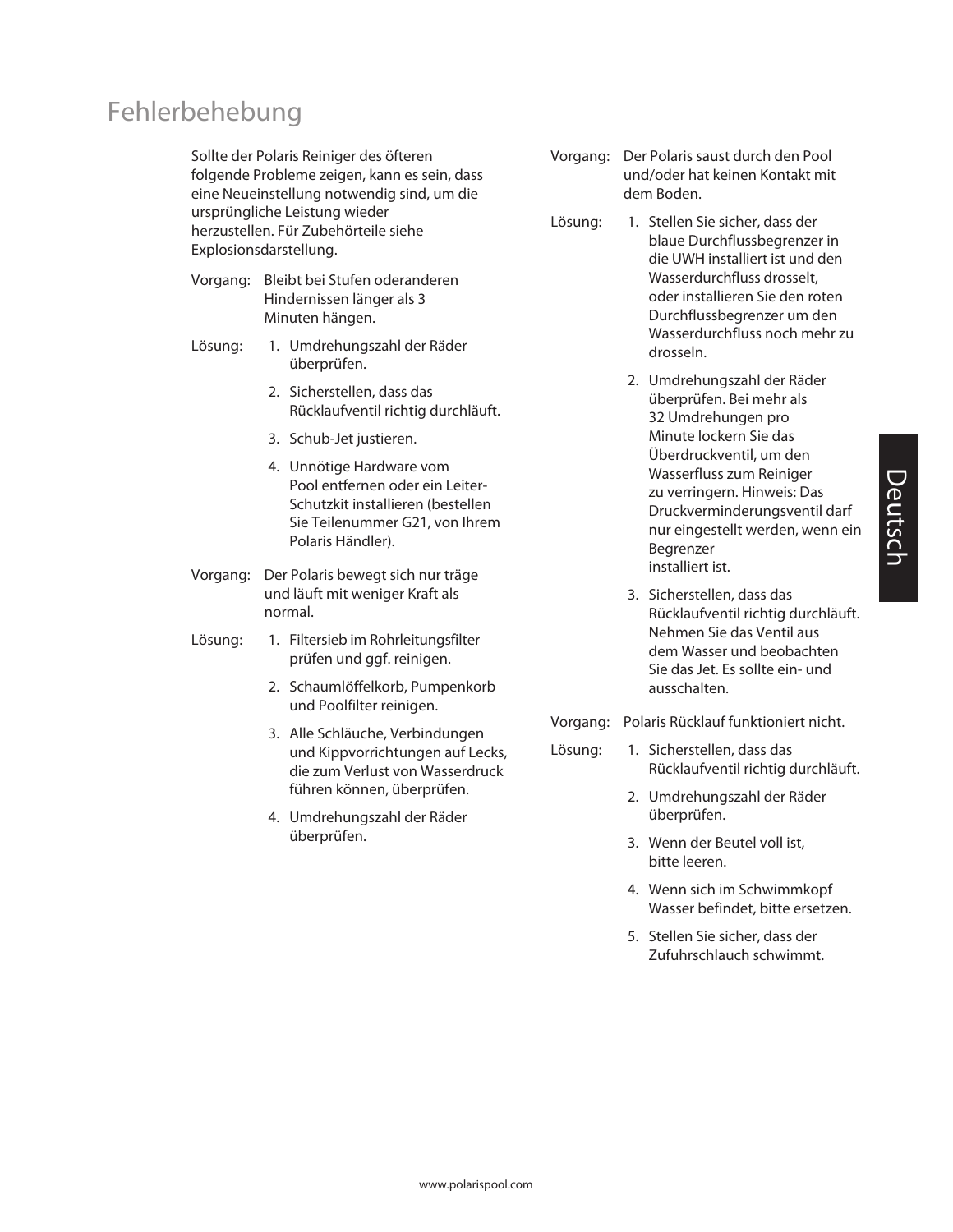# Fehlerbehebung

Sollte der Polaris Reiniger des öfteren folgende Probleme zeigen, kann es sein, dass eine Neueinstellung notwendig sind, um die ursprüngliche Leistung wieder herzustellen. Für Zubehörteile siehe Explosionsdarstellung.

Vorgang: Bleibt bei Stufen oderanderen Hindernissen länger als 3 Minuten hängen.

Lösung:

1. Umdrehungszahl der Räder überprüfen.
2. Sicherstellen, dass das Rücklaufventil richtig durchläuft.
3. Schub-Jet justieren.
4. Unnötige Hardware vom Pool entfernen oder ein Leiter-Schutzkit installieren (bestellen Sie Teilenummer G21, von Ihrem Polaris Händler).

Vorgang: Der Polaris bewegt sich nur träge und läuft mit weniger Kraft als normal.

Lösung:

1. Filtersieb im Rohrleitungsfilter prüfen und ggf. reinigen.
2. Schaumlöffelkorb, Pumpenkorb und Poolfilter reinigen.
3. Alle Schläuche, Verbindungen und Kippvorrichtungen auf Lecks, die zum Verlust von Wasserdruck führen können, überprüfen.
4. Umdrehungszahl der Räder überprüfen.

Vorgang: Der Polaris saust durch den Pool und/oder hat keinen Kontakt mit dem Boden.

Lösung:

1. Stellen Sie sicher, dass der blaue Durchflussbegrenzer in die UWH installiert ist und den Wasserdurchfluss drosselt, oder installieren Sie den roten Durchflussbegrenzer um den Wasserdurchfluss noch mehr zu drosseln.
2. Umdrehungszahl der Räder überprüfen. Bei mehr als 32 Umdrehungen pro Minute lockern Sie das Überdruckventil, um den Wasserfluss zum Reiniger zu verringern. Hinweis: Das Druckverminderungsventil darf nur eingestellt werden, wenn ein Begrenzer installiert ist.
3. Sicherstellen, dass das Rücklaufventil richtig durchläuft. Nehmen Sie das Ventil aus dem Wasser und beobachten Sie das Jet. Es sollte ein- und ausschalten.

Vorgang: Polaris Rücklauf funktioniert nicht.

Lösung:

1. Sicherstellen, dass das Rücklaufventil richtig durchläuft.
2. Umdrehungszahl der Räder überprüfen.
3. Wenn der Beutel voll ist, bitte leeren.
4. Wenn sich im Schwimmkopf Wasser befindet, bitte ersetzen.
5. Stellen Sie sicher, dass der Zufuhrschlauch schwimmt.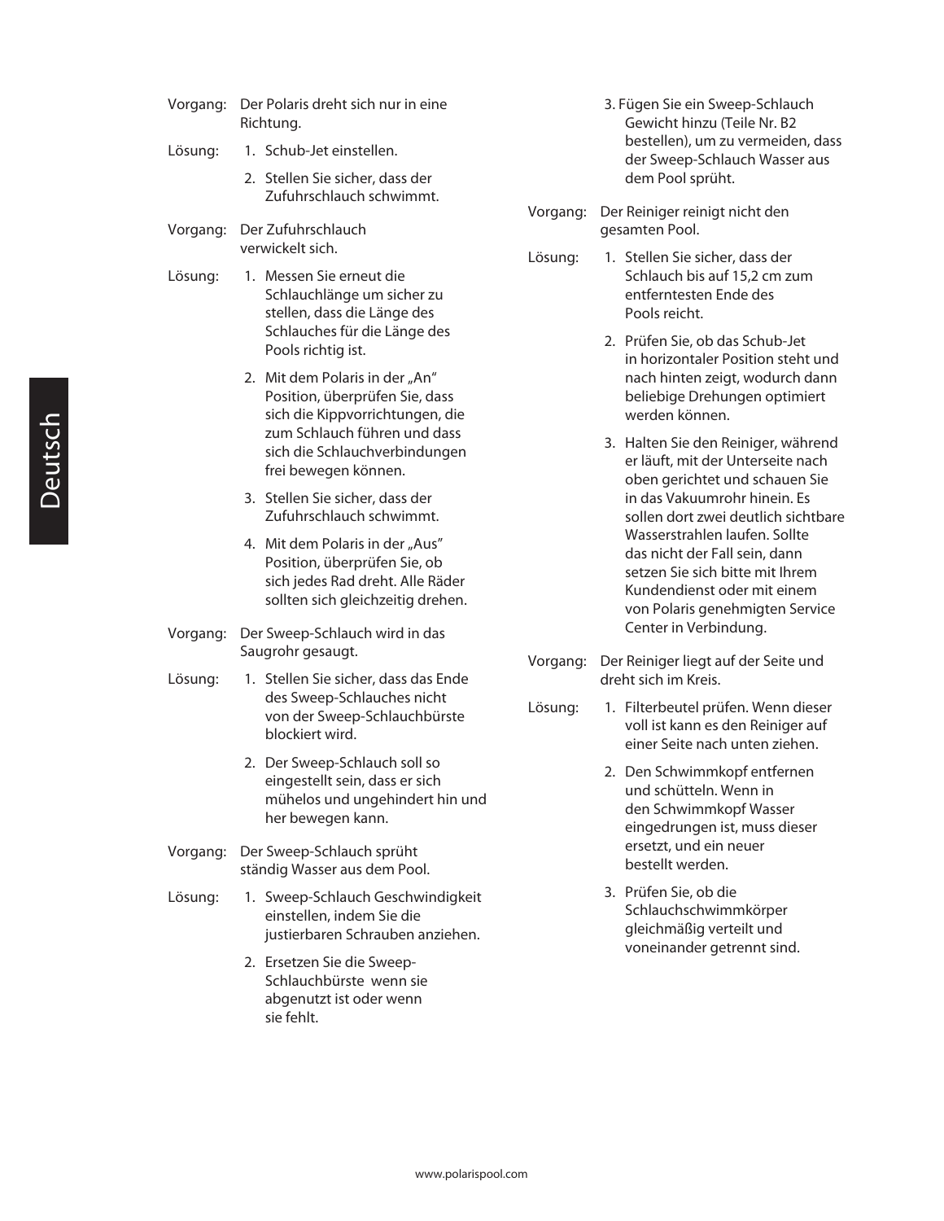Vorgang: Der Polaris dreht sich nur in eine Richtung.

Lösung:
1. Schub-Jet einstellen.
2. Stellen Sie sicher, dass der Zufuhrschlauch schwimmt.

Vorgang: Der Zufuhrschlauch verwickelt sich.

Lösung:
1. Messen Sie erneut die Schlauchlänge um sicher zu stellen, dass die Länge des Schlauches für die Länge des Pools richtig ist.
2. Mit dem Polaris in der „An" Position, überprüfen Sie, dass sich die Kippvorrichtungen, die zum Schlauch führen und dass sich die Schlauchverbindungen frei bewegen können.
3. Stellen Sie sicher, dass der Zufuhrschlauch schwimmt.
4. Mit dem Polaris in der „Aus" Position, überprüfen Sie, ob sich jedes Rad dreht. Alle Räder sollten sich gleichzeitig drehen.

Vorgang: Der Sweep-Schlauch wird in das Saugrohr gesaugt.

Lösung:
1. Stellen Sie sicher, dass das Ende des Sweep-Schlauches nicht von der Sweep-Schlauchbürste blockiert wird.
2. Der Sweep-Schlauch soll so eingestellt sein, dass er sich mühelos und ungehindert hin und her bewegen kann.

Vorgang: Der Sweep-Schlauch sprüht ständig Wasser aus dem Pool.

Lösung:
1. Sweep-Schlauch Geschwindigkeit einstellen, indem Sie die justierbaren Schrauben anziehen.
2. Ersetzen Sie die Sweep-Schlauchbürste wenn sie abgenutzt ist oder wenn sie fehlt.
3. Fügen Sie ein Sweep-Schlauch Gewicht hinzu (Teile Nr. B2 bestellen), um zu vermeiden, dass der Sweep-Schlauch Wasser aus dem Pool sprüht.

Vorgang: Der Reiniger reinigt nicht den gesamten Pool.

Lösung:
1. Stellen Sie sicher, dass der Schlauch bis auf 15,2 cm zum entferntesten Ende des Pools reicht.
2. Prüfen Sie, ob das Schub-Jet in horizontaler Position steht und nach hinten zeigt, wodurch dann beliebige Drehungen optimiert werden können.
3. Halten Sie den Reiniger, während er läuft, mit der Unterseite nach oben gerichtet und schauen Sie in das Vakuumrohr hinein. Es sollen dort zwei deutlich sichtbare Wasserstrahlen laufen. Sollte das nicht der Fall sein, dann setzen Sie sich bitte mit Ihrem Kundendienst oder mit einem von Polaris genehmigten Service Center in Verbindung.

Vorgang: Der Reiniger liegt auf der Seite und dreht sich im Kreis.

Lösung:
1. Filterbeutel prüfen. Wenn dieser voll ist kann es den Reiniger auf einer Seite nach unten ziehen.
2. Den Schwimmkopf entfernen und schütteln. Wenn in den Schwimmkopf Wasser eingedrungen ist, muss dieser ersetzt, und ein neuer bestellt werden.
3. Prüfen Sie, ob die Schlauchschwimmkörper gleichmäßig verteilt und voneinander getrennt sind.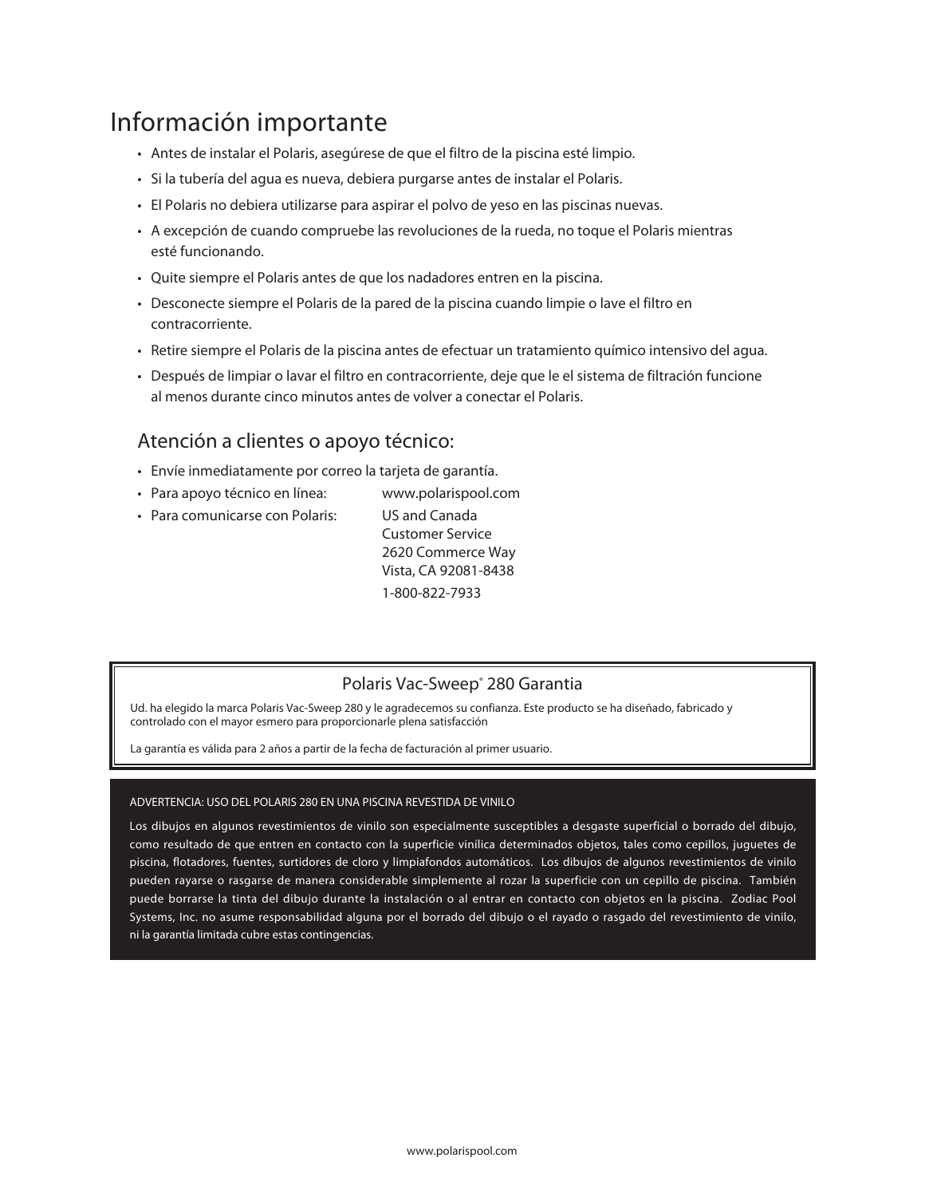# Información importante

- Antes de instalar el Polaris, asegúrese de que el filtro de la piscina esté limpio.
- Si la tubería del agua es nueva, debiera purgarse antes de instalar el Polaris.
- El Polaris no debiera utilizarse para aspirar el polvo de yeso en las piscinas nuevas.
- A excepción de cuando compruebe las revoluciones de la rueda, no toque el Polaris mientras esté funcionando.
- Quite siempre el Polaris antes de que los nadadores entren en la piscina.
- Desconecte siempre el Polaris de la pared de la piscina cuando limpie o lave el filtro en contracorriente.
- Retire siempre el Polaris de la piscina antes de efectuar un tratamiento químico intensivo del agua.
- Después de limpiar o lavar el filtro en contracorriente, deje que le el sistema de filtración funcione al menos durante cinco minutos antes de volver a conectar el Polaris.

## Atención a clientes o apoyo técnico:

- Envíe inmediatamente por correo la tarjeta de garantía.
- Para apoyo técnico en línea: www.polarispool.com
- Para comunicarse con Polaris: US and Canada
  Customer Service
  2620 Commerce Way
  Vista, CA 92081-8438
  1-800-822-7933

## Polaris Vac-Sweep® 280 Garantia

Ud. ha elegido la marca Polaris Vac-Sweep 280 y le agradecemos su confianza. Este producto se ha diseñado, fabricado y controlado con el mayor esmero para proporcionarle plena satisfacción

La garantía es válida para 2 años a partir de la fecha de facturación al primer usuario.

ADVERTENCIA: USO DEL POLARIS 280 EN UNA PISCINA REVESTIDA DE VINILO

Los dibujos en algunos revestimientos de vinilo son especialmente susceptibles a desgaste superficial o borrado del dibujo, como resultado de que entren en contacto con la superficie vinílica determinados objetos, tales como cepillos, juguetes de piscina, flotadores, fuentes, surtidores de cloro y limpiafondos automáticos. Los dibujos de algunos revestimientos de vinilo pueden rayarse o rasgarse de manera considerable simplemente al rozar la superficie con un cepillo de piscina. También puede borrarse la tinta del dibujo durante la instalación o al entrar en contacto con objetos en la piscina. Zodiac Pool Systems, Inc. no asume responsabilidad alguna por el borrado del dibujo o el rayado o rasgado del revestimiento de vinilo, ni la garantía limitada cubre estas contingencias.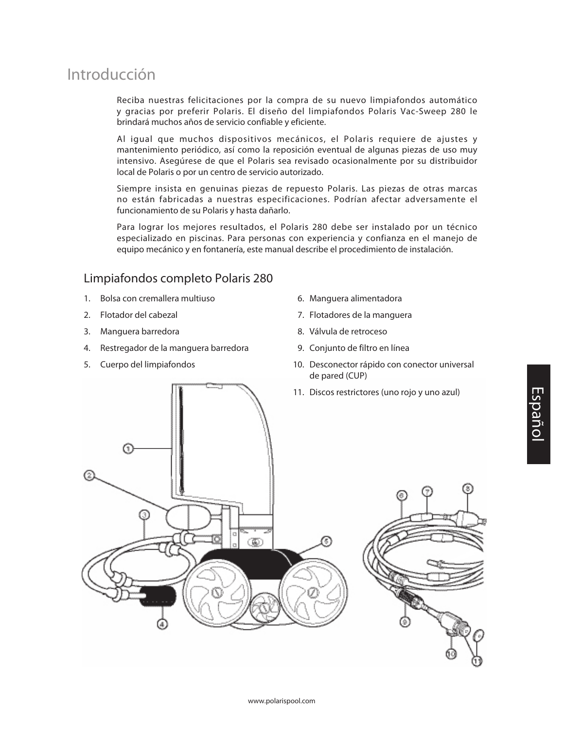# Introducción

Reciba nuestras felicitaciones por la compra de su nuevo limpiafondos automático y gracias por preferir Polaris. El diseño del limpiafondos Polaris Vac-Sweep 280 le brindará muchos años de servicio confiable y eficiente.

Al igual que muchos dispositivos mecánicos, el Polaris requiere de ajustes y mantenimiento periódico, así como la reposición eventual de algunas piezas de uso muy intensivo. Asegúrese de que el Polaris sea revisado ocasionalmente por su distribuidor local de Polaris o por un centro de servicio autorizado.

Siempre insista en genuinas piezas de repuesto Polaris. Las piezas de otras marcas no están fabricadas a nuestras especificaciones. Podrían afectar adversamente el funcionamiento de su Polaris y hasta dañarlo.

Para lograr los mejores resultados, el Polaris 280 debe ser instalado por un técnico especializado en piscinas. Para personas con experiencia y confianza en el manejo de equipo mecánico y en fontanería, este manual describe el procedimiento de instalación.

## Limpiafondos completo Polaris 280

1. Bolsa con cremallera multiuso
2. Flotador del cabezal
3. Manguera barredora
4. Restregador de la manguera barredora
5. Cuerpo del limpiafondos
6. Manguera alimentadora
7. Flotadores de la manguera
8. Válvula de retroceso
9. Conjunto de filtro en línea
10. Desconector rápido con conector universal de pared (CUP)
11. Discos restrictores (uno rojo y uno azul)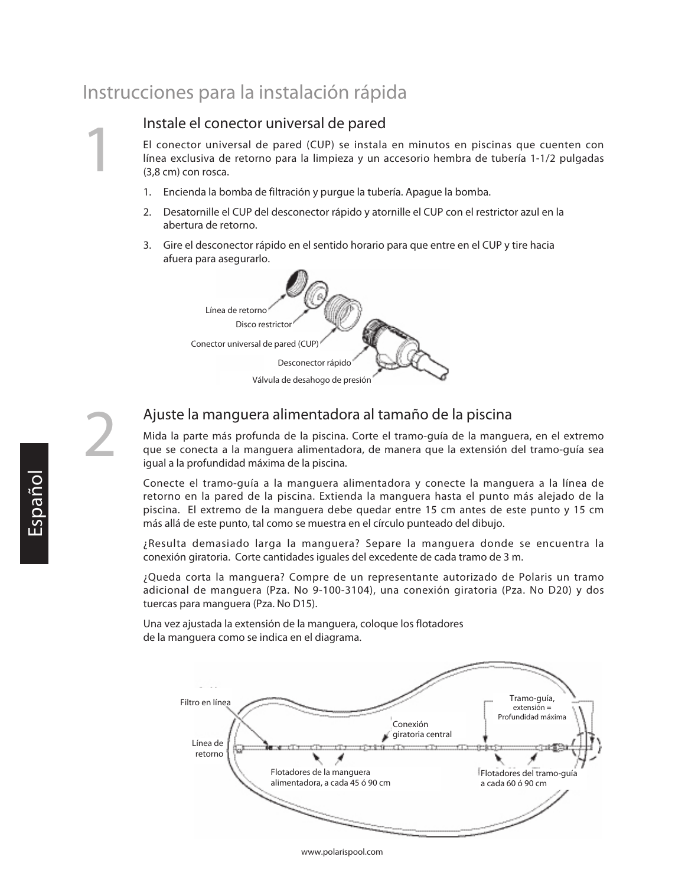# Instrucciones para la instalación rápida

## 1 Instale el conector universal de pared

El conector universal de pared (CUP) se instala en minutos en piscinas que cuenten con línea exclusiva de retorno para la limpieza y un accesorio hembra de tubería 1-1/2 pulgadas (3,8 cm) con rosca.

1. Encienda la bomba de filtración y purgue la tubería. Apague la bomba.
2. Desatornille el CUP del desconector rápido y atornille el CUP con el restrictor azul en la abertura de retorno.
3. Gire el desconector rápido en el sentido horario para que entre en el CUP y tire hacia afuera para asegurarlo.

Línea de retorno
Disco restrictor
Conector universal de pared (CUP)
Desconector rápido
Válvula de desahogo de presión

## 2 Ajuste la manguera alimentadora al tamaño de la piscina

Mida la parte más profunda de la piscina. Corte el tramo-guía de la manguera, en el extremo que se conecta a la manguera alimentadora, de manera que la extensión del tramo-guía sea igual a la profundidad máxima de la piscina.

Conecte el tramo-guía a la manguera alimentadora y conecte la manguera a la línea de retorno en la pared de la piscina. Extienda la manguera hasta el punto más alejado de la piscina. El extremo de la manguera debe quedar entre 15 cm antes de este punto y 15 cm más allá de este punto, tal como se muestra en el círculo punteado del dibujo.

¿Resulta demasiado larga la manguera? Separe la manguera donde se encuentra la conexión giratoria. Corte cantidades iguales del excedente de cada tramo de 3 m.

¿Queda corta la manguera? Compre de un representante autorizado de Polaris un tramo adicional de manguera (Pza. No 9-100-3104), una conexión giratoria (Pza. No D20) y dos tuercas para manguera (Pza. No D15).

Una vez ajustada la extensión de la manguera, coloque los flotadores de la manguera como se indica en el diagrama.

Filtro en línea
Línea de retorno
Conexión giratoria central
Tramo-guía, extensión = Profundidad máxima
Flotadores de la manguera alimentadora, a cada 45 ó 90 cm
Flotadores del tramo-guía a cada 60 ó 90 cm

www.polarispool.com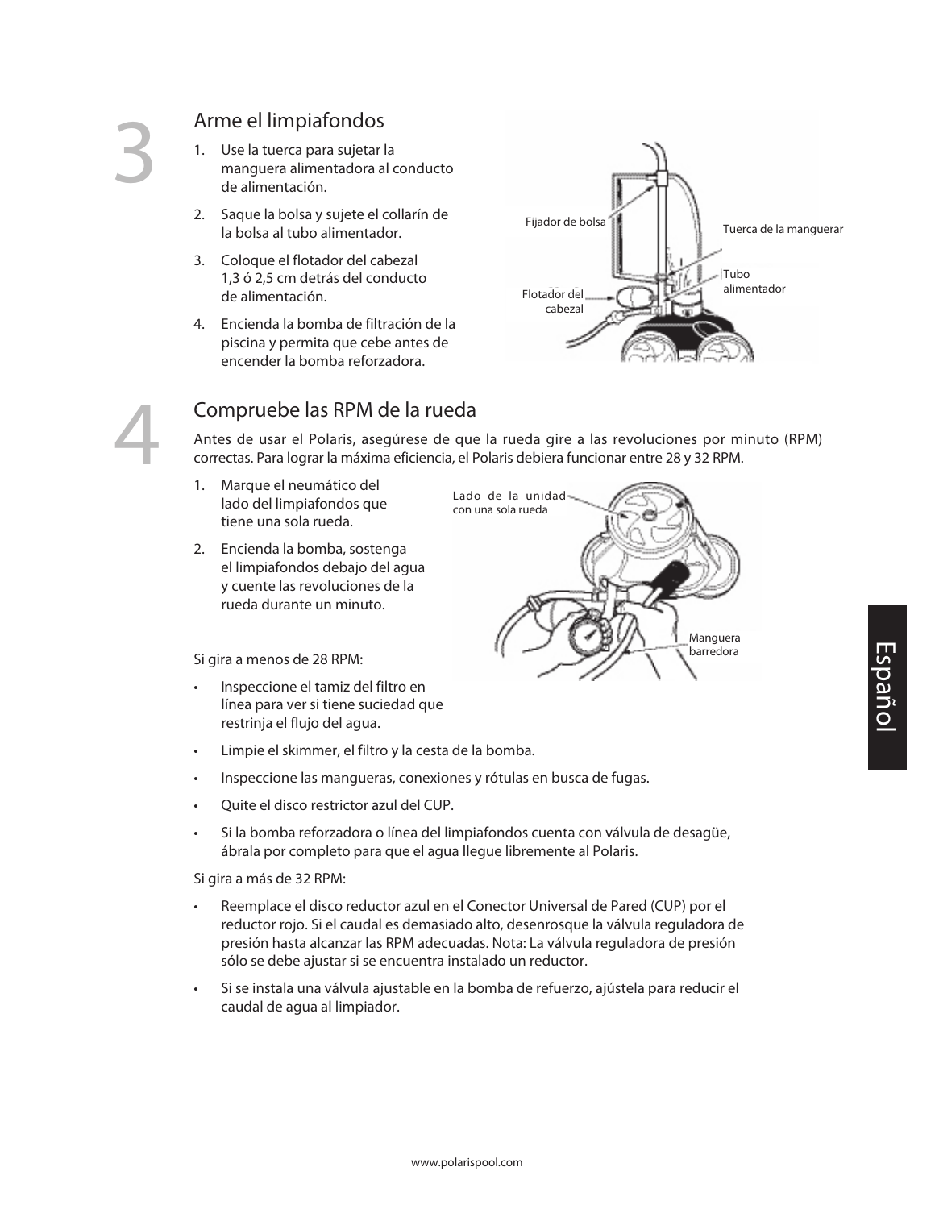## 3 Arme el limpiafondos

1. Use la tuerca para sujetar la manguera alimentadora al conducto de alimentación.
2. Saque la bolsa y sujete el collarín de la bolsa al tubo alimentador.
3. Coloque el flotador del cabezal 1,3 ó 2,5 cm detrás del conducto de alimentación.
4. Encienda la bomba de filtración de la piscina y permita que cebe antes de encender la bomba reforzadora.

Fijador de bolsa

Tuerca de la manguerar

Tubo alimentador

Flotador del cabezal

## 4 Compruebe las RPM de la rueda

Antes de usar el Polaris, asegúrese de que la rueda gire a las revoluciones por minuto (RPM) correctas. Para lograr la máxima eficiencia, el Polaris debiera funcionar entre 28 y 32 RPM.

1. Marque el neumático del lado del limpiafondos que tiene una sola rueda.
2. Encienda la bomba, sostenga el limpiafondos debajo del agua y cuente las revoluciones de la rueda durante un minuto.

Lado de la unidad con una sola rueda

Manguera barredora

Si gira a menos de 28 RPM:

- Inspeccione el tamiz del filtro en línea para ver si tiene suciedad que restrinja el flujo del agua.
- Limpie el skimmer, el filtro y la cesta de la bomba.
- Inspeccione las mangueras, conexiones y rótulas en busca de fugas.
- Quite el disco restrictor azul del CUP.
- Si la bomba reforzadora o línea del limpiafondos cuenta con válvula de desagüe, ábrala por completo para que el agua llegue libremente al Polaris.

Si gira a más de 32 RPM:

- Reemplace el disco reductor azul en el Conector Universal de Pared (CUP) por el reductor rojo. Si el caudal es demasiado alto, desenrosque la válvula reguladora de presión hasta alcanzar las RPM adecuadas. Nota: La válvula reguladora de presión sólo se debe ajustar si se encuentra instalado un reductor.
- Si se instala una válvula ajustable en la bomba de refuerzo, ajústela para reducir el caudal de agua al limpiador.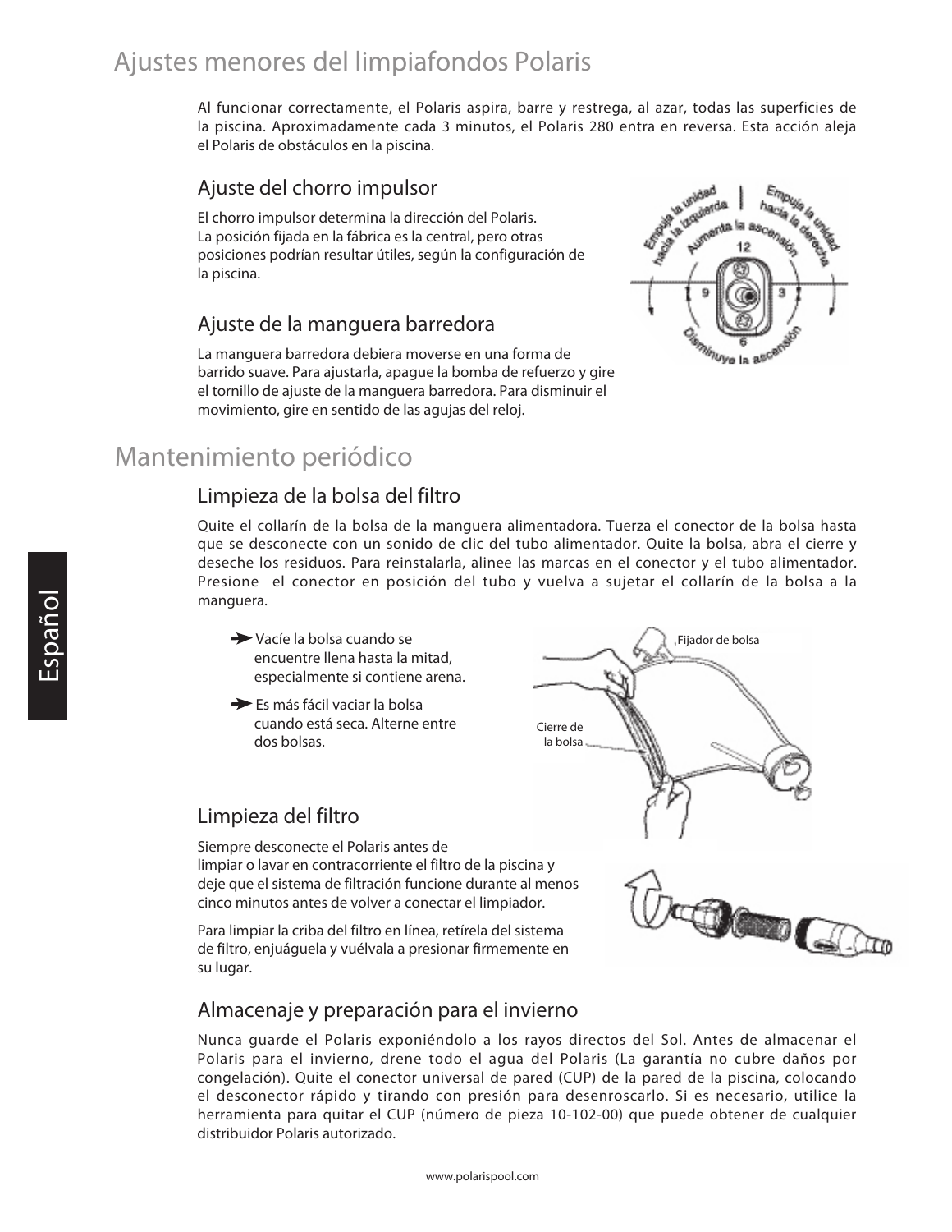# Ajustes menores del limpiafondos Polaris

Al funcionar correctamente, el Polaris aspira, barre y restrega, al azar, todas las superficies de la piscina. Aproximadamente cada 3 minutos, el Polaris 280 entra en reversa. Esta acción aleja el Polaris de obstáculos en la piscina.

## Ajuste del chorro impulsor

El chorro impulsor determina la dirección del Polaris. La posición fijada en la fábrica es la central, pero otras posiciones podrían resultar útiles, según la configuración de la piscina.

## Ajuste de la manguera barredora

La manguera barredora debiera moverse en una forma de barrido suave. Para ajustarla, apague la bomba de refuerzo y gire el tornillo de ajuste de la manguera barredora. Para disminuir el movimiento, gire en sentido de las agujas del reloj.

# Mantenimiento periódico

## Limpieza de la bolsa del filtro

Quite el collarín de la bolsa de la manguera alimentadora. Tuerza el conector de la bolsa hasta que se desconecte con un sonido de clic del tubo alimentador. Quite la bolsa, abra el cierre y deseche los residuos. Para reinstalarla, alinee las marcas en el conector y el tubo alimentador. Presione el conector en posición del tubo y vuelva a sujetar el collarín de la bolsa a la manguera.

- ➔ Vacíe la bolsa cuando se encuentre llena hasta la mitad, especialmente si contiene arena.
- ➔ Es más fácil vaciar la bolsa cuando está seca. Alterne entre dos bolsas.

## Limpieza del filtro

Siempre desconecte el Polaris antes de limpiar o lavar en contracorriente el filtro de la piscina y deje que el sistema de filtración funcione durante al menos cinco minutos antes de volver a conectar el limpiador.

Para limpiar la criba del filtro en línea, retírela del sistema de filtro, enjuáguela y vuélvala a presionar firmemente en su lugar.

## Almacenaje y preparación para el invierno

Nunca guarde el Polaris exponiéndolo a los rayos directos del Sol. Antes de almacenar el Polaris para el invierno, drene todo el agua del Polaris (La garantía no cubre daños por congelación). Quite el conector universal de pared (CUP) de la pared de la piscina, colocando el desconector rápido y tirando con presión para desenroscarlo. Si es necesario, utilice la herramienta para quitar el CUP (número de pieza 10-102-00) que puede obtener de cualquier distribuidor Polaris autorizado.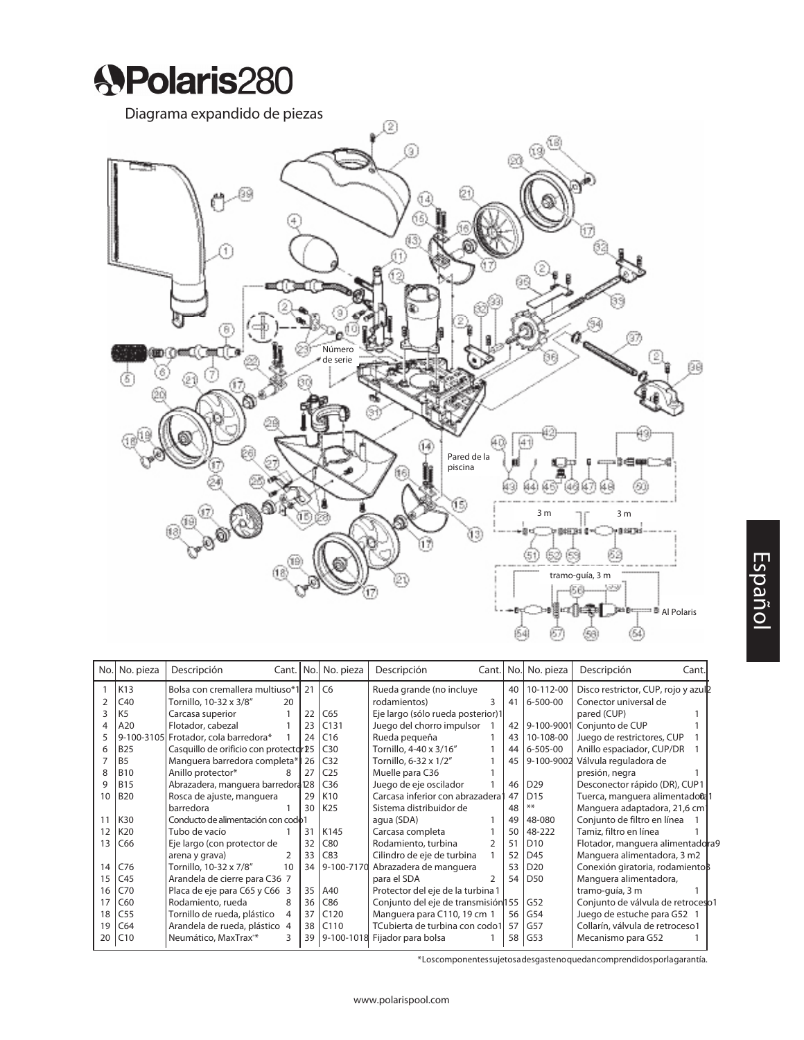# Polaris280

## Diagrama expandido de piezas

Número de serie

Pared de la piscina

3 m

3 m

tramo-guía, 3 m

Al Polaris

Español

| No. | No. pieza | Descripción | Cant. | No. | No. pieza | Descripción | Cant. | No. | No. pieza | Descripción | Cant. |
|---|---|---|---|---|---|---|---|---|---|---|---|
| 1 | K13 | Bolsa con cremallera multiuso* | 1 | 21 | C6 | Rueda grande (no incluye rodamientos) | 3 | 40 | 10-112-00 | Disco restrictor, CUP, rojo y azul | 2 |
| 2 | C40 | Tornillo, 10-32 x 3/8" | 20 | | | | | 41 | 6-500-00 | Conector universal de pared (CUP) | 1 |
| 3 | K5 | Carcasa superior | 1 | 22 | C65 | Eje largo (sólo rueda posterior) | 1 | | | | |
| 4 | A20 | Flotador, cabezal | 1 | 23 | C131 | Juego del chorro impulsor | 1 | 42 | 9-100-9001 | Conjunto de CUP | 1 |
| 5 | 9-100-3105 | Frotador, cola barredora* | 1 | 24 | C16 | Rueda pequeña | 1 | 43 | 10-108-00 | Juego de restrictores, CUP | 1 |
| 6 | B25 | Casquillo de orificio con protector | 1 | 25 | C30 | Tornillo, 4-40 x 3/16" | 1 | 44 | 6-505-00 | Anillo espaciador, CUP/DR | 1 |
| 7 | B5 | Manguera barredora completa* | 1 | 26 | C32 | Tornillo, 6-32 x 1/2" | 1 | 45 | 9-100-9002 | Válvula reguladora de presión, negra | 1 |
| 8 | B10 | Anillo protector* | 8 | 27 | C25 | Muelle para C36 | 1 | | | | |
| 9 | B15 | Abrazadera, manguera barredora | 1 | 28 | C36 | Juego de eje oscilador | 1 | 46 | D29 | Desconector rápido (DR), CUP | 1 |
| 10 | B20 | Rosca de ajuste, manguera barredora | 1 | 29 | K10 | Carcasa inferior con abrazadera | 1 | 47 | D15 | Tuerca, manguera alimentadora | 1 |
| | | | | 30 | K25 | Sistema distribuidor de agua (SDA) | 1 | 48 | ** | Manguera adaptadora, 21,6 cm | 1 |
| 11 | K30 | Conducto de alimentación con codo | 1 | | | | | 49 | 48-080 | Conjunto de filtro en línea | 1 |
| 12 | K20 | Tubo de vacío | 1 | 31 | K145 | Carcasa completa | 1 | 50 | 48-222 | Tamiz, filtro en línea | 1 |
| 13 | C66 | Eje largo (con protector de arena y grava) | 2 | 32 | C80 | Rodamiento, turbina | 2 | 51 | D10 | Flotador, manguera alimentadora | 9 |
| | | | | 33 | C83 | Cilindro de eje de turbina | 1 | 52 | D45 | Manguera alimentadora, 3 m | 2 |
| 14 | C76 | Tornillo, 10-32 x 7/8" | 10 | 34 | 9-100-7170 | Abrazadera de manguera para el SDA | 2 | 53 | D20 | Conexión giratoria, rodamiento | 3 |
| 15 | C45 | Arandela de cierre para C36 | 7 | | | | | 54 | D50 | Manguera alimentadora, tramo-guía, 3 m | 1 |
| 16 | C70 | Placa de eje para C65 y C66 | 3 | 35 | A40 | Protector del eje de la turbina | 1 | | | | |
| 17 | C60 | Rodamiento, rueda | 8 | 36 | C86 | Conjunto del eje de transmisión | 1 | 55 | G52 | Conjunto de válvula de retroceso | 1 |
| 18 | C55 | Tornillo de rueda, plástico | 4 | 37 | C120 | Manguera para C110, 19 cm | 1 | 56 | G54 | Juego de estuche para G52 | 1 |
| 19 | C64 | Arandela de rueda, plástico | 4 | 38 | C110 | TCubierta de turbina con codo | 1 | 57 | G57 | Collarín, válvula de retroceso | 1 |
| 20 | C10 | Neumático, MaxTrax®* | 3 | 39 | 9-100-1018 | Fijador para bolsa | 1 | 58 | G53 | Mecanismo para G52 | 1 |

*Los componentes sujetos a desgaste no quedan comprendidos por la garantía.

www.polarispool.com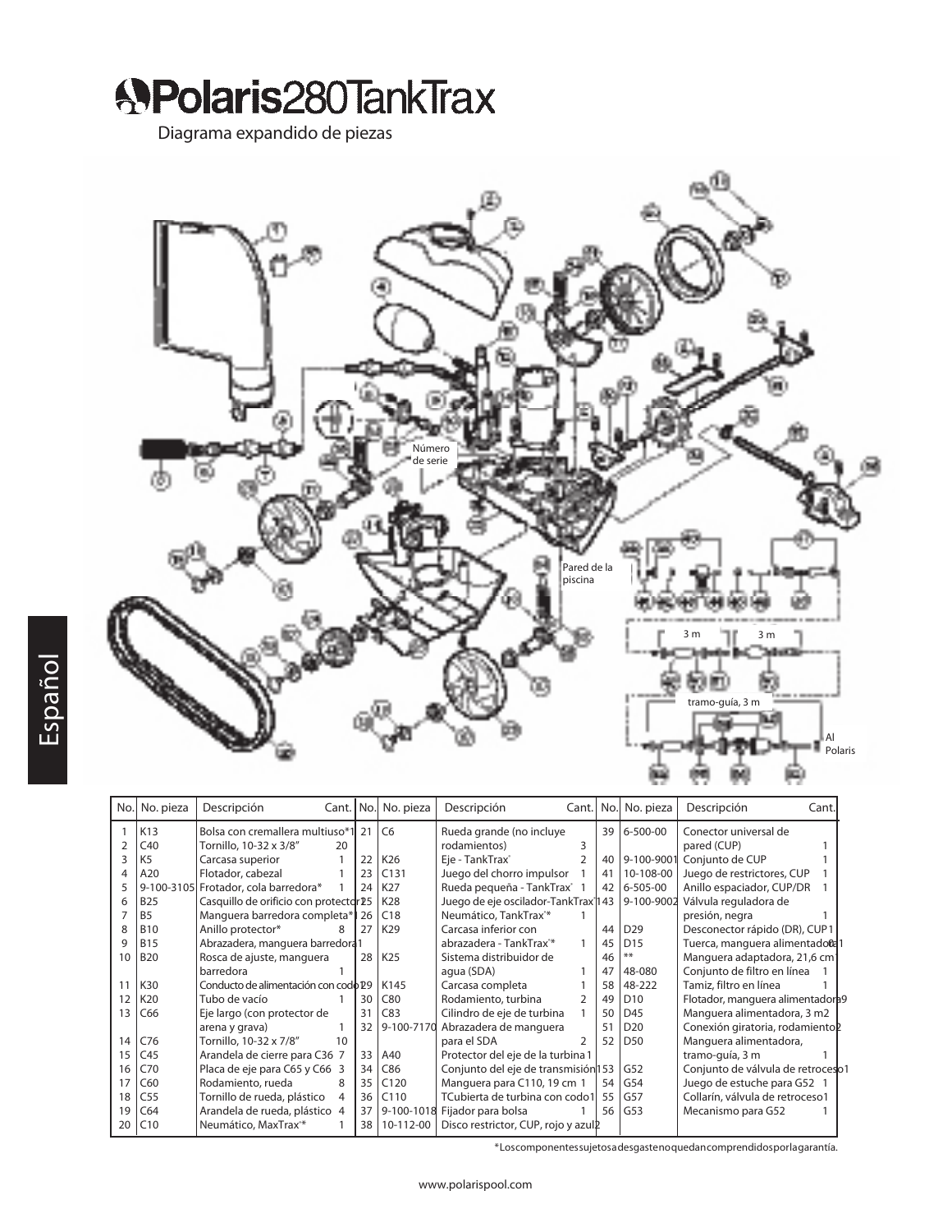# Polaris 280 TankTrax

Diagrama expandido de piezas

Número de serie

Pared de la piscina

3 m

3 m

tramo-guía, 3 m

Al Polaris

| No. | No. pieza | Descripción | Cant. | No. | No. pieza | Descripción | Cant. | No. | No. pieza | Descripción | Cant. |
|---|---|---|---|---|---|---|---|---|---|---|---|
| 1 | K13 | Bolsa con cremallera multiuso* | 1 | 21 | C6 | Rueda grande (no incluye rodamientos) | 3 | 39 | 6-500-00 | Conector universal de pared (CUP) | 1 |
| 2 | C40 | Tornillo, 10-32 x 3/8" | 20 | | | | | | | | |
| 3 | K5 | Carcasa superior | 1 | 22 | K26 | Eje - TankTrax® | 2 | 40 | 9-100-9001 | Conjunto de CUP | 1 |
| 4 | A20 | Flotador, cabezal | 1 | 23 | C131 | Juego del chorro impulsor | 1 | 41 | 10-108-00 | Juego de restrictores, CUP | 1 |
| 5 | 9-100-3105 | Frotador, cola barredora* | 1 | 24 | K27 | Rueda pequeña - TankTrax® | 1 | 42 | 6-505-00 | Anillo espaciador, CUP/DR | 1 |
| 6 | B25 | Casquillo de orificio con protector | 1 | 25 | K28 | Juego de eje oscilador-TankTrax® | 1 | 43 | 9-100-9002 | Válvula reguladora de presión, negra | 1 |
| 7 | B5 | Manguera barredora completa* | 1 | 26 | C18 | Neumático, TankTrax®* | 1 | | | | |
| 8 | B10 | Anillo protector* | 8 | 27 | K29 | Carcasa inferior con abrazadera - TankTrax®* | 1 | 44 | D29 | Desconector rápido (DR), CUP | 1 |
| 9 | B15 | Abrazadera, manguera barredora | 1 | | | | | 45 | D15 | Tuerca, manguera alimentadora | 1 |
| 10 | B20 | Rosca de ajuste, manguera barredora | 1 | 28 | K25 | Sistema distribuidor de agua (SDA) | 1 | 46 | ** | Manguera adaptadora, 21,6 cm | 1 |
| 11 | K30 | Conducto de alimentación con codo | 1 | 29 | K145 | Carcasa completa | 1 | 47 | 48-080 | Conjunto de filtro en línea | 1 |
| 12 | K20 | Tubo de vacío | 1 | 30 | C80 | Rodamiento, turbina | 2 | 58 | 48-222 | Tamiz, filtro en línea | 1 |
| 13 | C66 | Eje largo (con protector de arena y grava) | 1 | 31 | C83 | Cilindro de eje de turbina | 1 | 49 | D10 | Flotador, manguera alimentadora | 9 |
| 14 | C76 | Tornillo, 10-32 x 7/8" | 10 | 32 | 9-100-7170 | Abrazadera de manguera para el SDA | 2 | 50 | D45 | Manguera alimentadora, 3 m | 2 |
| 15 | C45 | Arandela de cierre para C36 | 7 | 33 | A40 | Protector del eje de la turbina | 1 | 51 | D20 | Conexión giratoria, rodamiento | 2 |
| 16 | C70 | Placa de eje para C65 y C66 | 3 | 34 | C86 | Conjunto del eje de transmisión | 1 | 52 | D50 | Manguera alimentadora, tramo-guía, 3 m | 1 |
| 17 | C60 | Rodamiento, rueda | 8 | 35 | C120 | Manguera para C110, 19 cm | 1 | 53 | G52 | Conjunto de válvula de retroceso | 1 |
| 18 | C55 | Tornillo de rueda, plástico | 4 | 36 | C110 | TCubierta de turbina con codo | 1 | 54 | G54 | Juego de estuche para G52 | 1 |
| 19 | C64 | Arandela de rueda, plástico | 4 | 37 | 9-100-1018 | Fijador para bolsa | 1 | 55 | G57 | Collarín, válvula de retroceso | 1 |
| 20 | C10 | Neumático, MaxTrax®* | 1 | 38 | 10-112-00 | Disco restrictor, CUP, rojo y azul | 2 | 56 | G53 | Mecanismo para G52 | 1 |

*Los componentes sujetos a desgaste no quedan comprendidos por la garantía.

www.polarispool.com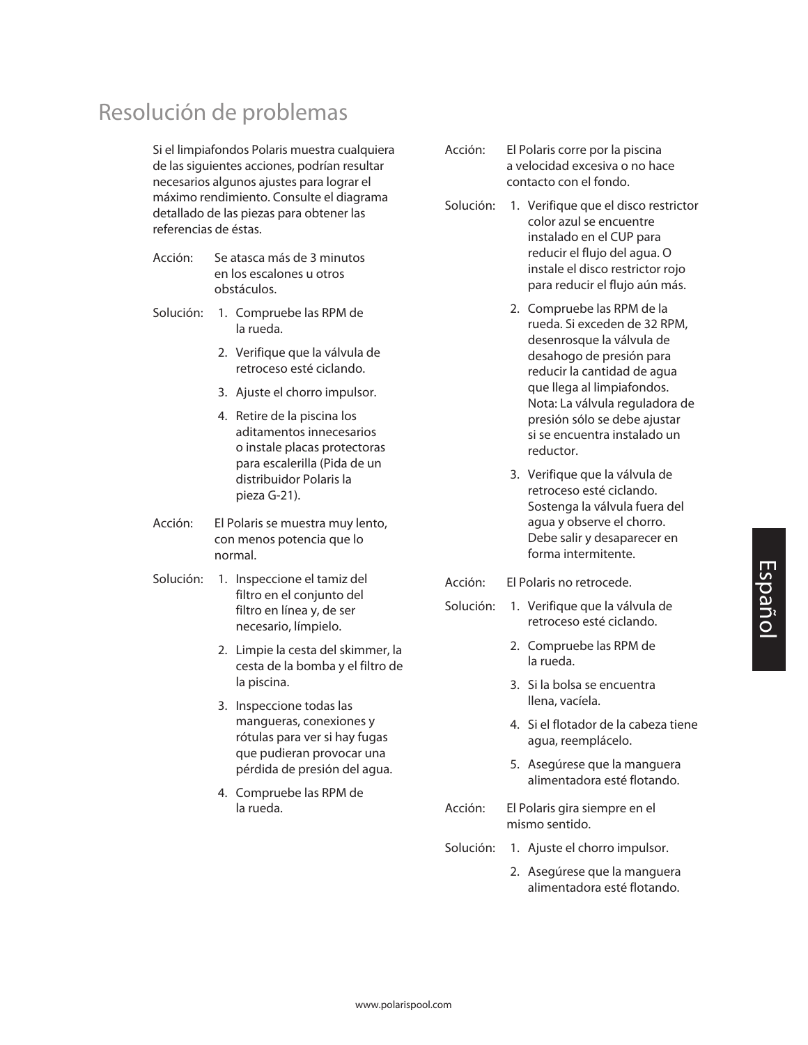# Resolución de problemas

Si el limpiafondos Polaris muestra cualquiera de las siguientes acciones, podrían resultar necesarios algunos ajustes para lograr el máximo rendimiento. Consulte el diagrama detallado de las piezas para obtener las referencias de éstas.

**Acción:** Se atasca más de 3 minutos en los escalones u otros obstáculos.

**Solución:**

1. Compruebe las RPM de la rueda.
2. Verifique que la válvula de retroceso esté ciclando.
3. Ajuste el chorro impulsor.
4. Retire de la piscina los aditamentos innecesarios o instale placas protectoras para escalerilla (Pida de un distribuidor Polaris la pieza G-21).

**Acción:** El Polaris se muestra muy lento, con menos potencia que lo normal.

**Solución:**

1. Inspeccione el tamiz del filtro en el conjunto del filtro en línea y, de ser necesario, límpielo.
2. Limpie la cesta del skimmer, la cesta de la bomba y el filtro de la piscina.
3. Inspeccione todas las mangueras, conexiones y rótulas para ver si hay fugas que pudieran provocar una pérdida de presión del agua.
4. Compruebe las RPM de la rueda.

**Acción:** El Polaris corre por la piscina a velocidad excesiva o no hace contacto con el fondo.

**Solución:**

1. Verifique que el disco restrictor color azul se encuentre instalado en el CUP para reducir el flujo del agua. O instale el disco restrictor rojo para reducir el flujo aún más.
2. Compruebe las RPM de la rueda. Si exceden de 32 RPM, desenrosque la válvula de desahogo de presión para reducir la cantidad de agua que llega al limpiafondos. Nota: La válvula reguladora de presión sólo se debe ajustar si se encuentra instalado un reductor.
3. Verifique que la válvula de retroceso esté ciclando. Sostenga la válvula fuera del agua y observe el chorro. Debe salir y desaparecer en forma intermitente.

**Acción:** El Polaris no retrocede.

**Solución:**

1. Verifique que la válvula de retroceso esté ciclando.
2. Compruebe las RPM de la rueda.
3. Si la bolsa se encuentra llena, vacíela.
4. Si el flotador de la cabeza tiene agua, reemplácelo.
5. Asegúrese que la manguera alimentadora esté flotando.

**Acción:** El Polaris gira siempre en el mismo sentido.

**Solución:**

1. Ajuste el chorro impulsor.
2. Asegúrese que la manguera alimentadora esté flotando.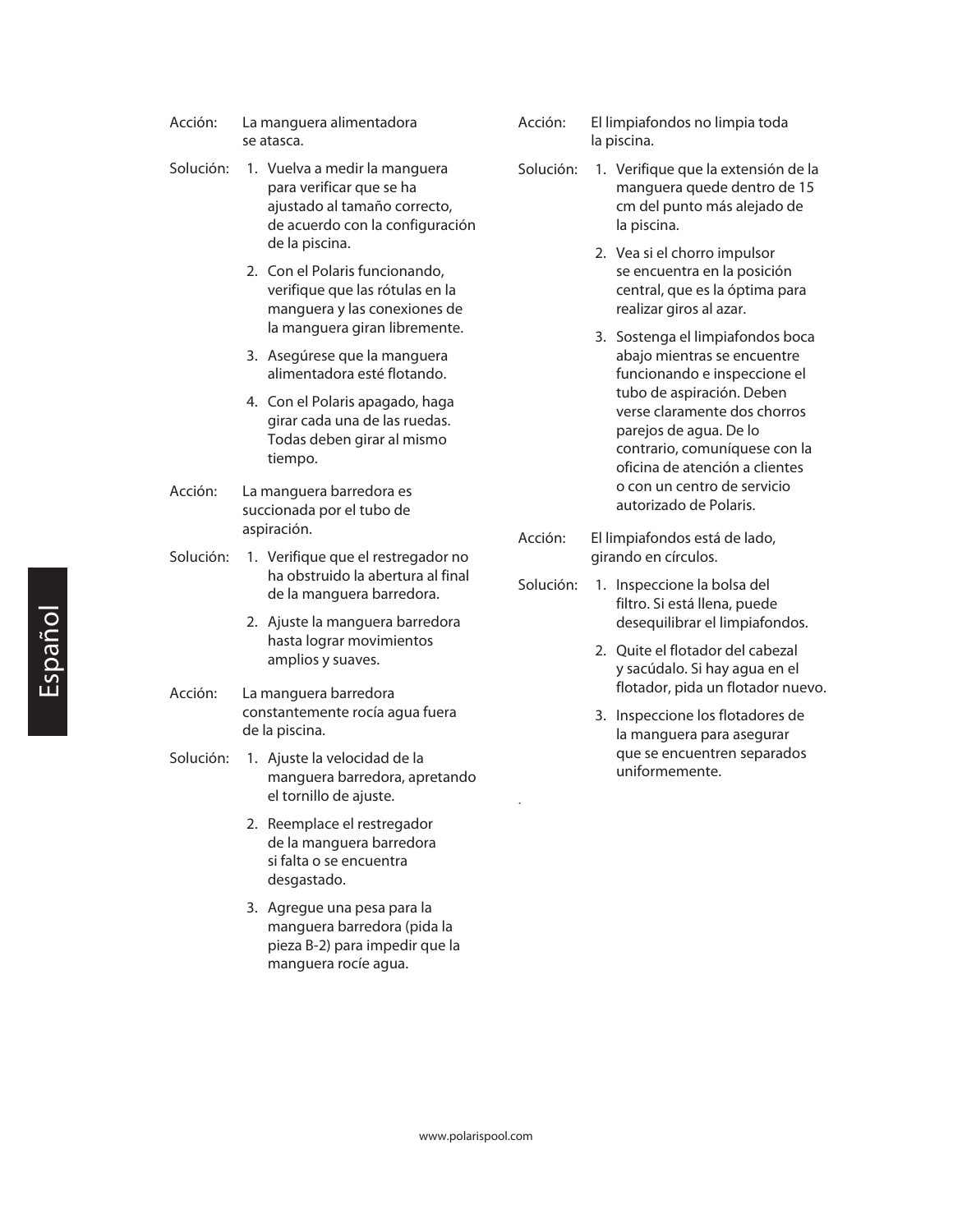Acción: La manguera alimentadora se atasca.

Solución:

1. Vuelva a medir la manguera para verificar que se ha ajustado al tamaño correcto, de acuerdo con la configuración de la piscina.
2. Con el Polaris funcionando, verifique que las rótulas en la manguera y las conexiones de la manguera giran libremente.
3. Asegúrese que la manguera alimentadora esté flotando.
4. Con el Polaris apagado, haga girar cada una de las ruedas. Todas deben girar al mismo tiempo.

Acción: La manguera barredora es succionada por el tubo de aspiración.

Solución:

1. Verifique que el restregador no ha obstruido la abertura al final de la manguera barredora.
2. Ajuste la manguera barredora hasta lograr movimientos amplios y suaves.

Acción: La manguera barredora constantemente rocía agua fuera de la piscina.

Solución:

1. Ajuste la velocidad de la manguera barredora, apretando el tornillo de ajuste.
2. Reemplace el restregador de la manguera barredora si falta o se encuentra desgastado.
3. Agregue una pesa para la manguera barredora (pida la pieza B-2) para impedir que la manguera rocíe agua.

Acción: El limpiafondos no limpia toda la piscina.

Solución:

1. Verifique que la extensión de la manguera quede dentro de 15 cm del punto más alejado de la piscina.
2. Vea si el chorro impulsor se encuentra en la posición central, que es la óptima para realizar giros al azar.
3. Sostenga el limpiafondos boca abajo mientras se encuentre funcionando e inspeccione el tubo de aspiración. Deben verse claramente dos chorros parejos de agua. De lo contrario, comuníquese con la oficina de atención a clientes o con un centro de servicio autorizado de Polaris.

Acción: El limpiafondos está de lado, girando en círculos.

Solución:

1. Inspeccione la bolsa del filtro. Si está llena, puede desequilibrar el limpiafondos.
2. Quite el flotador del cabezal y sacúdalo. Si hay agua en el flotador, pida un flotador nuevo.
3. Inspeccione los flotadores de la manguera para asegurar que se encuentren separados uniformemente.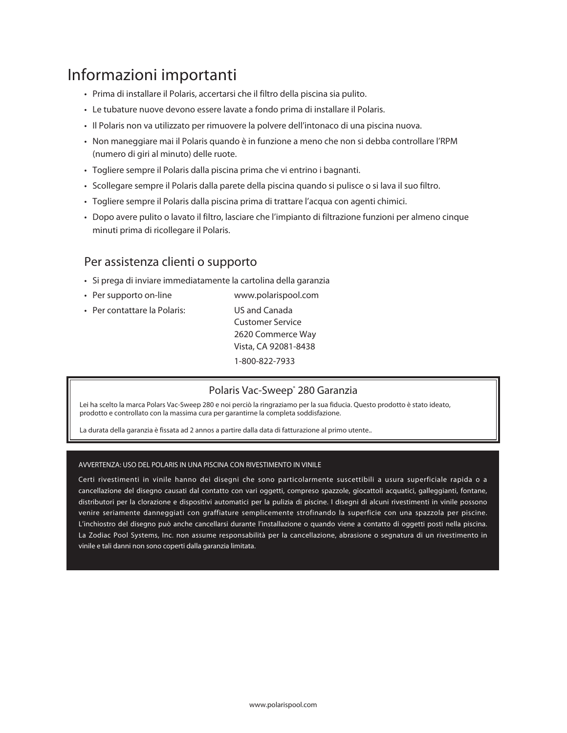# Informazioni importanti

- Prima di installare il Polaris, accertarsi che il filtro della piscina sia pulito.
- Le tubature nuove devono essere lavate a fondo prima di installare il Polaris.
- Il Polaris non va utilizzato per rimuovere la polvere dell'intonaco di una piscina nuova.
- Non maneggiare mai il Polaris quando è in funzione a meno che non si debba controllare l'RPM (numero di giri al minuto) delle ruote.
- Togliere sempre il Polaris dalla piscina prima che vi entrino i bagnanti.
- Scollegare sempre il Polaris dalla parete della piscina quando si pulisce o si lava il suo filtro.
- Togliere sempre il Polaris dalla piscina prima di trattare l'acqua con agenti chimici.
- Dopo avere pulito o lavato il filtro, lasciare che l'impianto di filtrazione funzioni per almeno cinque minuti prima di ricollegare il Polaris.

## Per assistenza clienti o supporto

- Si prega di inviare immediatamente la cartolina della garanzia
- Per supporto on-line www.polarispool.com
- Per contattare la Polaris: US and Canada
  Customer Service
  2620 Commerce Way
  Vista, CA 92081-8438
  1-800-822-7933

### Polaris Vac-Sweep® 280 Garanzia

Lei ha scelto la marca Polars Vac-Sweep 280 e noi perciò la ringraziamo per la sua fiducia. Questo prodotto è stato ideato, prodotto e controllato con la massima cura per garantirne la completa soddisfazione.

La durata della garanzia è fissata ad 2 annos a partire dalla data di fatturazione al primo utente..

AVVERTENZA: USO DEL POLARIS IN UNA PISCINA CON RIVESTIMENTO IN VINILE

Certi rivestimenti in vinile hanno dei disegni che sono particolarmente suscettibili a usura superficiale rapida o a cancellazione del disegno causati dal contatto con vari oggetti, compreso spazzole, giocattoli acquatici, galleggianti, fontane, distributori per la clorazione e dispositivi automatici per la pulizia di piscine. I disegni di alcuni rivestimenti in vinile possono venire seriamente danneggiati con graffiature semplicemente strofinando la superficie con una spazzola per piscine. L'inchiostro del disegno può anche cancellarsi durante l'installazione o quando viene a contatto di oggetti posti nella piscina. La Zodiac Pool Systems, Inc. non assume responsabilità per la cancellazione, abrasione o segnatura di un rivestimento in vinile e tali danni non sono coperti dalla garanzia limitata.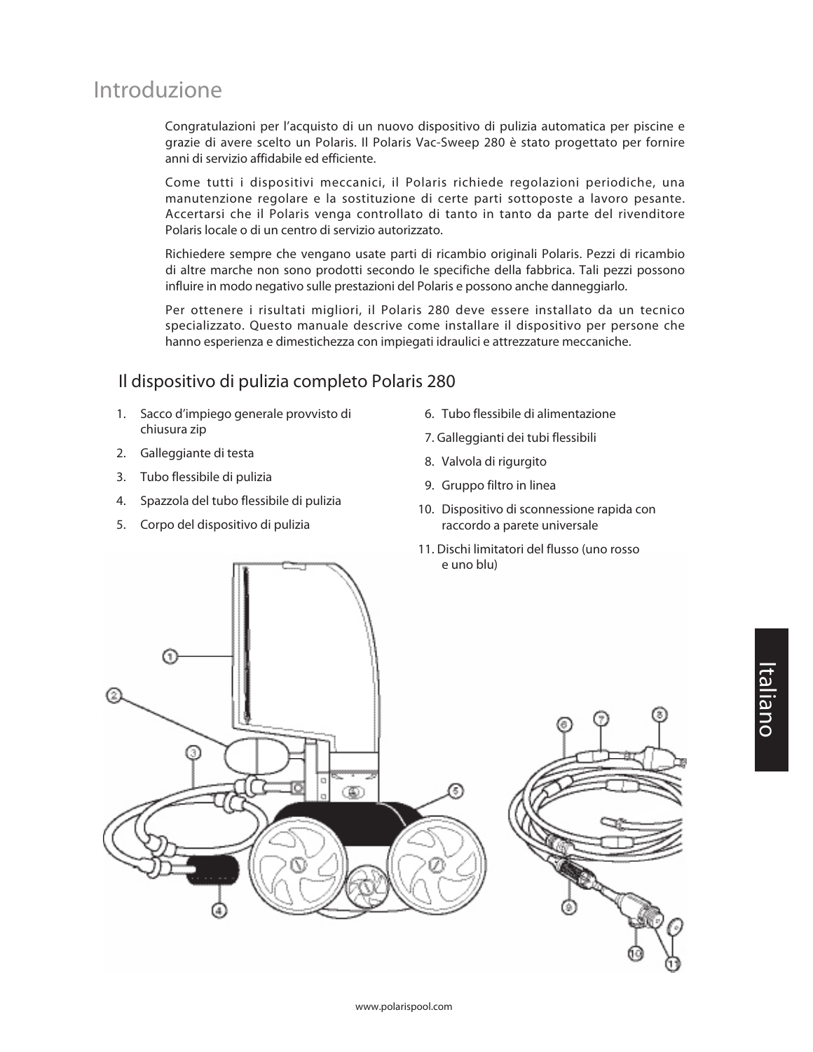# Introduzione

Congratulazioni per l'acquisto di un nuovo dispositivo di pulizia automatica per piscine e grazie di avere scelto un Polaris. Il Polaris Vac-Sweep 280 è stato progettato per fornire anni di servizio affidabile ed efficiente.

Come tutti i dispositivi meccanici, il Polaris richiede regolazioni periodiche, una manutenzione regolare e la sostituzione di certe parti sottoposte a lavoro pesante. Accertarsi che il Polaris venga controllato di tanto in tanto da parte del rivenditore Polaris locale o di un centro di servizio autorizzato.

Richiedere sempre che vengano usate parti di ricambio originali Polaris. Pezzi di ricambio di altre marche non sono prodotti secondo le specifiche della fabbrica. Tali pezzi possono influire in modo negativo sulle prestazioni del Polaris e possono anche danneggiarlo.

Per ottenere i risultati migliori, il Polaris 280 deve essere installato da un tecnico specializzato. Questo manuale descrive come installare il dispositivo per persone che hanno esperienza e dimestichezza con impiegati idraulici e attrezzature meccaniche.

## Il dispositivo di pulizia completo Polaris 280

1. Sacco d'impiego generale provvisto di chiusura zip
2. Galleggiante di testa
3. Tubo flessibile di pulizia
4. Spazzola del tubo flessibile di pulizia
5. Corpo del dispositivo di pulizia
6. Tubo flessibile di alimentazione
7. Galleggianti dei tubi flessibili
8. Valvola di rigurgito
9. Gruppo filtro in linea
10. Dispositivo di sconnessione rapida con raccordo a parete universale
11. Dischi limitatori del flusso (uno rosso e uno blu)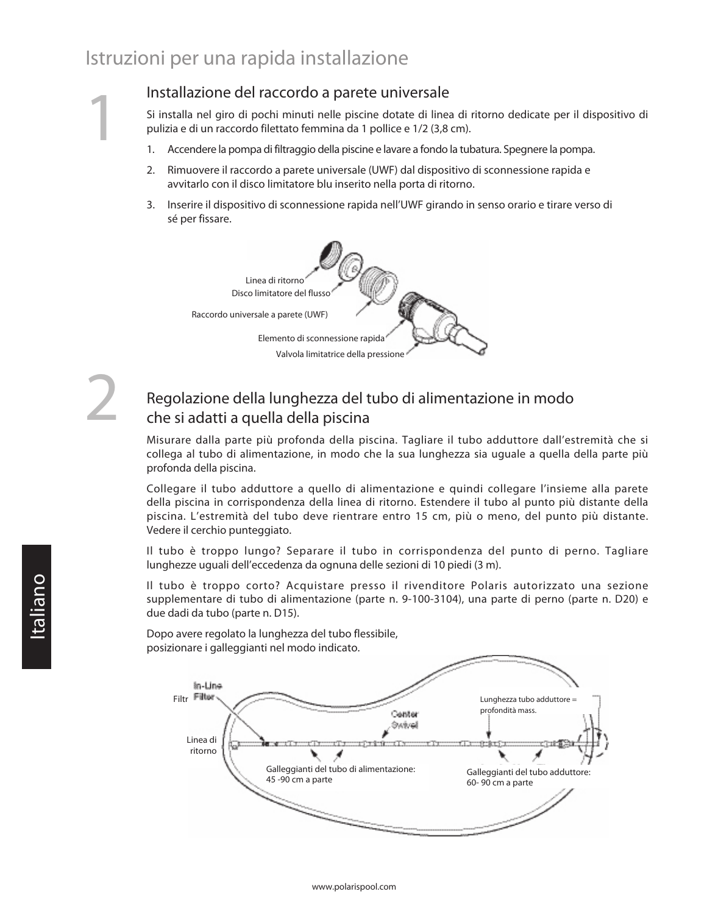# Istruzioni per una rapida installazione

## 1

### Installazione del raccordo a parete universale

Si installa nel giro di pochi minuti nelle piscine dotate di linea di ritorno dedicate per il dispositivo di pulizia e di un raccordo filettato femmina da 1 pollice e 1/2 (3,8 cm).

1. Accendere la pompa di filtraggio della piscine e lavare a fondo la tubatura. Spegnere la pompa.
2. Rimuovere il raccordo a parete universale (UWF) dal dispositivo di sconnessione rapida e avvitarlo con il disco limitatore blu inserito nella porta di ritorno.
3. Inserire il dispositivo di sconnessione rapida nell'UWF girando in senso orario e tirare verso di sé per fissare.

Linea di ritorno
Disco limitatore del flusso
Raccordo universale a parete (UWF)
Elemento di sconnessione rapida
Valvola limitatrice della pressione

## 2

### Regolazione della lunghezza del tubo di alimentazione in modo che si adatti a quella della piscina

Misurare dalla parte più profonda della piscina. Tagliare il tubo adduttore dall'estremità che si collega al tubo di alimentazione, in modo che la sua lunghezza sia uguale a quella della parte più profonda della piscina.

Collegare il tubo adduttore a quello di alimentazione e quindi collegare l'insieme alla parete della piscina in corrispondenza della linea di ritorno. Estendere il tubo al punto più distante della piscina. L'estremità del tubo deve rientrare entro 15 cm, più o meno, del punto più distante. Vedere il cerchio punteggiato.

Il tubo è troppo lungo? Separare il tubo in corrispondenza del punto di perno. Tagliare lunghezze uguali dell'eccedenza da ognuna delle sezioni di 10 piedi (3 m).

Il tubo è troppo corto? Acquistare presso il rivenditore Polaris autorizzato una sezione supplementare di tubo di alimentazione (parte n. 9-100-3104), una parte di perno (parte n. D20) e due dadi da tubo (parte n. D15).

Dopo avere regolato la lunghezza del tubo flessibile, posizionare i galleggianti nel modo indicato.

Filtr In-Line Filter
Center Swivel
Lunghezza tubo adduttore = profondità mass.
Linea di ritorno
Galleggianti del tubo di alimentazione: 45 -90 cm a parte
Galleggianti del tubo adduttore: 60- 90 cm a parte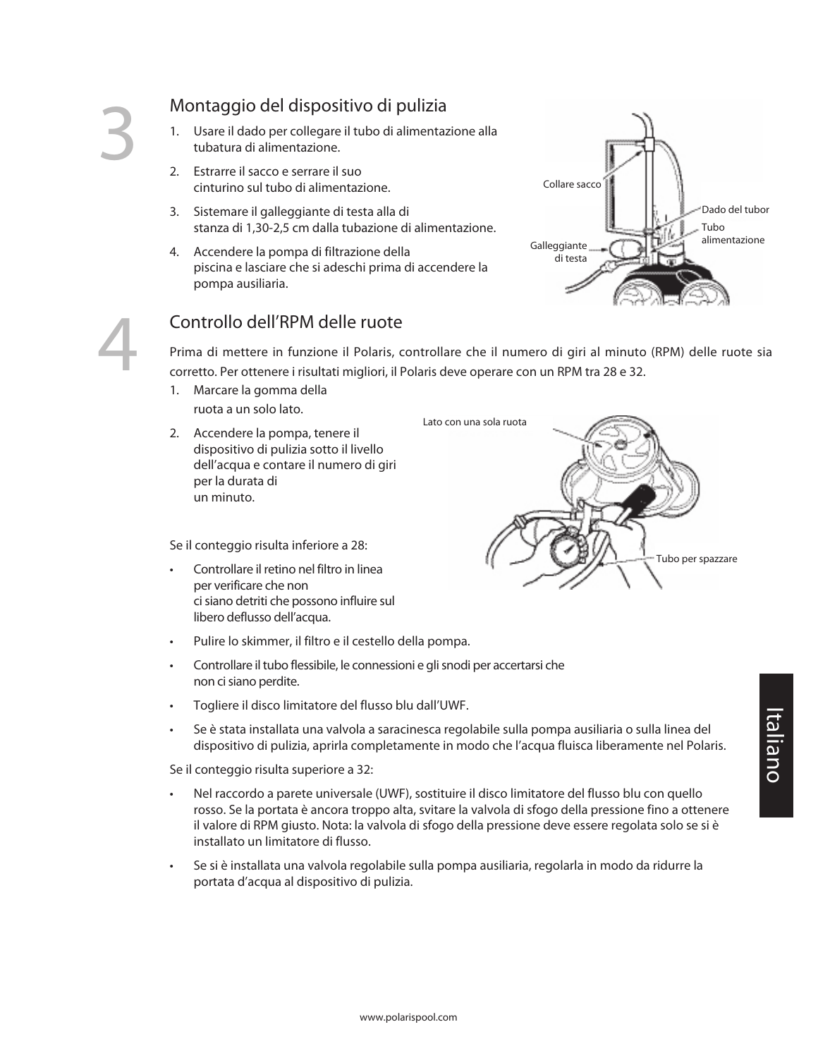## 3 Montaggio del dispositivo di pulizia

1. Usare il dado per collegare il tubo di alimentazione alla tubatura di alimentazione.
2. Estrarre il sacco e serrare il suo cinturino sul tubo di alimentazione.
3. Sistemare il galleggiante di testa alla di stanza di 1,30-2,5 cm dalla tubazione di alimentazione.
4. Accendere la pompa di filtrazione della piscina e lasciare che si adeschi prima di accendere la pompa ausiliaria.

Collare sacco

Dado del tubor

Tubo alimentazione

Galleggiante di testa

## 4 Controllo dell'RPM delle ruote

Prima di mettere in funzione il Polaris, controllare che il numero di giri al minuto (RPM) delle ruote sia corretto. Per ottenere i risultati migliori, il Polaris deve operare con un RPM tra 28 e 32.

1. Marcare la gomma della ruota a un solo lato.
2. Accendere la pompa, tenere il dispositivo di pulizia sotto il livello dell'acqua e contare il numero di giri per la durata di un minuto.

Lato con una sola ruota

Tubo per spazzare

Se il conteggio risulta inferiore a 28:

- Controllare il retino nel filtro in linea per verificare che non ci siano detriti che possono influire sul libero deflusso dell'acqua.
- Pulire lo skimmer, il filtro e il cestello della pompa.
- Controllare il tubo flessibile, le connessioni e gli snodi per accertarsi che non ci siano perdite.
- Togliere il disco limitatore del flusso blu dall'UWF.
- Se è stata installata una valvola a saracinesca regolabile sulla pompa ausiliaria o sulla linea del dispositivo di pulizia, aprirla completamente in modo che l'acqua fluisca liberamente nel Polaris.

Se il conteggio risulta superiore a 32:

- Nel raccordo a parete universale (UWF), sostituire il disco limitatore del flusso blu con quello rosso. Se la portata è ancora troppo alta, svitare la valvola di sfogo della pressione fino a ottenere il valore di RPM giusto. Nota: la valvola di sfogo della pressione deve essere regolata solo se si è installato un limitatore di flusso.
- Se si è installata una valvola regolabile sulla pompa ausiliaria, regolarla in modo da ridurre la portata d'acqua al dispositivo di pulizia.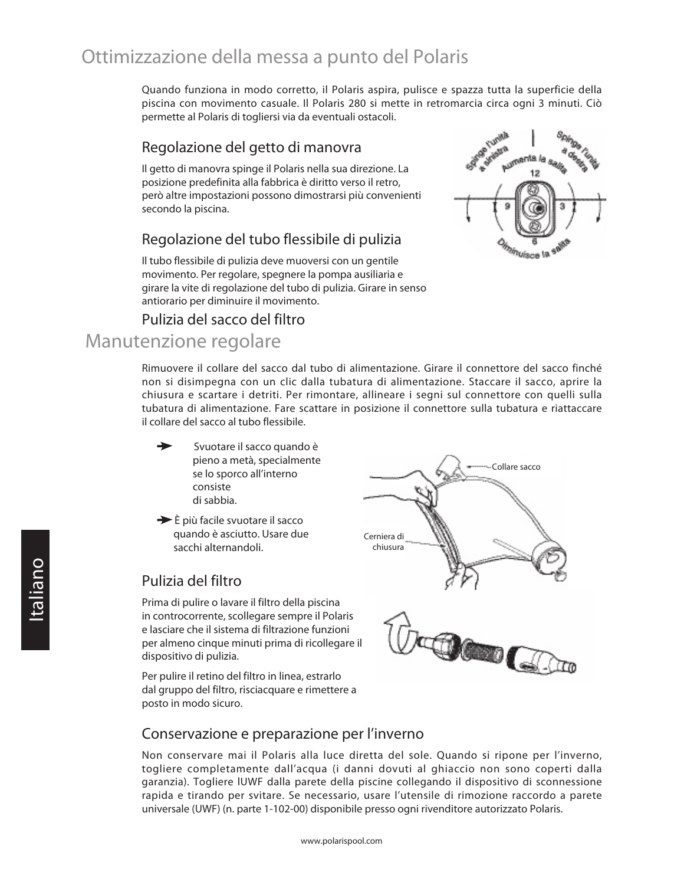# Ottimizzazione della messa a punto del Polaris

Quando funziona in modo corretto, il Polaris aspira, pulisce e spazza tutta la superficie della piscina con movimento casuale. Il Polaris 280 si mette in retromarcia circa ogni 3 minuti. Ciò permette al Polaris di togliersi via da eventuali ostacoli.

## Regolazione del getto di manovra

Il getto di manovra spinge il Polaris nella sua direzione. La posizione predefinita alla fabbrica è diritto verso il retro, però altre impostazioni possono dimostrarsi più convenienti secondo la piscina.

## Regolazione del tubo flessibile di pulizia

Il tubo flessibile di pulizia deve muoversi con un gentile movimento. Per regolare, spegnere la pompa ausiliaria e girare la vite di regolazione del tubo di pulizia. Girare in senso antiorario per diminuire il movimento.

## Pulizia del sacco del filtro

# Manutenzione regolare

Rimuovere il collare del sacco dal tubo di alimentazione. Girare il connettore del sacco finché non si disimpegna con un clic dalla tubatura di alimentazione. Staccare il sacco, aprire la chiusura e scartare i detriti. Per rimontare, allineare i segni sul connettore con quelli sulla tubatura di alimentazione. Fare scattare in posizione il connettore sulla tubatura e riattaccare il collare del sacco al tubo flessibile.

- Svuotare il sacco quando è pieno a metà, specialmente se lo sporco all'interno consiste di sabbia.
- È più facile svuotare il sacco quando è asciutto. Usare due sacchi alternandoli.

## Pulizia del filtro

Prima di pulire o lavare il filtro della piscina in controcorrente, scollegare sempre il Polaris e lasciare che il sistema di filtrazione funzioni per almeno cinque minuti prima di ricollegare il dispositivo di pulizia.

Per pulire il retino del filtro in linea, estrarlo dal gruppo del filtro, risciacquare e rimettere a posto in modo sicuro.

## Conservazione e preparazione per l'inverno

Non conservare mai il Polaris alla luce diretta del sole. Quando si ripone per l'inverno, togliere completamente dall'acqua (i danni dovuti al ghiaccio non sono coperti dalla garanzia). Togliere lUWF dalla parete della piscine collegando il dispositivo di sconnessione rapida e tirando per svitare. Se necessario, usare l'utensile di rimozione raccordo a parete universale (UWF) (n. parte 1-102-00) disponibile presso ogni rivenditore autorizzato Polaris.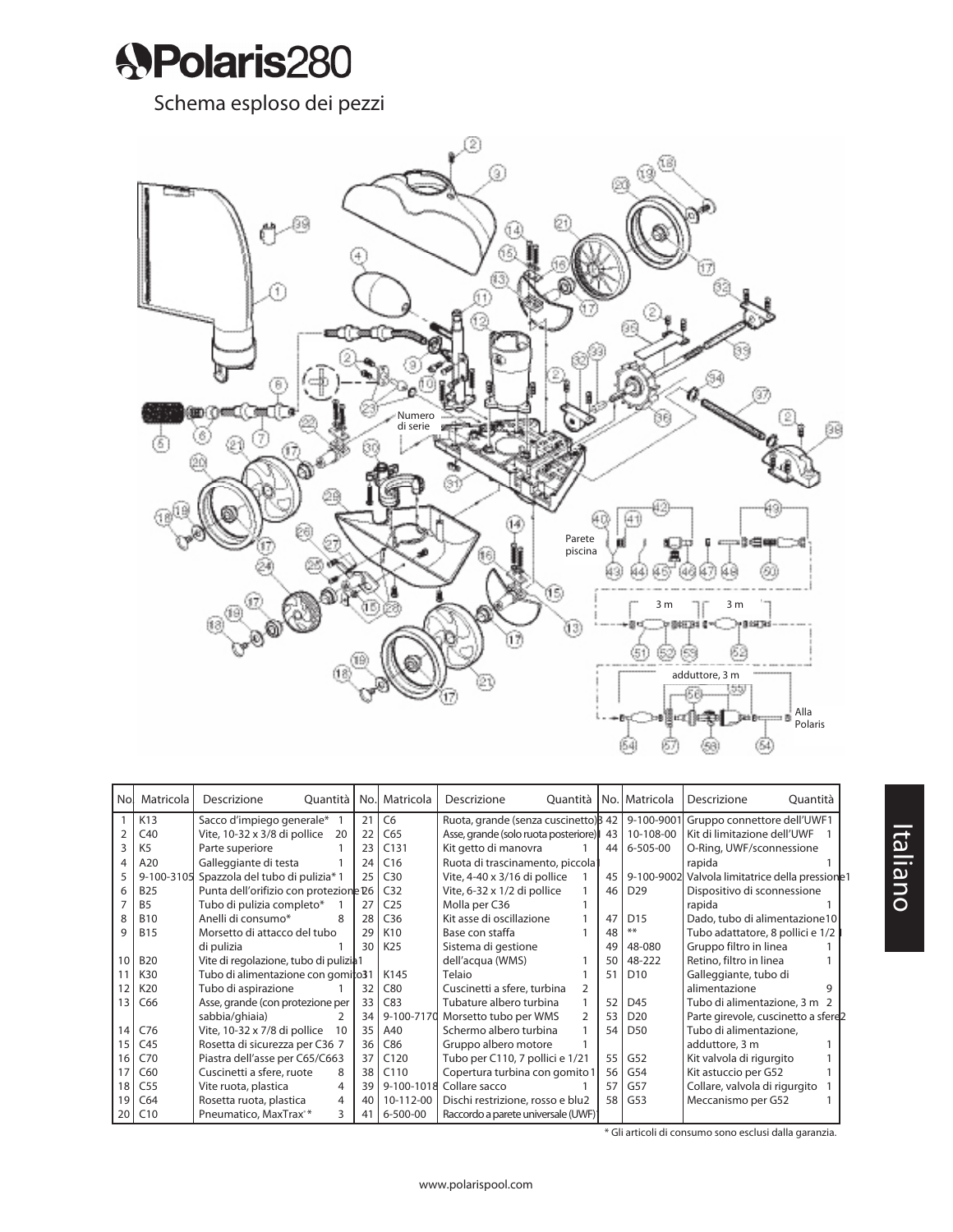# Polaris280

## Schema esploso dei pezzi

Numero di serie

Parete piscina

3 m 3 m

adduttore, 3 m

Alla Polaris

| No | Matricola | Descrizione | Quantità | No. | Matricola | Descrizione | Quantità | No. | Matricola | Descrizione | Quantità |
|---|---|---|---|---|---|---|---|---|---|---|---|
| 1 | K13 | Sacco d'impiego generale* | 1 | 21 | C6 | Ruota, grande (senza cuscinetto) | 3 | 42 | 9-100-9001 | Gruppo connettore dell'UWF | 1 |
| 2 | C40 | Vite, 10-32 x 3/8 di pollice | 20 | 22 | C65 | Asse, grande (solo ruota posteriore) | 1 | 43 | 10-108-00 | Kit di limitazione dell'UWF | 1 |
| 3 | K5 | Parte superiore | 1 | 23 | C131 | Kit getto di manovra | 1 | 44 | 6-505-00 | O-Ring, UWF/sconnessione rapida | 1 |
| 4 | A20 | Galleggiante di testa | 1 | 24 | C16 | Ruota di trascinamento, piccola | 1 | | | | |
| 5 | 9-100-3105 | Spazzola del tubo di pulizia* | 1 | 25 | C30 | Vite, 4-40 x 3/16 di pollice | 1 | 45 | 9-100-9002 | Valvola limitatrice della pressione | 1 |
| 6 | B25 | Punta dell'orifizio con protezione | 2 | 26 | C32 | Vite, 6-32 x 1/2 di pollice | 1 | 46 | D29 | Dispositivo di sconnessione rapida | 1 |
| 7 | B5 | Tubo di pulizia completo* | 1 | 27 | C25 | Molla per C36 | 1 | | | | |
| 8 | B10 | Anelli di consumo* | 8 | 28 | C36 | Kit asse di oscillazione | 1 | 47 | D15 | Dado, tubo di alimentazione | 10 |
| 9 | B15 | Morsetto di attacco del tubo di pulizia | 1 | 29 | K10 | Base con staffa | 1 | 48 | ** | Tubo adattatore, 8 pollici e 1/2 | 1 |
| 10 | B20 | Vite di regolazione, tubo di pulizia | 1 | 30 | K25 | Sistema di gestione dell'acqua (WMS) | 1 | 49 | 48-080 | Gruppo filtro in linea | 1 |
| 11 | K30 | Tubo di alimentazione con gomito | 1 | 31 | K145 | Telaio | 1 | 50 | 48-222 | Retino, filtro in linea | 1 |
| 12 | K20 | Tubo di aspirazione | 1 | 32 | C80 | Cuscinetti a sfere, turbina | 2 | 51 | D10 | Galleggiante, tubo di alimentazione | 9 |
| 13 | C66 | Asse, grande (con protezione per sabbia/ghiaia) | 2 | 33 | C83 | Tubature albero turbina | 1 | 52 | D45 | Tubo di alimentazione, 3 m | 2 |
| | | | | 34 | 9-100-7170 | Morsetto tubo per WMS | 2 | 53 | D20 | Parte girevole, cuscinetto a sfere | 2 |
| 14 | C76 | Vite, 10-32 x 7/8 di pollice | 10 | 35 | A40 | Schermo albero turbina | 1 | 54 | D50 | Tubo di alimentazione, adduttore, 3 m | 1 |
| 15 | C45 | Rosetta di sicurezza per C36 | 7 | 36 | C86 | Gruppo albero motore | 1 | | | | |
| 16 | C70 | Piastra dell'asse per C65/C66 | 3 | 37 | C120 | Tubo per C110, 7 pollici e 1/2 | 1 | 55 | G52 | Kit valvola di rigurgito | 1 |
| 17 | C60 | Cuscinetti a sfere, ruote | 8 | 38 | C110 | Copertura turbina con gomito | 1 | 56 | G54 | Kit astuccio per G52 | 1 |
| 18 | C55 | Vite ruota, plastica | 4 | 39 | 9-100-1018 | Collare sacco | 1 | 57 | G57 | Collare, valvola di rigurgito | 1 |
| 19 | C64 | Rosetta ruota, plastica | 4 | 40 | 10-112-00 | Dischi restrizione, rosso e blu | 2 | 58 | G53 | Meccanismo per G52 | 1 |
| 20 | C10 | Pneumatico, MaxTrax®* | 3 | 41 | 6-500-00 | Raccordo a parete universale (UWF) | 1 | | | | |

\* Gli articoli di consumo sono esclusi dalla garanzia.

www.polarispool.com

Italiano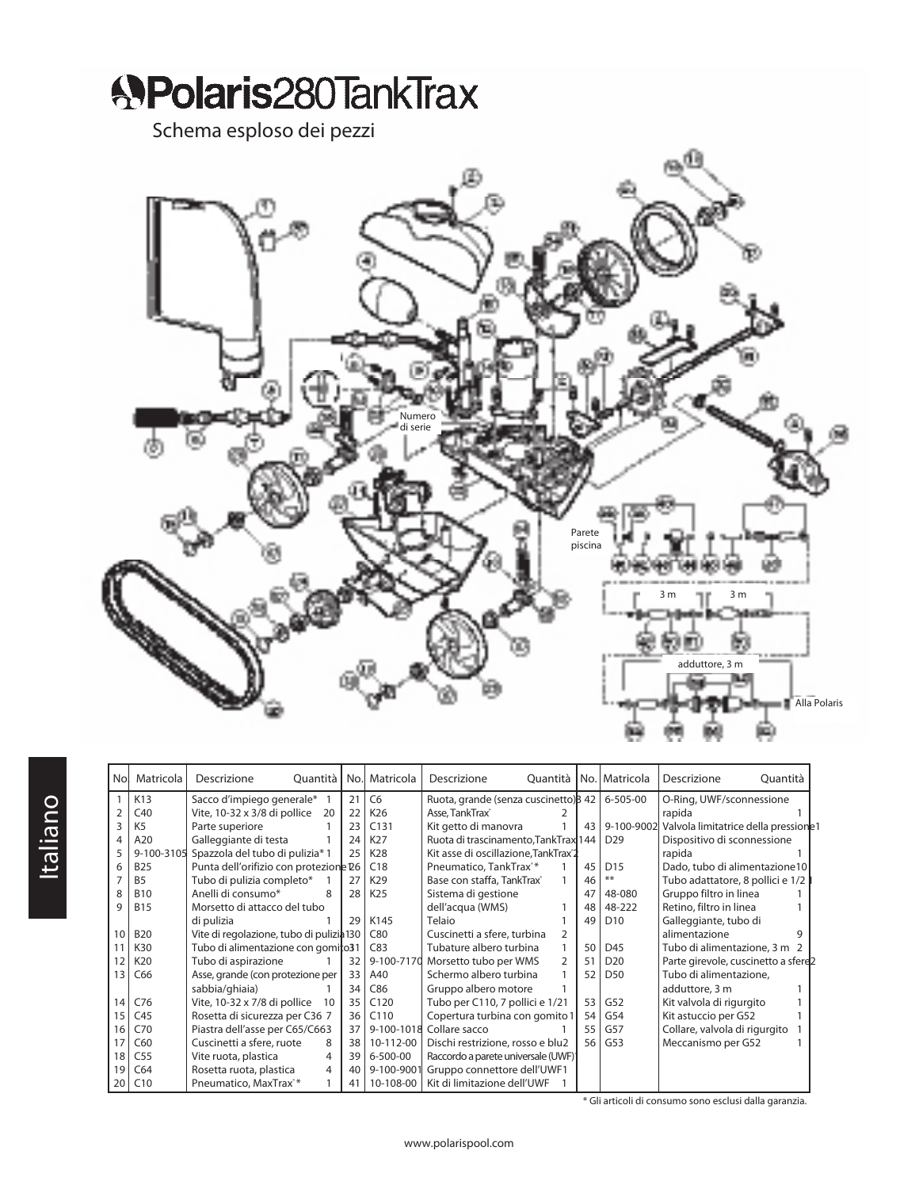# Polaris 280 TankTrax

## Schema esploso dei pezzi

Numero di serie

Parete piscina

3 m

3 m

adduttore, 3 m

Alla Polaris

Italiano

| No | Matricola | Descrizione | Quantità | No. | Matricola | Descrizione | Quantità | No. | Matricola | Descrizione | Quantità |
|---|---|---|---|---|---|---|---|---|---|---|---|
| 1 | K13 | Sacco d'impiego generale* | 1 | 21 | C6 | Ruota, grande (senza cuscinetto) | 3 | 42 | 6-505-00 | O-Ring, UWF/sconnessione rapida | 1 |
| 2 | C40 | Vite, 10-32 x 3/8 di pollice | 20 | 22 | K26 | Asse, TankTrax | 2 | 43 | 9-100-9002 | Valvola limitatrice della pressione | 1 |
| 3 | K5 | Parte superiore | 1 | 23 | C131 | Kit getto di manovra | 1 | 44 | D29 | Dispositivo di sconnessione rapida | 1 |
| 4 | A20 | Galleggiante di testa | 1 | 24 | K27 | Ruota di trascinamento, TankTrax | 1 | 45 | D15 | Dado, tubo di alimentazione | 10 |
| 5 | 9-100-3105 | Spazzola del tubo di pulizia* | 1 | 25 | K28 | Kit asse di oscillazione, TankTrax | 2 | 46 | ** | Tubo adattatore, 8 pollici e 1/2 | 1 |
| 6 | B25 | Punta dell'orifizio con protezione | 1 | 26 | C18 | Pneumatico, TankTrax* | 1 | 47 | 48-080 | Gruppo filtro in linea | 1 |
| 7 | B5 | Tubo di pulizia completo* | 1 | 27 | K29 | Base con staffa, TankTrax | 1 | 48 | 48-222 | Retino, filtro in linea | 1 |
| 8 | B10 | Anelli di consumo* | 8 | 28 | K25 | Sistema di gestione dell'acqua (WMS) | 1 | 49 | D10 | Galleggiante, tubo di alimentazione | 9 |
| 9 | B15 | Morsetto di attacco del tubo di pulizia | 1 | 29 | K145 | Telaio | 1 | 50 | D45 | Tubo di alimentazione, 3 m | 2 |
| 10 | B20 | Vite di regolazione, tubo di pulizia | 1 | 30 | C80 | Cuscinetti a sfere, turbina | 2 | 51 | D20 | Parte girevole, cuscinetto a sfere | 2 |
| 11 | K30 | Tubo di alimentazione con gomito | 1 | 31 | C83 | Tubature albero turbina | 1 | 52 | D50 | Tubo di alimentazione, adduttore, 3 m | 1 |
| 12 | K20 | Tubo di aspirazione | 1 | 32 | 9-100-7170 | Morsetto tubo per WMS | 2 | 53 | G52 | Kit valvola di rigurgito | 1 |
| 13 | C66 | Asse, grande (con protezione per sabbia/ghiaia) | 1 | 33 | A40 | Schermo albero turbina | 1 | 54 | G54 | Kit astuccio per G52 | 1 |
| 14 | C76 | Vite, 10-32 x 7/8 di pollice | 10 | 34 | C86 | Gruppo albero motore | 1 | 55 | G57 | Collare, valvola di rigurgito | 1 |
| 15 | C45 | Rosetta di sicurezza per C36 | 7 | 35 | C120 | Tubo per C110, 7 pollici e 1/2 | 1 | 56 | G53 | Meccanismo per G52 | 1 |
| 16 | C70 | Piastra dell'asse per C65/C66 | 3 | 36 | C110 | Copertura turbina con gomito | 1 | | | | |
| 17 | C60 | Cuscinetti a sfere, ruote | 8 | 37 | 9-100-1018 | Collare sacco | 1 | | | | |
| 18 | C55 | Vite ruota, plastica | 4 | 38 | 10-112-00 | Dischi restrizione, rosso e blu | 2 | | | | |
| 19 | C64 | Rosetta ruota, plastica | 4 | 39 | 6-500-00 | Raccordo a parete universale (UWF) | 1 | | | | |
| 20 | C10 | Pneumatico, MaxTrax* | 1 | 40 | 9-100-9001 | Gruppo connettore dell'UWF | 1 | | | | |
| | | | | 41 | 10-108-00 | Kit di limitazione dell'UWF | 1 | | | | |

\* Gli articoli di consumo sono esclusi dalla garanzia.

www.polarispool.com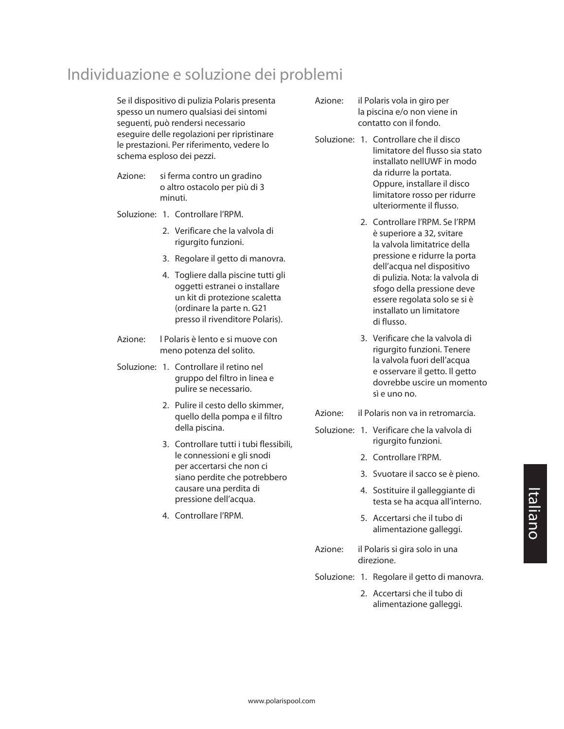# Individuazione e soluzione dei problemi

Se il dispositivo di pulizia Polaris presenta spesso un numero qualsiasi dei sintomi seguenti, può rendersi necessario eseguire delle regolazioni per ripristinare le prestazioni. Per riferimento, vedere lo schema esploso dei pezzi.

Azione: si ferma contro un gradino o altro ostacolo per più di 3 minuti.

Soluzione:
1. Controllare l'RPM.
2. Verificare che la valvola di rigurgito funzioni.
3. Regolare il getto di manovra.
4. Togliere dalla piscine tutti gli oggetti estranei o installare un kit di protezione scaletta (ordinare la parte n. G21 presso il rivenditore Polaris).

Azione: l Polaris è lento e si muove con meno potenza del solito.

Soluzione:
1. Controllare il retino nel gruppo del filtro in linea e pulire se necessario.
2. Pulire il cesto dello skimmer, quello della pompa e il filtro della piscina.
3. Controllare tutti i tubi flessibili, le connessioni e gli snodi per accertarsi che non ci siano perdite che potrebbero causare una perdita di pressione dell'acqua.
4. Controllare l'RPM.

Azione: il Polaris vola in giro per la piscina e/o non viene in contatto con il fondo.

Soluzione:
1. Controllare che il disco limitatore del flusso sia stato installato nellUWF in modo da ridurre la portata. Oppure, installare il disco limitatore rosso per ridurre ulteriormente il flusso.
2. Controllare l'RPM. Se l'RPM è superiore a 32, svitare la valvola limitatrice della pressione e ridurre la porta dell'acqua nel dispositivo di pulizia. Nota: la valvola di sfogo della pressione deve essere regolata solo se si è installato un limitatore di flusso.
3. Verificare che la valvola di rigurgito funzioni. Tenere la valvola fuori dell'acqua e osservare il getto. Il getto dovrebbe uscire un momento sì e uno no.

Azione: il Polaris non va in retromarcia.

Soluzione:
1. Verificare che la valvola di rigurgito funzioni.
2. Controllare l'RPM.
3. Svuotare il sacco se è pieno.
4. Sostituire il galleggiante di testa se ha acqua all'interno.
5. Accertarsi che il tubo di alimentazione galleggi.

Azione: il Polaris si gira solo in una direzione.

Soluzione:
1. Regolare il getto di manovra.
2. Accertarsi che il tubo di alimentazione galleggi.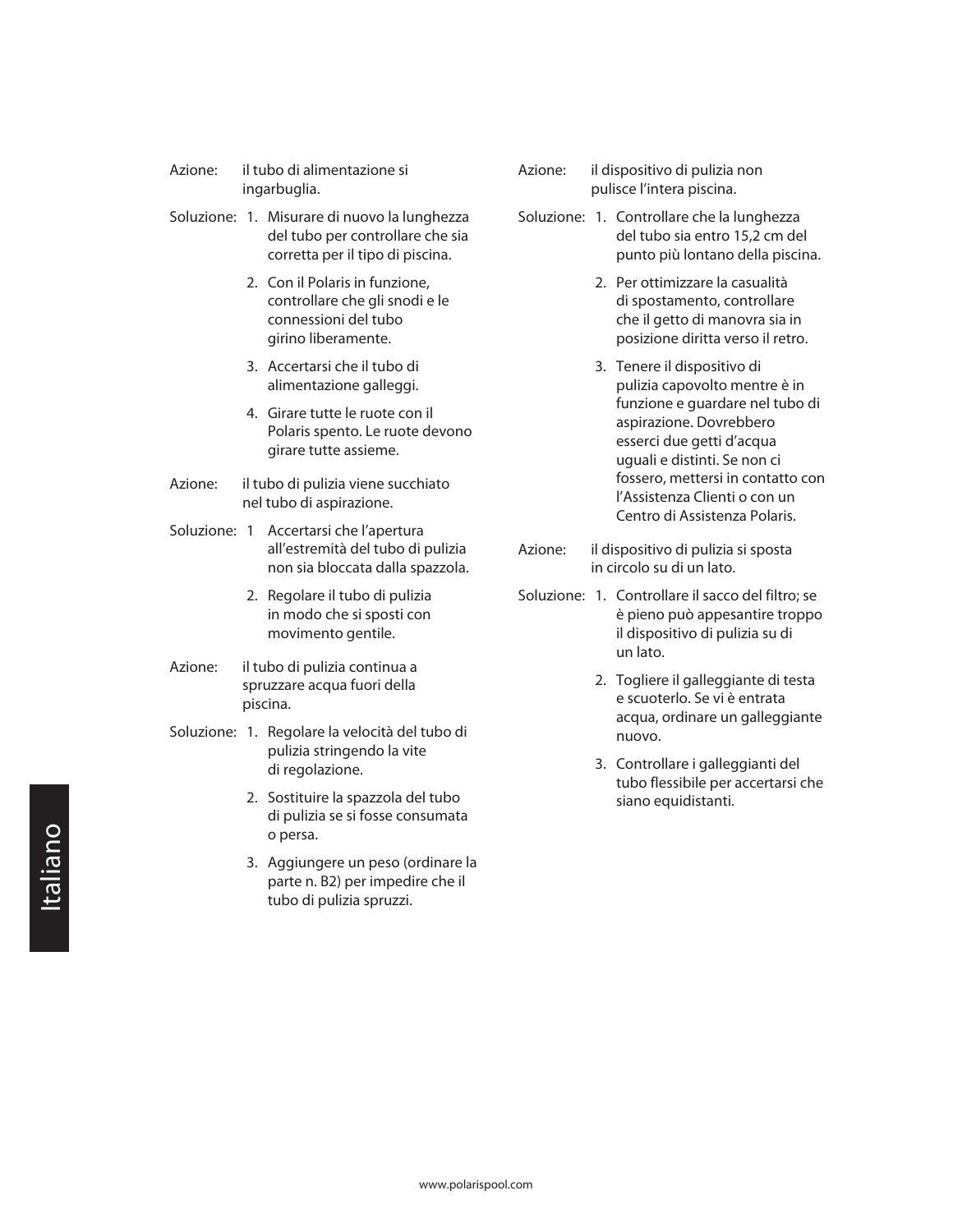Azione: il tubo di alimentazione si ingarbuglia.

Soluzione:
1. Misurare di nuovo la lunghezza del tubo per controllare che sia corretta per il tipo di piscina.
2. Con il Polaris in funzione, controllare che gli snodi e le connessioni del tubo girino liberamente.
3. Accertarsi che il tubo di alimentazione galleggi.
4. Girare tutte le ruote con il Polaris spento. Le ruote devono girare tutte assieme.

Azione: il tubo di pulizia viene succhiato nel tubo di aspirazione.

Soluzione:
1 Accertarsi che l'apertura all'estremità del tubo di pulizia non sia bloccata dalla spazzola.
2. Regolare il tubo di pulizia in modo che si sposti con movimento gentile.

Azione: il tubo di pulizia continua a spruzzare acqua fuori della piscina.

Soluzione:
1. Regolare la velocità del tubo di pulizia stringendo la vite di regolazione.
2. Sostituire la spazzola del tubo di pulizia se si fosse consumata o persa.
3. Aggiungere un peso (ordinare la parte n. B2) per impedire che il tubo di pulizia spruzzi.

Azione: il dispositivo di pulizia non pulisce l'intera piscina.

Soluzione:
1. Controllare che la lunghezza del tubo sia entro 15,2 cm del punto più lontano della piscina.
2. Per ottimizzare la casualità di spostamento, controllare che il getto di manovra sia in posizione diritta verso il retro.
3. Tenere il dispositivo di pulizia capovolto mentre è in funzione e guardare nel tubo di aspirazione. Dovrebbero esserci due getti d'acqua uguali e distinti. Se non ci fossero, mettersi in contatto con l'Assistenza Clienti o con un Centro di Assistenza Polaris.

Azione: il dispositivo di pulizia si sposta in circolo su di un lato.

Soluzione:
1. Controllare il sacco del filtro; se è pieno può appesantire troppo il dispositivo di pulizia su di un lato.
2. Togliere il galleggiante di testa e scuoterlo. Se vi è entrata acqua, ordinare un galleggiante nuovo.
3. Controllare i galleggianti del tubo flessibile per accertarsi che siano equidistanti.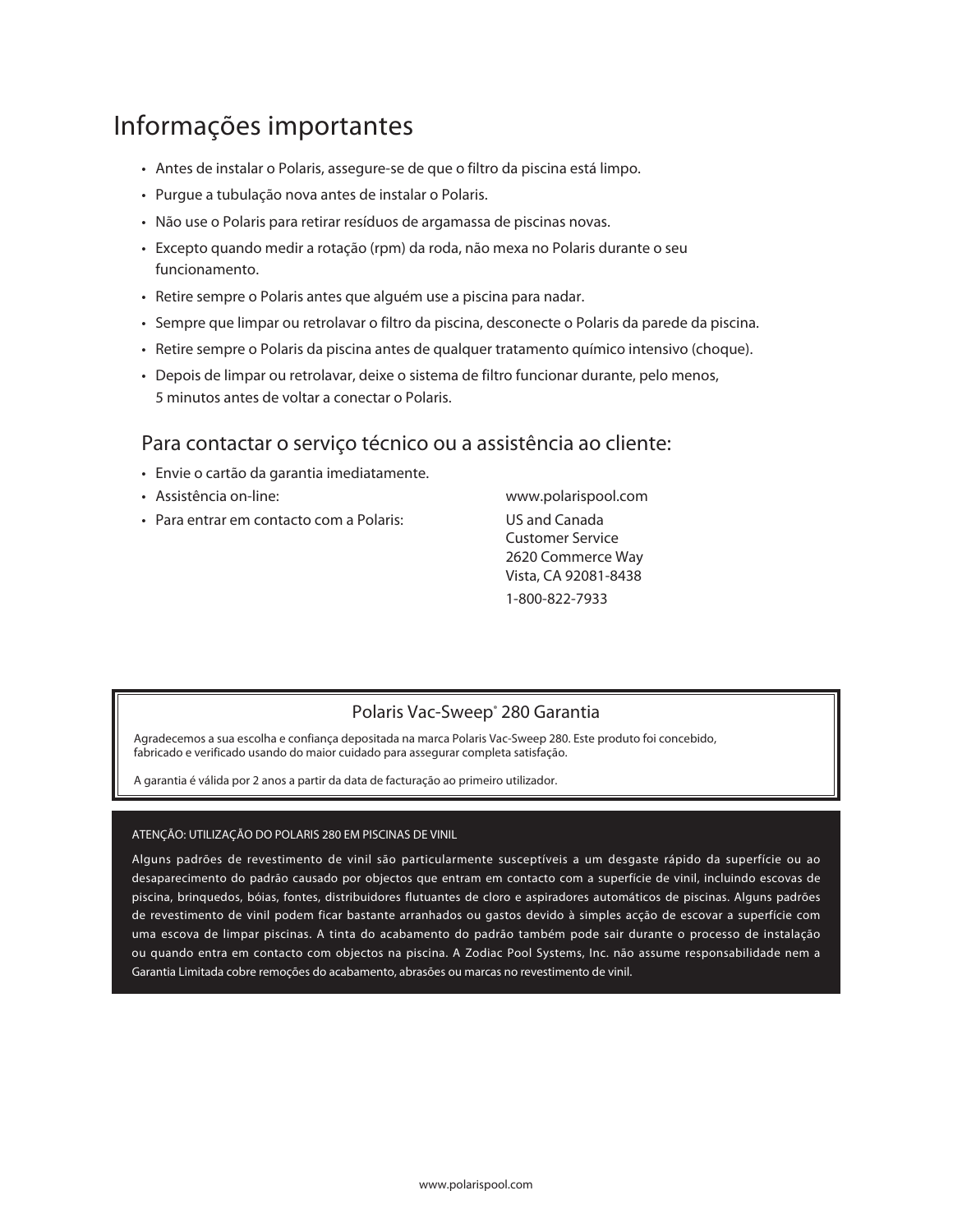# Informações importantes

- Antes de instalar o Polaris, assegure-se de que o filtro da piscina está limpo.
- Purgue a tubulação nova antes de instalar o Polaris.
- Não use o Polaris para retirar resíduos de argamassa de piscinas novas.
- Excepto quando medir a rotação (rpm) da roda, não mexa no Polaris durante o seu funcionamento.
- Retire sempre o Polaris antes que alguém use a piscina para nadar.
- Sempre que limpar ou retrolavar o filtro da piscina, desconecte o Polaris da parede da piscina.
- Retire sempre o Polaris da piscina antes de qualquer tratamento químico intensivo (choque).
- Depois de limpar ou retrolavar, deixe o sistema de filtro funcionar durante, pelo menos, 5 minutos antes de voltar a conectar o Polaris.

## Para contactar o serviço técnico ou a assistência ao cliente:

- Envie o cartão da garantia imediatamente.
- Assistência on-line: www.polarispool.com
- Para entrar em contacto com a Polaris: US and Canada
  Customer Service
  2620 Commerce Way
  Vista, CA 92081-8438
  1-800-822-7933

## Polaris Vac-Sweep® 280 Garantia

Agradecemos a sua escolha e confiança depositada na marca Polaris Vac-Sweep 280. Este produto foi concebido, fabricado e verificado usando do maior cuidado para assegurar completa satisfação.

A garantia é válida por 2 anos a partir da data de facturação ao primeiro utilizador.

ATENÇÃO: UTILIZAÇÃO DO POLARIS 280 EM PISCINAS DE VINIL

Alguns padrões de revestimento de vinil são particularmente susceptíveis a um desgaste rápido da superfície ou ao desaparecimento do padrão causado por objectos que entram em contacto com a superfície de vinil, incluindo escovas de piscina, brinquedos, bóias, fontes, distribuidores flutuantes de cloro e aspiradores automáticos de piscinas. Alguns padrões de revestimento de vinil podem ficar bastante arranhados ou gastos devido à simples acção de escovar a superfície com uma escova de limpar piscinas. A tinta do acabamento do padrão também pode sair durante o processo de instalação ou quando entra em contacto com objectos na piscina. A Zodiac Pool Systems, Inc. não assume responsabilidade nem a Garantia Limitada cobre remoções do acabamento, abrasões ou marcas no revestimento de vinil.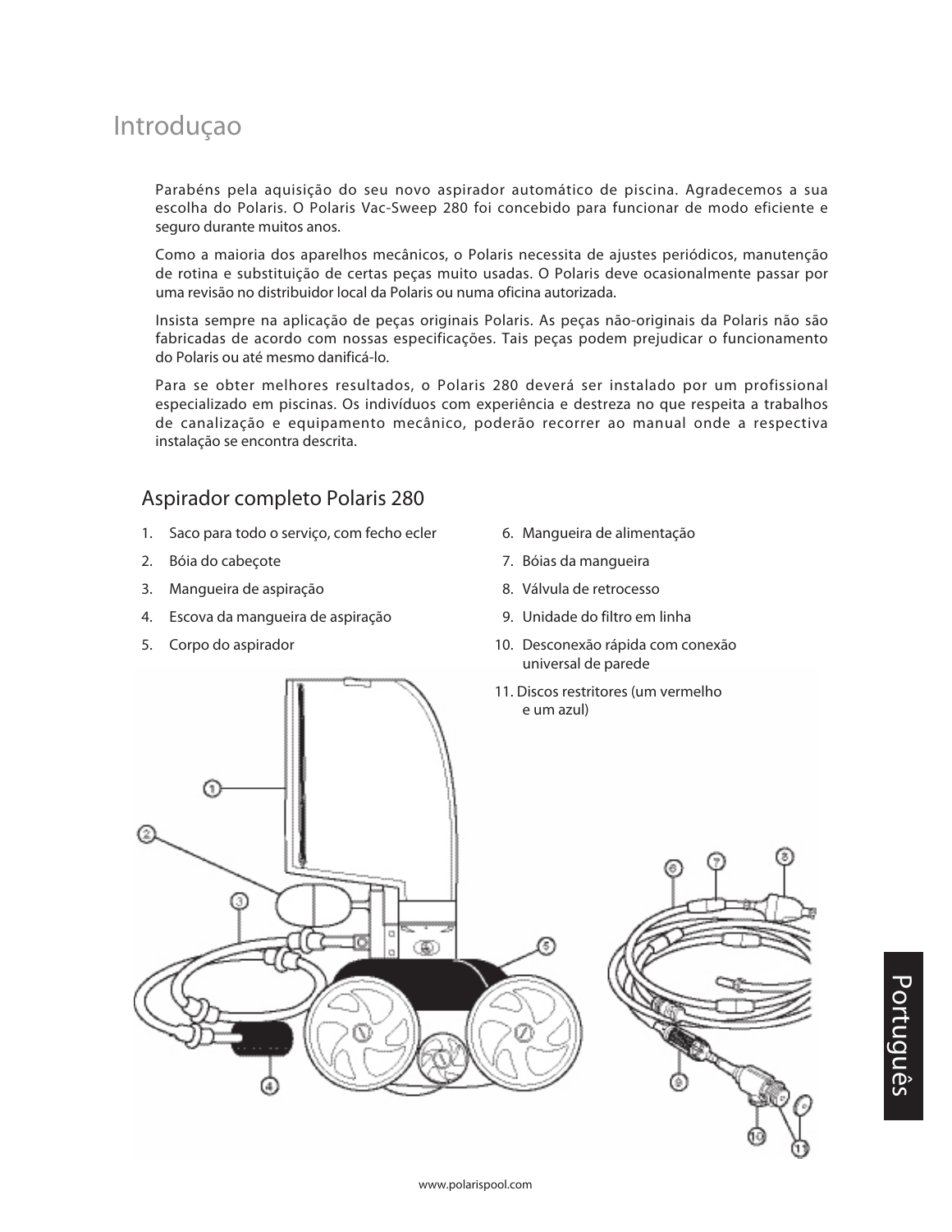# Introduçao

Parabéns pela aquisição do seu novo aspirador automático de piscina. Agradecemos a sua escolha do Polaris. O Polaris Vac-Sweep 280 foi concebido para funcionar de modo eficiente e seguro durante muitos anos.

Como a maioria dos aparelhos mecânicos, o Polaris necessita de ajustes periódicos, manutenção de rotina e substituição de certas peças muito usadas. O Polaris deve ocasionalmente passar por uma revisão no distribuidor local da Polaris ou numa oficina autorizada.

Insista sempre na aplicação de peças originais Polaris. As peças não-originais da Polaris não são fabricadas de acordo com nossas especificações. Tais peças podem prejudicar o funcionamento do Polaris ou até mesmo danificá-lo.

Para se obter melhores resultados, o Polaris 280 deverá ser instalado por um profissional especializado em piscinas. Os indivíduos com experiência e destreza no que respeita a trabalhos de canalização e equipamento mecânico, poderão recorrer ao manual onde a respectiva instalação se encontra descrita.

## Aspirador completo Polaris 280

1. Saco para todo o serviço, com fecho ecler
2. Bóia do cabeçote
3. Mangueira de aspiração
4. Escova da mangueira de aspiração
5. Corpo do aspirador
6. Mangueira de alimentação
7. Bóias da mangueira
8. Válvula de retrocesso
9. Unidade do filtro em linha
10. Desconexão rápida com conexão universal de parede
11. Discos restritores (um vermelho e um azul)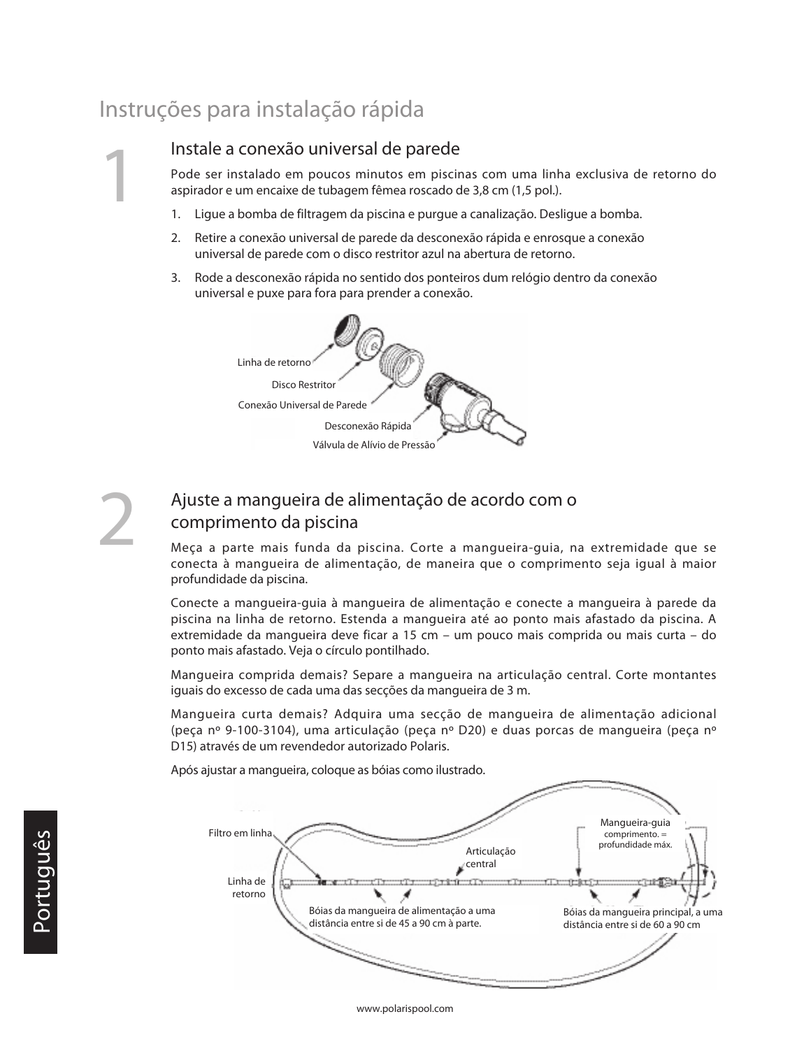# Instruções para instalação rápida

## 1 Instale a conexão universal de parede

Pode ser instalado em poucos minutos em piscinas com uma linha exclusiva de retorno do aspirador e um encaixe de tubagem fêmea roscado de 3,8 cm (1,5 pol.).

1. Ligue a bomba de filtragem da piscina e purgue a canalização. Desligue a bomba.
2. Retire a conexão universal de parede da desconexão rápida e enrosque a conexão universal de parede com o disco restritor azul na abertura de retorno.
3. Rode a desconexão rápida no sentido dos ponteiros dum relógio dentro da conexão universal e puxe para fora para prender a conexão.

Linha de retorno

Disco Restritor

Conexão Universal de Parede

Desconexão Rápida

Válvula de Alívio de Pressão

## 2 Ajuste a mangueira de alimentação de acordo com o comprimento da piscina

Meça a parte mais funda da piscina. Corte a mangueira-guia, na extremidade que se conecta à mangueira de alimentação, de maneira que o comprimento seja igual à maior profundidade da piscina.

Conecte a mangueira-guia à mangueira de alimentação e conecte a mangueira à parede da piscina na linha de retorno. Estenda a mangueira até ao ponto mais afastado da piscina. A extremidade da mangueira deve ficar a 15 cm – um pouco mais comprida ou mais curta – do ponto mais afastado. Veja o círculo pontilhado.

Mangueira comprida demais? Separe a mangueira na articulação central. Corte montantes iguais do excesso de cada uma das secções da mangueira de 3 m.

Mangueira curta demais? Adquira uma secção de mangueira de alimentação adicional (peça nº 9-100-3104), uma articulação (peça nº D20) e duas porcas de mangueira (peça nº D15) através de um revendedor autorizado Polaris.

Após ajustar a mangueira, coloque as bóias como ilustrado.

Filtro em linha

Articulação central

Mangueira-guia comprimento. = profundidade máx.

Linha de retorno

Bóias da mangueira de alimentação a uma distância entre si de 45 a 90 cm à parte.

Bóias da mangueira principal, a uma distância entre si de 60 a 90 cm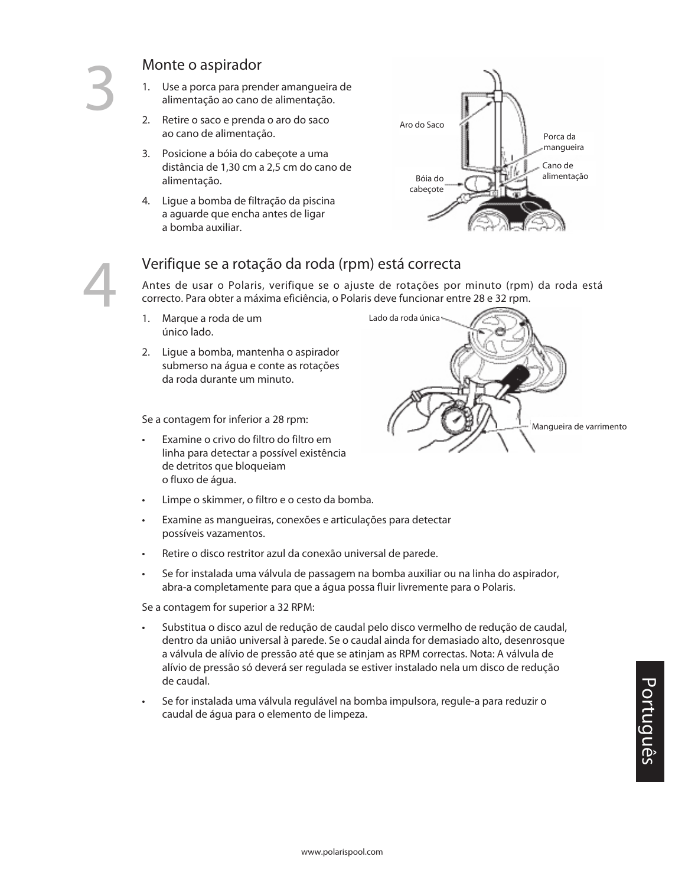## 3 Monte o aspirador

1. Use a porca para prender amangueira de alimentação ao cano de alimentação.
2. Retire o saco e prenda o aro do saco ao cano de alimentação.
3. Posicione a bóia do cabeçote a uma distância de 1,30 cm a 2,5 cm do cano de alimentação.
4. Ligue a bomba de filtração da piscina a aguarde que encha antes de ligar a bomba auxiliar.

Aro do Saco

Porca da mangueira

Cano de alimentação

Bóia do cabeçote

## 4 Verifique se a rotação da roda (rpm) está correcta

Antes de usar o Polaris, verifique se o ajuste de rotações por minuto (rpm) da roda está correcto. Para obter a máxima eficiência, o Polaris deve funcionar entre 28 e 32 rpm.

1. Marque a roda de um único lado.
2. Ligue a bomba, mantenha o aspirador submerso na água e conte as rotações da roda durante um minuto.

Lado da roda única

Mangueira de varrimento

Se a contagem for inferior a 28 rpm:

- Examine o crivo do filtro do filtro em linha para detectar a possível existência de detritos que bloqueiam o fluxo de água.
- Limpe o skimmer, o filtro e o cesto da bomba.
- Examine as mangueiras, conexões e articulações para detectar possíveis vazamentos.
- Retire o disco restritor azul da conexão universal de parede.
- Se for instalada uma válvula de passagem na bomba auxiliar ou na linha do aspirador, abra-a completamente para que a água possa fluir livremente para o Polaris.

Se a contagem for superior a 32 RPM:

- Substitua o disco azul de redução de caudal pelo disco vermelho de redução de caudal, dentro da união universal à parede. Se o caudal ainda for demasiado alto, desenrosque a válvula de alívio de pressão até que se atinjam as RPM correctas. Nota: A válvula de alívio de pressão só deverá ser regulada se estiver instalado nela um disco de redução de caudal.
- Se for instalada uma válvula regulável na bomba impulsora, regule-a para reduzir o caudal de água para o elemento de limpeza.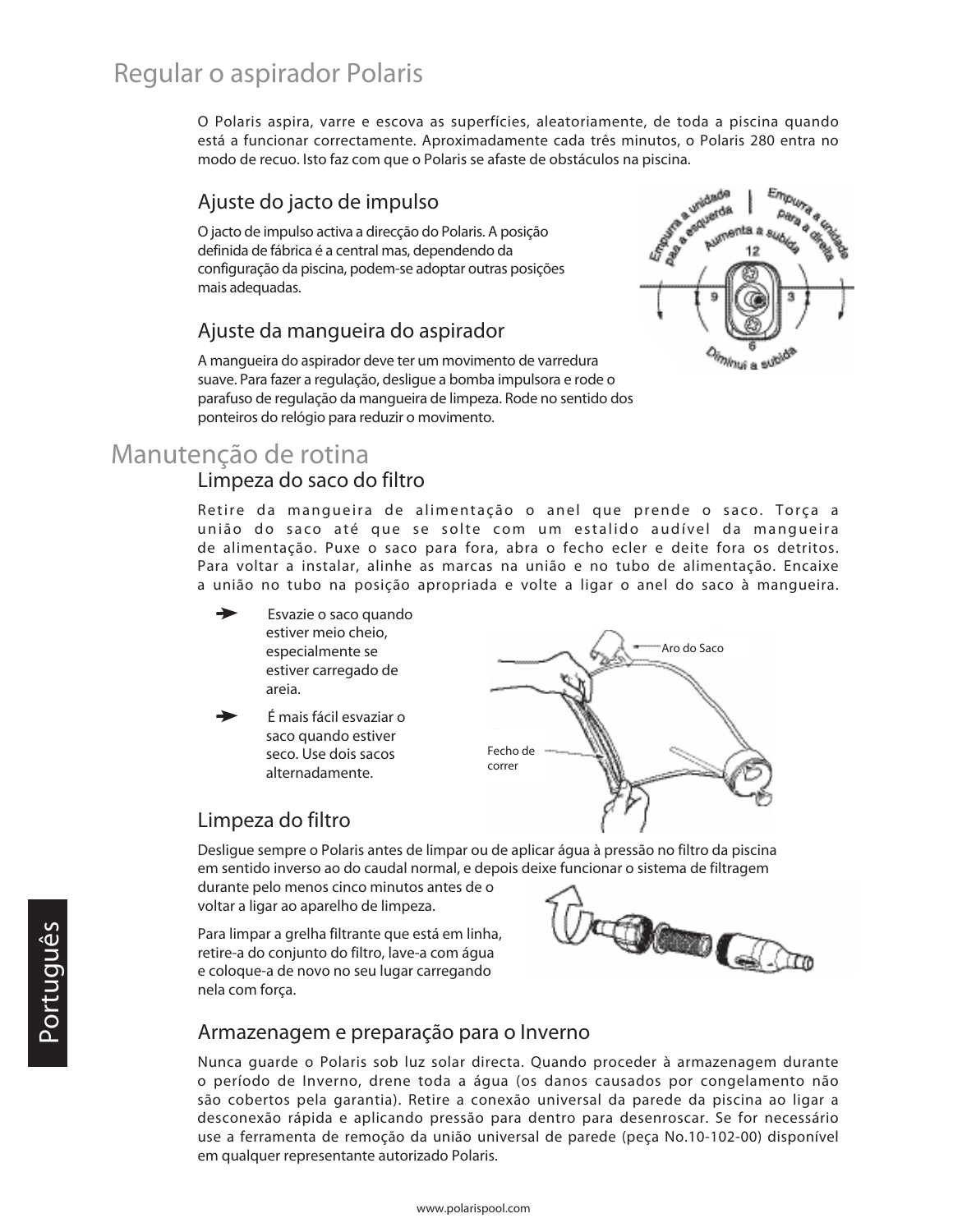# Regular o aspirador Polaris

O Polaris aspira, varre e escova as superfícies, aleatoriamente, de toda a piscina quando está a funcionar correctamente. Aproximadamente cada três minutos, o Polaris 280 entra no modo de recuo. Isto faz com que o Polaris se afaste de obstáculos na piscina.

## Ajuste do jacto de impulso

O jacto de impulso activa a direcção do Polaris. A posição definida de fábrica é a central mas, dependendo da configuração da piscina, podem-se adoptar outras posições mais adequadas.

Empurra a unidade para a esquerda | Empurra a unidade para a direita
Aumenta a subida
12
9 3
6
Diminui a subida

## Ajuste da mangueira do aspirador

A mangueira do aspirador deve ter um movimento de varredura suave. Para fazer a regulação, desligue a bomba impulsora e rode o parafuso de regulação da mangueira de limpeza. Rode no sentido dos ponteiros do relógio para reduzir o movimento.

# Manutenção de rotina

## Limpeza do saco do filtro

Retire da mangueira de alimentação o anel que prende o saco. Torça a união do saco até que se solte com um estalido audível da mangueira de alimentação. Puxe o saco para fora, abra o fecho ecler e deite fora os detritos. Para voltar a instalar, alinhe as marcas na união e no tubo de alimentação. Encaixe a união no tubo na posição apropriada e volte a ligar o anel do saco à mangueira.

- Esvazie o saco quando estiver meio cheio, especialmente se estiver carregado de areia.
- É mais fácil esvaziar o saco quando estiver seco. Use dois sacos alternadamente.

Aro do Saco

Fecho de correr

## Limpeza do filtro

Desligue sempre o Polaris antes de limpar ou de aplicar água à pressão no filtro da piscina em sentido inverso ao do caudal normal, e depois deixe funcionar o sistema de filtragem durante pelo menos cinco minutos antes de o voltar a ligar ao aparelho de limpeza.

Para limpar a grelha filtrante que está em linha, retire-a do conjunto do filtro, lave-a com água e coloque-a de novo no seu lugar carregando nela com força.

## Armazenagem e preparação para o Inverno

Nunca guarde o Polaris sob luz solar directa. Quando proceder à armazenagem durante o período de Inverno, drene toda a água (os danos causados por congelamento não são cobertos pela garantia). Retire a conexão universal da parede da piscina ao ligar a desconexão rápida e aplicando pressão para dentro para desenroscar. Se for necessário use a ferramenta de remoção da união universal de parede (peça No.10-102-00) disponível em qualquer representante autorizado Polaris.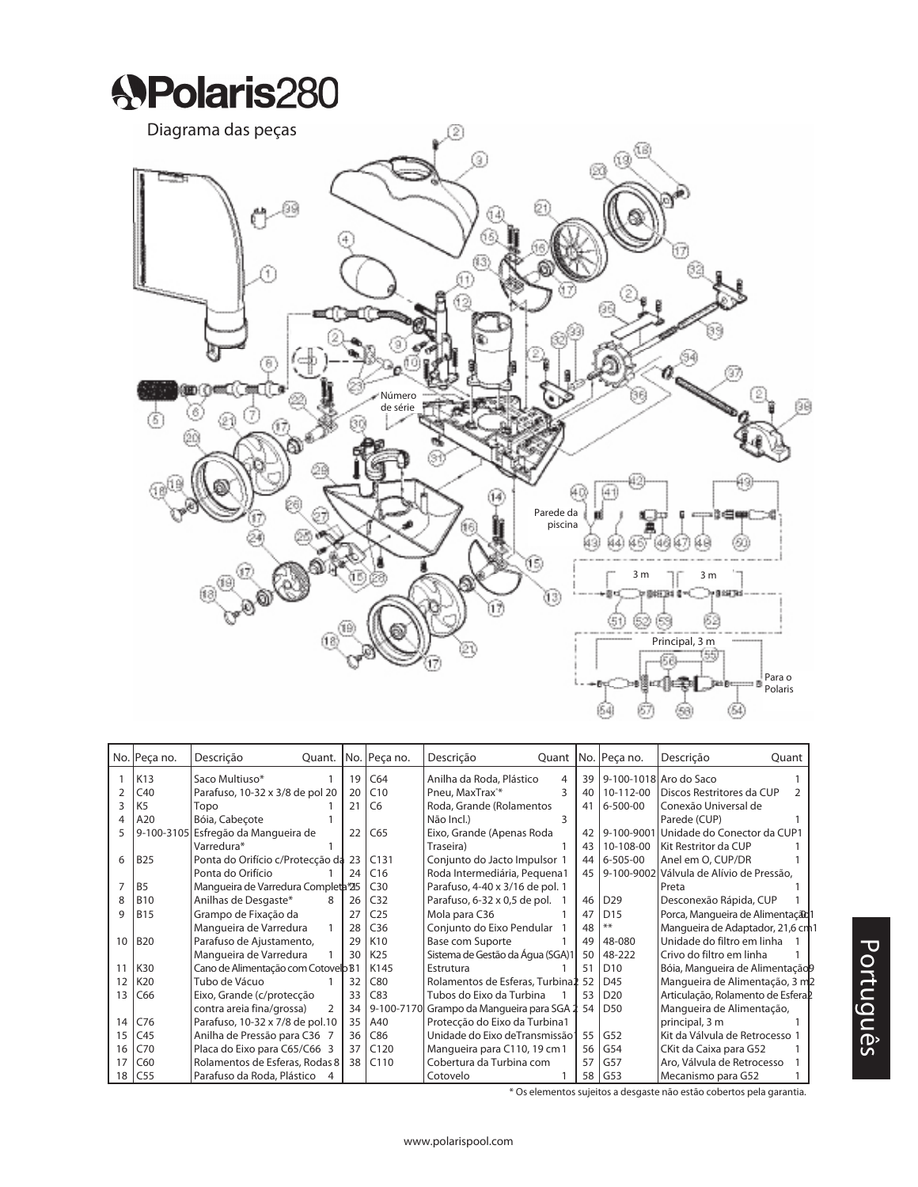# Polaris280

## Diagrama das peças

Número de série

Parede da piscina

3 m

3 m

Principal, 3 m

Para o Polaris

| No. | Peça no. | Descrição | Quant. | No. | Peça no. | Descrição | Quant | No. | Peça no. | Descrição | Quant |
|---|---|---|---|---|---|---|---|---|---|---|---|
| 1 | K13 | Saco Multiuso* | 1 | 19 | C64 | Anilha da Roda, Plástico | 4 | 39 | 9-100-1018 | Aro do Saco | 1 |
| 2 | C40 | Parafuso, 10-32 x 3/8 de pol | 20 | 20 | C10 | Pneu, MaxTrax™* | 3 | 40 | 10-112-00 | Discos Restritores da CUP | 2 |
| 3 | K5 | Topo | 1 | 21 | C6 | Roda, Grande (Rolamentos Não Incl.) | 3 | 41 | 6-500-00 | Conexão Universal de Parede (CUP) | 1 |
| 4 | A20 | Bóia, Cabeçote | 1 | | | | | | | | |
| 5 | 9-100-3105 | Esfregão da Mangueira de Varredura* | 1 | 22 | C65 | Eixo, Grande (Apenas Roda Traseira) | 1 | 42 | 9-100-9001 | Unidade do Conector da CUP | 1 |
| | | | | | | | | 43 | 10-108-00 | Kit Restritor da CUP | 1 |
| 6 | B25 | Ponta do Orifício c/Protecção da Ponta do Orifício | 1 | 23 | C131 | Conjunto do Jacto Impulsor | 1 | 44 | 6-505-00 | Anel em O, CUP/DR | 1 |
| | | | | 24 | C16 | Roda Intermediária, Pequena | 1 | 45 | 9-100-9002 | Válvula de Alívio de Pressão, Preta | 1 |
| 7 | B5 | Mangueira de Varredura Completa* | 1 | 25 | C30 | Parafuso, 4-40 x 3/16 de pol. | 1 | | | | |
| 8 | B10 | Anilhas de Desgaste* | 8 | 26 | C32 | Parafuso, 6-32 x 0,5 de pol. | 1 | 46 | D29 | Desconexão Rápida, CUP | 1 |
| 9 | B15 | Grampo de Fixação da Mangueira de Varredura | 1 | 27 | C25 | Mola para C36 | 1 | 47 | D15 | Porca, Mangueira de Alimentação | 1 |
| | | | | 28 | C36 | Conjunto do Eixo Pendular | 1 | 48 | ** | Mangueira de Adaptador, 21,6 cm | 1 |
| 10 | B20 | Parafuso de Ajustamento, Mangueira de Varredura | 1 | 29 | K10 | Base com Suporte | 1 | 49 | 48-080 | Unidade do filtro em linha | 1 |
| | | | | 30 | K25 | Sistema de Gestão da Água (SGA) | 1 | 50 | 48-222 | Crivo do filtro em linha | 1 |
| 11 | K30 | Cano de Alimentação com Cotovelo | 1 | 31 | K145 | Estrutura | 1 | 51 | D10 | Bóia, Mangueira de Alimentação | 9 |
| 12 | K20 | Tubo de Vácuo | 1 | 32 | C80 | Rolamentos de Esferas, Turbina | 2 | 52 | D45 | Mangueira de Alimentação, 3 m | 2 |
| 13 | C66 | Eixo, Grande (c/protecção contra areia fina/grossa) | 2 | 33 | C83 | Tubos do Eixo da Turbina | 1 | 53 | D20 | Articulação, Rolamento de Esfera | 2 |
| | | | | 34 | 9-100-7170 | Grampo da Mangueira para SGA | 2 | 54 | D50 | Mangueira de Alimentação, principal, 3 m | 1 |
| 14 | C76 | Parafuso, 10-32 x 7/8 de pol. | 10 | 35 | A40 | Protecção do Eixo da Turbina | 1 | | | | |
| 15 | C45 | Anilha de Pressão para C36 | 7 | 36 | C86 | Unidade do Eixo deTransmissão | 1 | 55 | G52 | Kit da Válvula de Retrocesso | 1 |
| 16 | C70 | Placa do Eixo para C65/C66 | 3 | 37 | C120 | Mangueira para C110, 19 cm | 1 | 56 | G54 | CKit da Caixa para G52 | 1 |
| 17 | C60 | Rolamentos de Esferas, Rodas | 8 | 38 | C110 | Cobertura da Turbina com Cotovelo | 1 | 57 | G57 | Aro, Válvula de Retrocesso | 1 |
| 18 | C55 | Parafuso da Roda, Plástico | 4 | | | | | 58 | G53 | Mecanismo para G52 | 1 |

\* Os elementos sujeitos a desgaste não estão cobertos pela garantia.

www.polarispool.com

Português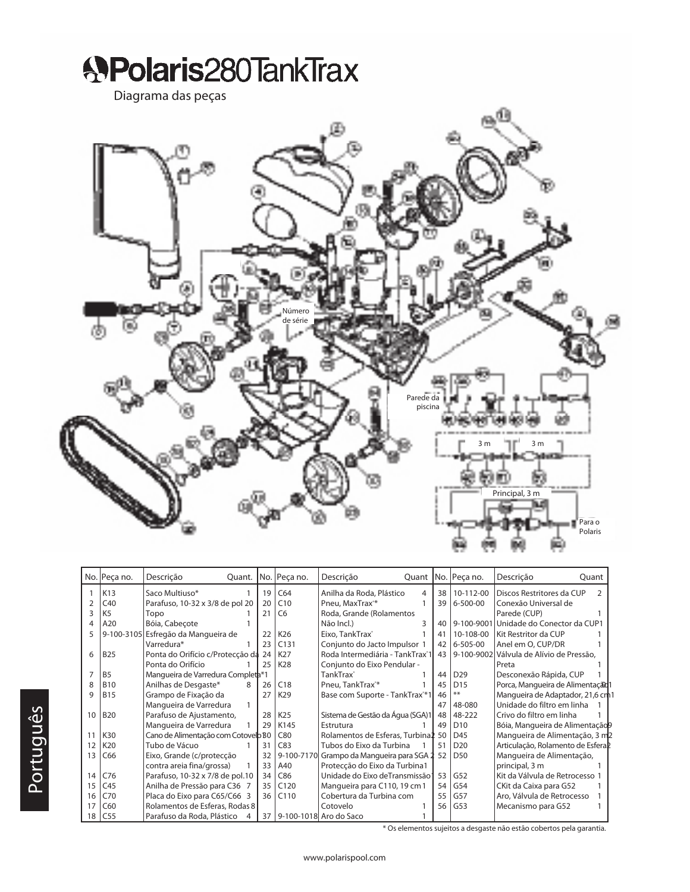# Polaris 280 TankTrax

Diagrama das peças

Número de série

Parede da piscina

3 m

3 m

Principal, 3 m

Para o Polaris

| No. | Peça no. | Descrição | Quant. | No. | Peça no. | Descrição | Quant | No. | Peça no. | Descrição | Quant |
|---|---|---|---|---|---|---|---|---|---|---|---|
| 1 | K13 | Saco Multiuso* | 1 | 19 | C64 | Anilha da Roda, Plástico | 4 | 38 | 10-112-00 | Discos Restritores da CUP | 2 |
| 2 | C40 | Parafuso, 10-32 x 3/8 de pol | 20 | 20 | C10 | Pneu, MaxTrax®* | 1 | 39 | 6-500-00 | Conexão Universal de Parede (CUP) | 1 |
| 3 | K5 | Topo | 1 | 21 | C6 | Roda, Grande (Rolamentos Não Incl.) | 3 | 40 | 9-100-9001 | Unidade do Conector da CUP | 1 |
| 4 | A20 | Bóia, Cabeçote | 1 | 22 | K26 | Eixo, TankTrax® | 1 | 41 | 10-108-00 | Kit Restritor da CUP | 1 |
| 5 | 9-100-3105 | Esfregão da Mangueira de Varredura* | 1 | 23 | C131 | Conjunto do Jacto Impulsor | 1 | 42 | 6-505-00 | Anel em O, CUP/DR | 1 |
| 6 | B25 | Ponta do Orifício c/Protecção da Ponta do Orifício | 1 | 24 | K27 | Roda Intermediária - TankTrax® | 1 | 43 | 9-100-9002 | Válvula de Alívio de Pressão, Preta | 1 |
| 7 | B5 | Mangueira de Varredura Completa* | 1 | 25 | K28 | Conjunto do Eixo Pendular - TankTrax® | 1 | 44 | D29 | Desconexão Rápida, CUP | 1 |
| 8 | B10 | Anilhas de Desgaste* | 8 | 26 | C18 | Pneu, TankTrax®* | 1 | 45 | D15 | Porca, Mangueira de Alimentação | 1 |
| 9 | B15 | Grampo de Fixação da Mangueira de Varredura | 1 | 27 | K29 | Base com Suporte - TankTrax®* | 1 | 46 | ** | Mangueira de Adaptador, 21,6 cm | 1 |
| 10 | B20 | Parafuso de Ajustamento, Mangueira de Varredura | 1 | 28 | K25 | Sistema de Gestão da Água (SGA) | 1 | 47 | 48-080 | Unidade do filtro em linha | 1 |
| 11 | K30 | Cano de Alimentação com Cotovelo | 1 | 29 | K145 | Estrutura | 1 | 48 | 48-222 | Crivo do filtro em linha | 1 |
| 12 | K20 | Tubo de Vácuo | 1 | 30 | C80 | Rolamentos de Esferas, Turbina | 2 | 49 | D10 | Bóia, Mangueira de Alimentação | 9 |
| 13 | C66 | Eixo, Grande (c/protecção contra areia fina/grossa) | 1 | 31 | C83 | Tubos do Eixo da Turbina | 1 | 50 | D45 | Mangueira de Alimentação, 3 m | 2 |
| 14 | C76 | Parafuso, 10-32 x 7/8 de pol. | 10 | 32 | 9-100-7170 | Grampo da Mangueira para SGA | 2 | 51 | D20 | Articulação, Rolamento de Esfera | 2 |
| 15 | C45 | Anilha de Pressão para C36 | 7 | 33 | A40 | Protecção do Eixo da Turbina | 1 | 52 | D50 | Mangueira de Alimentação, principal, 3 m | 1 |
| 16 | C70 | Placa do Eixo para C65/C66 | 3 | 34 | C86 | Unidade do Eixo de Transmissão | 1 | 53 | G52 | Kit da Válvula de Retrocesso | 1 |
| 17 | C60 | Rolamentos de Esferas, Rodas | 8 | 35 | C120 | Mangueira para C110, 19 cm | 1 | 54 | G54 | CKit da Caixa para G52 | 1 |
| 18 | C55 | Parafuso da Roda, Plástico | 4 | 36 | C110 | Cobertura da Turbina com Cotovelo | 1 | 55 | G57 | Aro, Válvula de Retrocesso | 1 |
| | | | | 37 | 9-100-1018 | Aro do Saco | 1 | 56 | G53 | Mecanismo para G52 | 1 |

\* Os elementos sujeitos a desgaste não estão cobertos pela garantia.

www.polarispool.com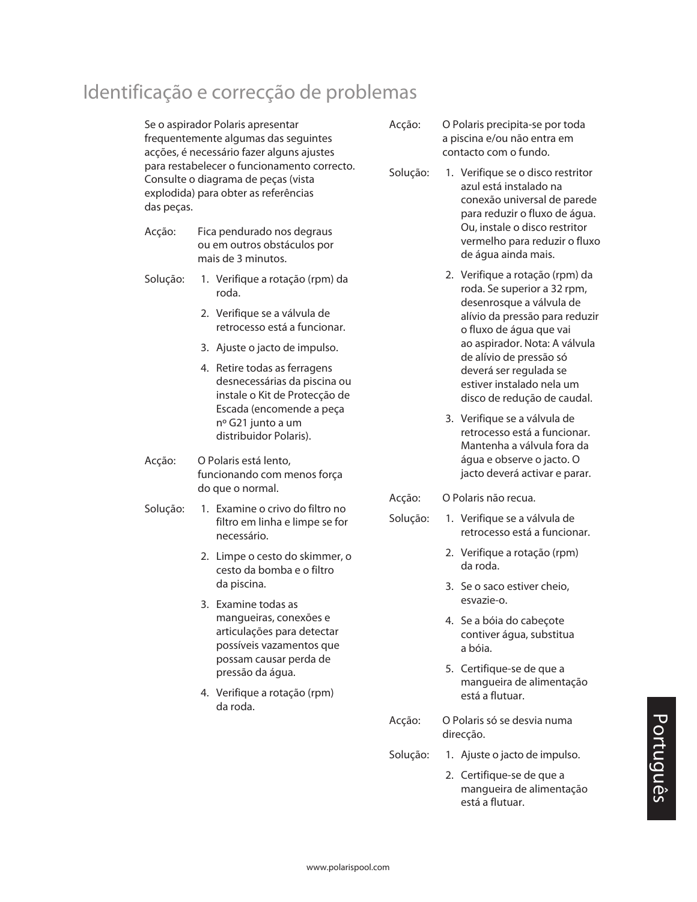# Identificação e correcção de problemas

Se o aspirador Polaris apresentar frequentemente algumas das seguintes acções, é necessário fazer alguns ajustes para restabelecer o funcionamento correcto. Consulte o diagrama de peças (vista explodida) para obter as referências das peças.

**Acção:** Fica pendurado nos degraus ou em outros obstáculos por mais de 3 minutos.

**Solução:**

1. Verifique a rotação (rpm) da roda.
2. Verifique se a válvula de retrocesso está a funcionar.
3. Ajuste o jacto de impulso.
4. Retire todas as ferragens desnecessárias da piscina ou instale o Kit de Protecção de Escada (encomende a peça nº G21 junto a um distribuidor Polaris).

**Acção:** O Polaris está lento, funcionando com menos força do que o normal.

**Solução:**

1. Examine o crivo do filtro no filtro em linha e limpe se for necessário.
2. Limpe o cesto do skimmer, o cesto da bomba e o filtro da piscina.
3. Examine todas as mangueiras, conexões e articulações para detectar possíveis vazamentos que possam causar perda de pressão da água.
4. Verifique a rotação (rpm) da roda.

**Acção:** O Polaris precipita-se por toda a piscina e/ou não entra em contacto com o fundo.

**Solução:**

1. Verifique se o disco restritor azul está instalado na conexão universal de parede para reduzir o fluxo de água. Ou, instale o disco restritor vermelho para reduzir o fluxo de água ainda mais.
2. Verifique a rotação (rpm) da roda. Se superior a 32 rpm, desenrosque a válvula de alívio da pressão para reduzir o fluxo de água que vai ao aspirador. Nota: A válvula de alívio de pressão só deverá ser regulada se estiver instalado nela um disco de redução de caudal.
3. Verifique se a válvula de retrocesso está a funcionar. Mantenha a válvula fora da água e observe o jacto. O jacto deverá activar e parar.

**Acção:** O Polaris não recua.

**Solução:**

1. Verifique se a válvula de retrocesso está a funcionar.
2. Verifique a rotação (rpm) da roda.
3. Se o saco estiver cheio, esvazie-o.
4. Se a bóia do cabeçote contiver água, substitua a bóia.
5. Certifique-se de que a mangueira de alimentação está a flutuar.

**Acção:** O Polaris só se desvia numa direcção.

**Solução:**

1. Ajuste o jacto de impulso.
2. Certifique-se de que a mangueira de alimentação está a flutuar.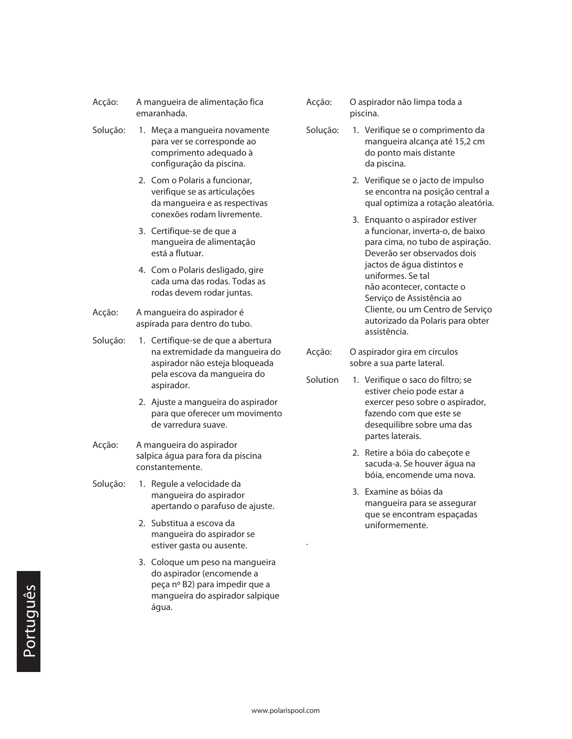Acção: A mangueira de alimentação fica emaranhada.

Solução:

1. Meça a mangueira novamente para ver se corresponde ao comprimento adequado à configuração da piscina.
2. Com o Polaris a funcionar, verifique se as articulações da mangueira e as respectivas conexões rodam livremente.
3. Certifique-se de que a mangueira de alimentação está a flutuar.
4. Com o Polaris desligado, gire cada uma das rodas. Todas as rodas devem rodar juntas.

Acção: A mangueira do aspirador é aspirada para dentro do tubo.

Solução:

1. Certifique-se de que a abertura na extremidade da mangueira do aspirador não esteja bloqueada pela escova da mangueira do aspirador.
2. Ajuste a mangueira do aspirador para que oferecer um movimento de varredura suave.

Acção: A mangueira do aspirador salpica água para fora da piscina constantemente.

Solução:

1. Regule a velocidade da mangueira do aspirador apertando o parafuso de ajuste.
2. Substitua a escova da mangueira do aspirador se estiver gasta ou ausente.
3. Coloque um peso na mangueira do aspirador (encomende a peça nº B2) para impedir que a mangueira do aspirador salpique água.

Acção: O aspirador não limpa toda a piscina.

Solução:

1. Verifique se o comprimento da mangueira alcança até 15,2 cm do ponto mais distante da piscina.
2. Verifique se o jacto de impulso se encontra na posição central a qual optimiza a rotação aleatória.
3. Enquanto o aspirador estiver a funcionar, inverta-o, de baixo para cima, no tubo de aspiração. Deverão ser observados dois jactos de água distintos e uniformes. Se tal não acontecer, contacte o Serviço de Assistência ao Cliente, ou um Centro de Serviço autorizado da Polaris para obter assistência.

Acção: O aspirador gira em círculos sobre a sua parte lateral.

Solution

1. Verifique o saco do filtro; se estiver cheio pode estar a exercer peso sobre o aspirador, fazendo com que este se desequilibre sobre uma das partes laterais.
2. Retire a bóia do cabeçote e sacuda-a. Se houver água na bóia, encomende uma nova.
3. Examine as bóias da mangueira para se assegurar que se encontram espaçadas uniformemente.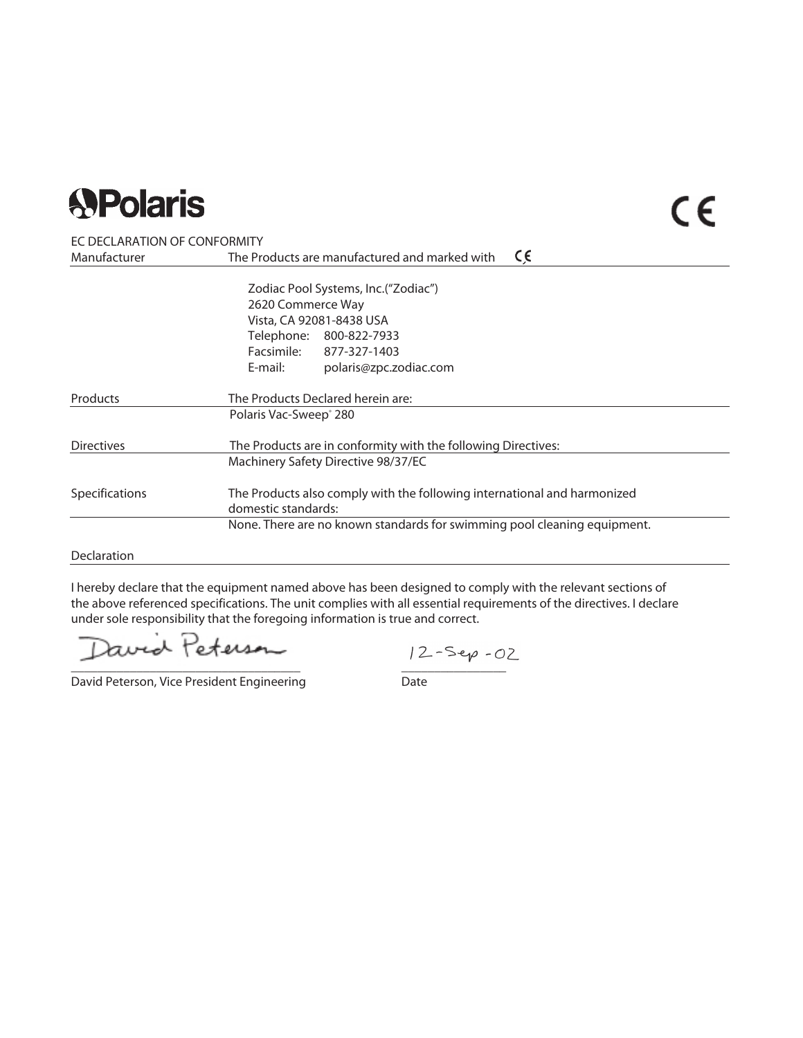Polaris

CE

EC DECLARATION OF CONFORMITY

| | |
|---|---|
| Manufacturer | The Products are manufactured and marked with CE |
| | Zodiac Pool Systems, Inc.(“Zodiac”)<br>2620 Commerce Way<br>Vista, CA 92081-8438 USA<br>Telephone: 800-822-7933<br>Facsimile: 877-327-1403<br>E-mail: polaris@zpc.zodiac.com |
| Products | The Products Declared herein are: |
| | Polaris Vac-Sweep® 280 |
| Directives | The Products are in conformity with the following Directives: |
| | Machinery Safety Directive 98/37/EC |
| Specifications | The Products also comply with the following international and harmonized domestic standards: |
| | None. There are no known standards for swimming pool cleaning equipment. |

Declaration

I hereby declare that the equipment named above has been designed to comply with the relevant sections of the above referenced specifications. The unit complies with all essential requirements of the directives. I declare under sole responsibility that the foregoing information is true and correct.

David Peterson &nbsp;&nbsp;&nbsp;&nbsp;&nbsp;&nbsp;&nbsp;&nbsp; 12-Sep-02

David Peterson, Vice President Engineering &nbsp;&nbsp;&nbsp;&nbsp;&nbsp;&nbsp;&nbsp;&nbsp; Date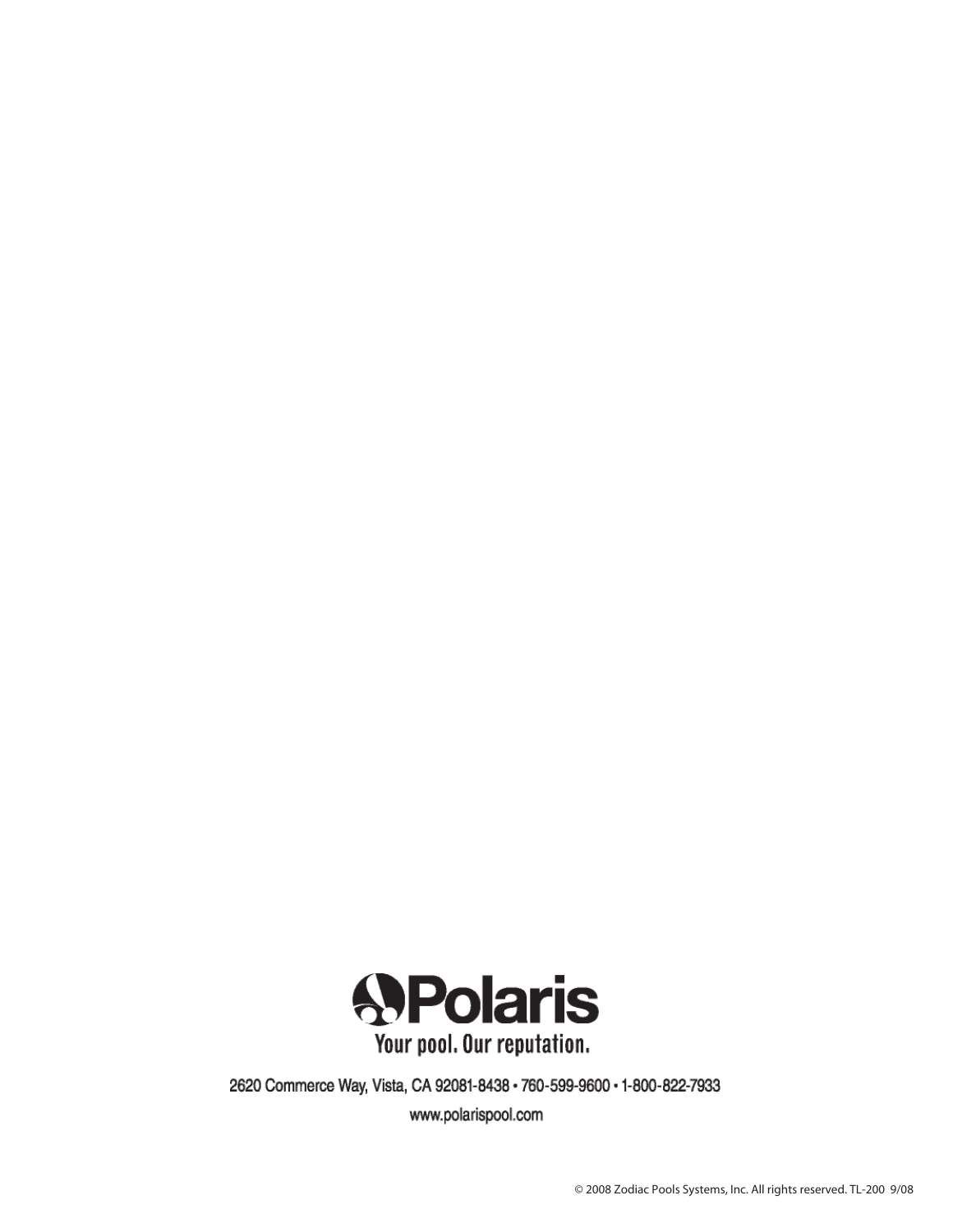Polaris

Your pool. Our reputation.

2620 Commerce Way, Vista, CA 92081-8438 • 760-599-9600 • 1-800-822-7933

www.polarispool.com

© 2008 Zodiac Pools Systems, Inc. All rights reserved. TL-200 9/08